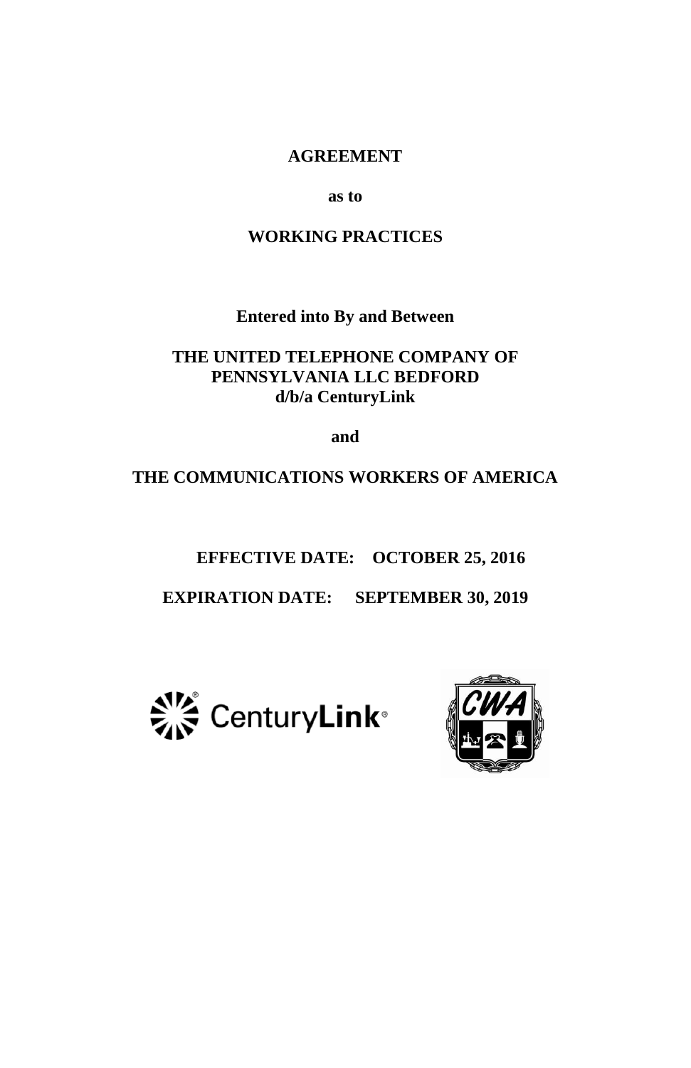# AGREEMENT

**as to**

# WORKING PRACTICES

**Entered into By and Between**

**THE UNITED TELEPHONE COMPANY OF PENNSYLVANIA LLC BEDFORD d/b/a CenturyLink**

**and**

**THE COMMUNICATIONS WORKERS OF AMERICA**

**EFFECTIVE DATE: OCTOBER 25, 2016**

**EXPIRATION DATE: SEPTEMBER 30, 2019**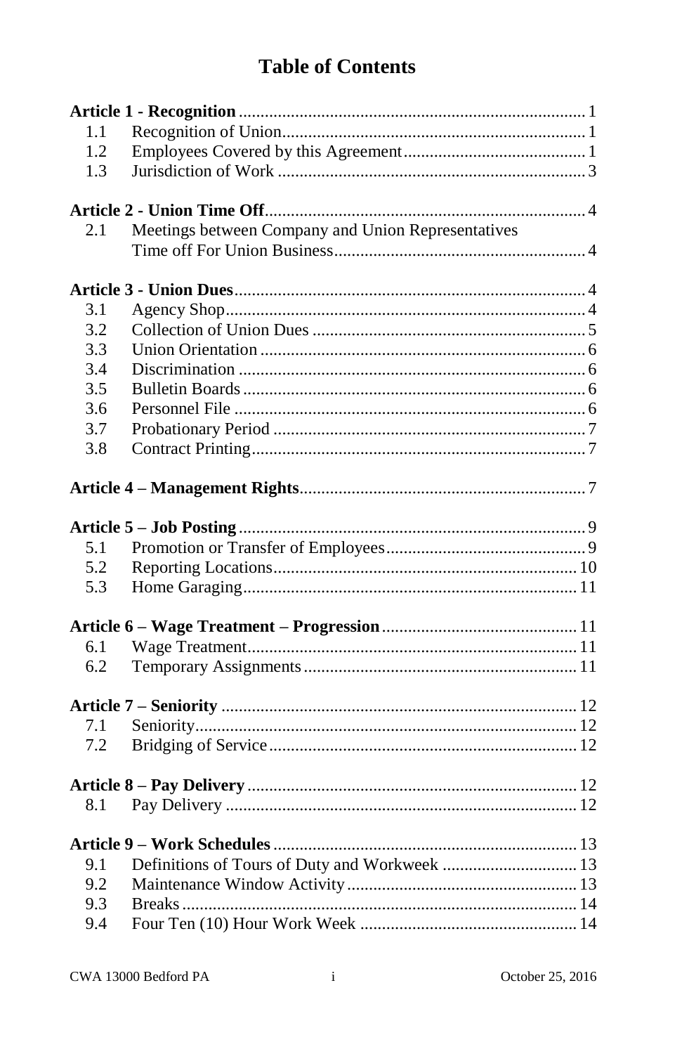# Table of Contents

**Article 1 - Recognition** ... 1
- 1.1 Recognition of Union ... 1
- 1.2 Employees Covered by this Agreement ... 1
- 1.3 Jurisdiction of Work ... 3

**Article 2 - Union Time Off** ... 4
- 2.1 Meetings between Company and Union Representatives Time off For Union Business ... 4

**Article 3 - Union Dues** ... 4
- 3.1 Agency Shop ... 4
- 3.2 Collection of Union Dues ... 5
- 3.3 Union Orientation ... 6
- 3.4 Discrimination ... 6
- 3.5 Bulletin Boards ... 6
- 3.6 Personnel File ... 6
- 3.7 Probationary Period ... 7
- 3.8 Contract Printing ... 7

**Article 4 – Management Rights** ... 7

**Article 5 – Job Posting** ... 9
- 5.1 Promotion or Transfer of Employees ... 9
- 5.2 Reporting Locations ... 10
- 5.3 Home Garaging ... 11

**Article 6 – Wage Treatment – Progression** ... 11
- 6.1 Wage Treatment ... 11
- 6.2 Temporary Assignments ... 11

**Article 7 – Seniority** ... 12
- 7.1 Seniority ... 12
- 7.2 Bridging of Service ... 12

**Article 8 – Pay Delivery** ... 12
- 8.1 Pay Delivery ... 12

**Article 9 – Work Schedules** ... 13
- 9.1 Definitions of Tours of Duty and Workweek ... 13
- 9.2 Maintenance Window Activity ... 13
- 9.3 Breaks ... 14
- 9.4 Four Ten (10) Hour Work Week ... 14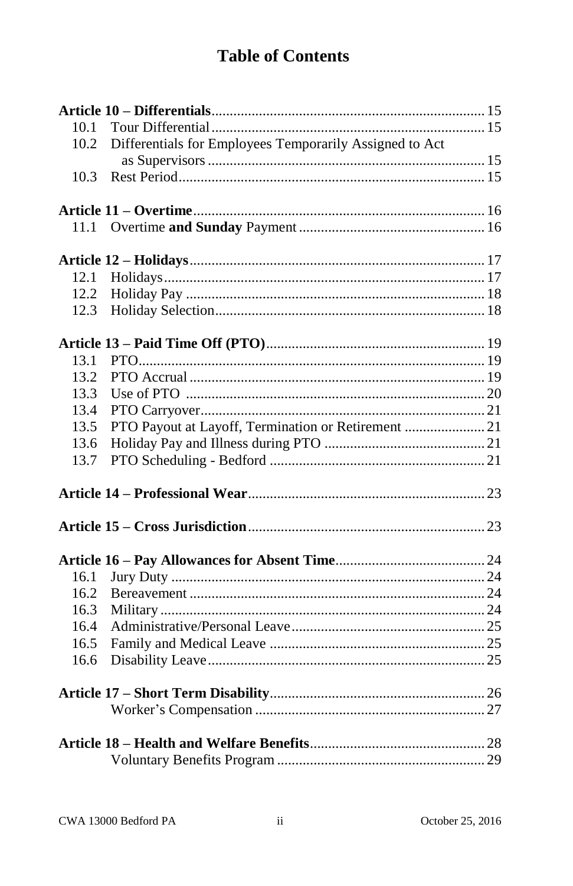# Table of Contents

**Article 10 – Differentials** ........ 15
- 10.1 Tour Differential ........ 15
- 10.2 Differentials for Employees Temporarily Assigned to Act as Supervisors ........ 15
- 10.3 Rest Period ........ 15

**Article 11 – Overtime** ........ 16
- 11.1 Overtime **and Sunday** Payment ........ 16

**Article 12 – Holidays** ........ 17
- 12.1 Holidays ........ 17
- 12.2 Holiday Pay ........ 18
- 12.3 Holiday Selection ........ 18

**Article 13 – Paid Time Off (PTO)** ........ 19
- 13.1 PTO ........ 19
- 13.2 PTO Accrual ........ 19
- 13.3 Use of PTO ........ 20
- 13.4 PTO Carryover ........ 21
- 13.5 PTO Payout at Layoff, Termination or Retirement ........ 21
- 13.6 Holiday Pay and Illness during PTO ........ 21
- 13.7 PTO Scheduling - Bedford ........ 21

**Article 14 – Professional Wear** ........ 23

**Article 15 – Cross Jurisdiction** ........ 23

**Article 16 – Pay Allowances for Absent Time** ........ 24
- 16.1 Jury Duty ........ 24
- 16.2 Bereavement ........ 24
- 16.3 Military ........ 24
- 16.4 Administrative/Personal Leave ........ 25
- 16.5 Family and Medical Leave ........ 25
- 16.6 Disability Leave ........ 25

**Article 17 – Short Term Disability** ........ 26
- Worker's Compensation ........ 27

**Article 18 – Health and Welfare Benefits** ........ 28
- Voluntary Benefits Program ........ 29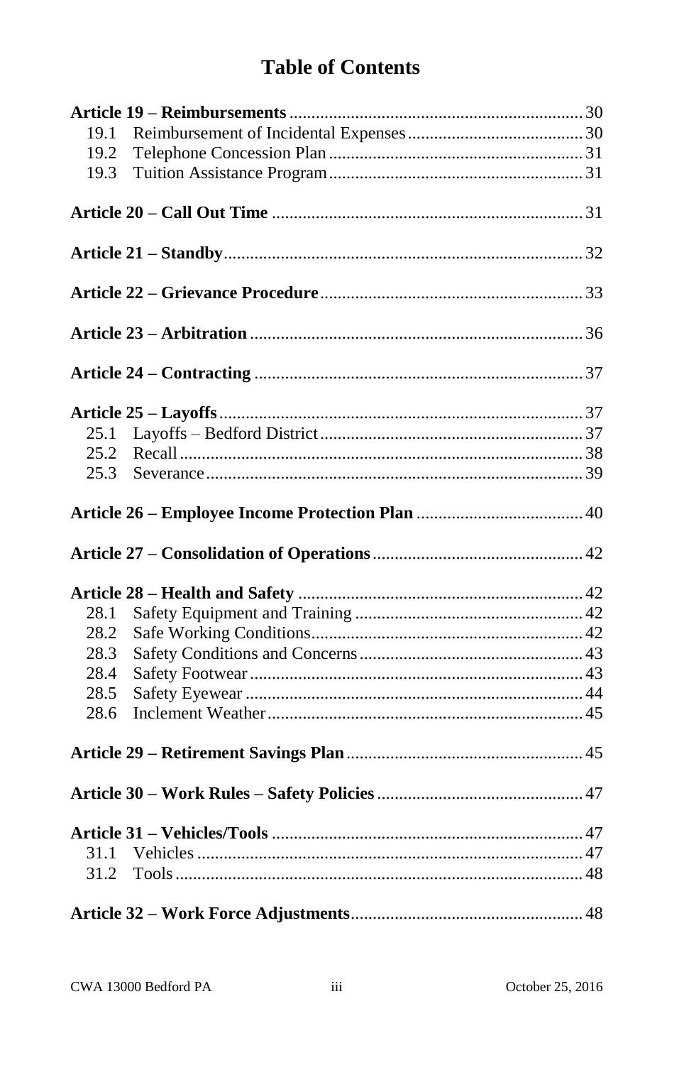# Table of Contents

**Article 19 – Reimbursements** ........ 30
- 19.1 Reimbursement of Incidental Expenses ........ 30
- 19.2 Telephone Concession Plan ........ 31
- 19.3 Tuition Assistance Program ........ 31

**Article 20 – Call Out Time** ........ 31

**Article 21 – Standby** ........ 32

**Article 22 – Grievance Procedure** ........ 33

**Article 23 – Arbitration** ........ 36

**Article 24 – Contracting** ........ 37

**Article 25 – Layoffs** ........ 37
- 25.1 Layoffs – Bedford District ........ 37
- 25.2 Recall ........ 38
- 25.3 Severance ........ 39

**Article 26 – Employee Income Protection Plan** ........ 40

**Article 27 – Consolidation of Operations** ........ 42

**Article 28 – Health and Safety** ........ 42
- 28.1 Safety Equipment and Training ........ 42
- 28.2 Safe Working Conditions ........ 42
- 28.3 Safety Conditions and Concerns ........ 43
- 28.4 Safety Footwear ........ 43
- 28.5 Safety Eyewear ........ 44
- 28.6 Inclement Weather ........ 45

**Article 29 – Retirement Savings Plan** ........ 45

**Article 30 – Work Rules – Safety Policies** ........ 47

**Article 31 – Vehicles/Tools** ........ 47
- 31.1 Vehicles ........ 47
- 31.2 Tools ........ 48

**Article 32 – Work Force Adjustments** ........ 48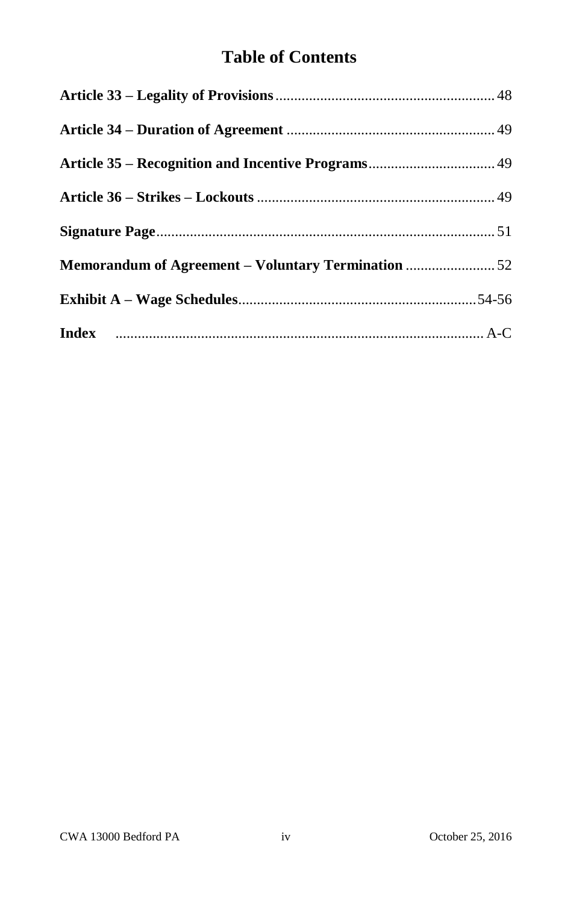# Table of Contents

**Article 33 – Legality of Provisions** .......................................................... 48

**Article 34 – Duration of Agreement** ....................................................... 49

**Article 35 – Recognition and Incentive Programs** .................................. 49

**Article 36 – Strikes – Lockouts** ............................................................... 49

**Signature Page** ......................................................................................... 51

**Memorandum of Agreement – Voluntary Termination** ........................ 52

**Exhibit A – Wage Schedules** ............................................................... 54-56

**Index** ................................................................................................. A-C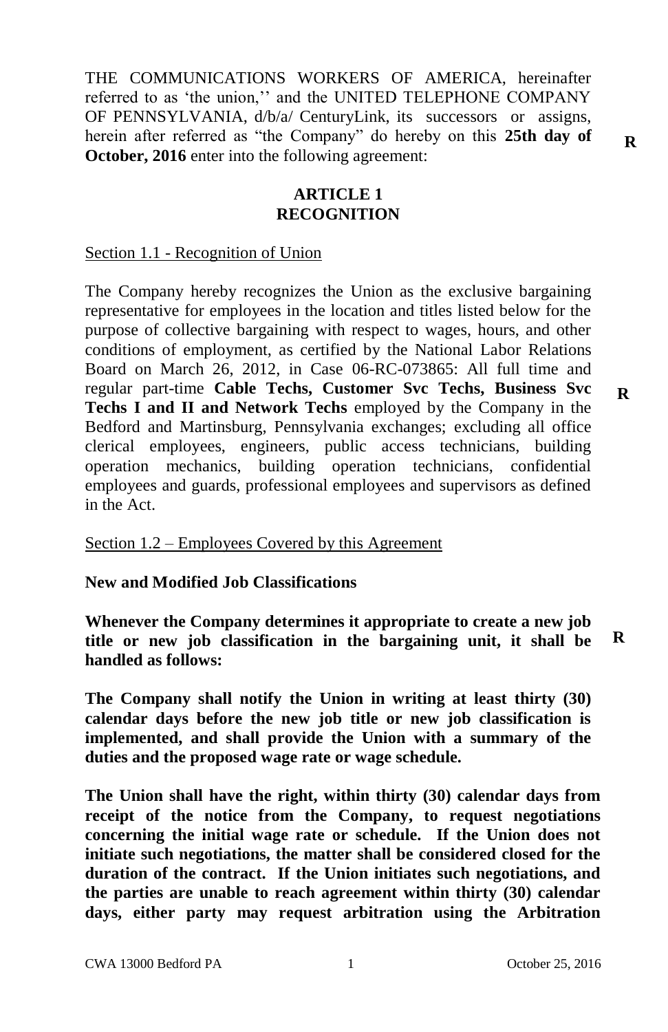THE COMMUNICATIONS WORKERS OF AMERICA, hereinafter referred to as 'the union,'' and the UNITED TELEPHONE COMPANY OF PENNSYLVANIA, d/b/a/ CenturyLink, its successors or assigns, herein after referred as "the Company" do hereby on this **25th day of October, 2016** enter into the following agreement: **R**

## ARTICLE 1
## RECOGNITION

Section 1.1 - Recognition of Union

The Company hereby recognizes the Union as the exclusive bargaining representative for employees in the location and titles listed below for the purpose of collective bargaining with respect to wages, hours, and other conditions of employment, as certified by the National Labor Relations Board on March 26, 2012, in Case 06-RC-073865: All full time and regular part-time **Cable Techs, Customer Svc Techs, Business Svc Techs I and II and Network Techs** employed by the Company in the Bedford and Martinsburg, Pennsylvania exchanges; excluding all office clerical employees, engineers, public access technicians, building operation mechanics, building operation technicians, confidential employees and guards, professional employees and supervisors as defined in the Act. **R**

Section 1.2 – Employees Covered by this Agreement

**New and Modified Job Classifications**

**Whenever the Company determines it appropriate to create a new job title or new job classification in the bargaining unit, it shall be handled as follows:** **R**

**The Company shall notify the Union in writing at least thirty (30) calendar days before the new job title or new job classification is implemented, and shall provide the Union with a summary of the duties and the proposed wage rate or wage schedule.**

**The Union shall have the right, within thirty (30) calendar days from receipt of the notice from the Company, to request negotiations concerning the initial wage rate or schedule. If the Union does not initiate such negotiations, the matter shall be considered closed for the duration of the contract. If the Union initiates such negotiations, and the parties are unable to reach agreement within thirty (30) calendar days, either party may request arbitration using the Arbitration**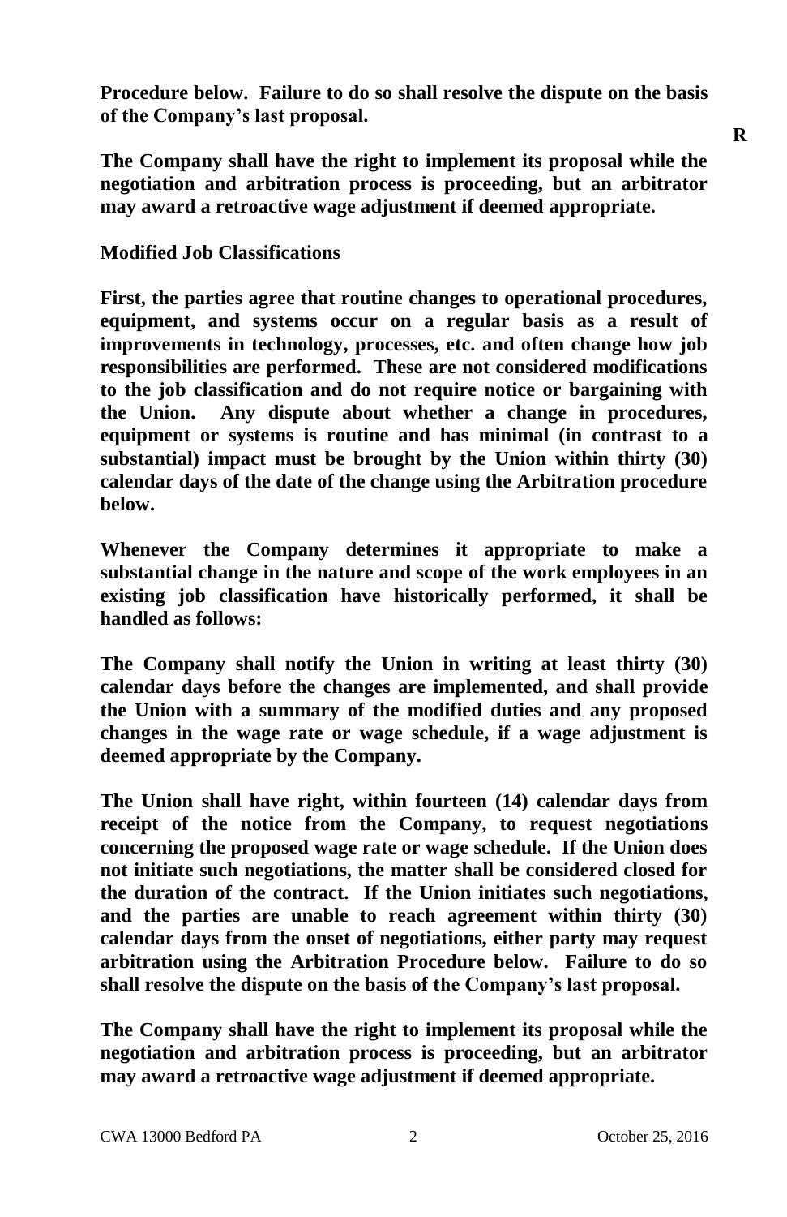**Procedure below. Failure to do so shall resolve the dispute on the basis of the Company's last proposal.**

**R**

**The Company shall have the right to implement its proposal while the negotiation and arbitration process is proceeding, but an arbitrator may award a retroactive wage adjustment if deemed appropriate.**

**Modified Job Classifications**

**First, the parties agree that routine changes to operational procedures, equipment, and systems occur on a regular basis as a result of improvements in technology, processes, etc. and often change how job responsibilities are performed. These are not considered modifications to the job classification and do not require notice or bargaining with the Union. Any dispute about whether a change in procedures, equipment or systems is routine and has minimal (in contrast to a substantial) impact must be brought by the Union within thirty (30) calendar days of the date of the change using the Arbitration procedure below.**

**Whenever the Company determines it appropriate to make a substantial change in the nature and scope of the work employees in an existing job classification have historically performed, it shall be handled as follows:**

**The Company shall notify the Union in writing at least thirty (30) calendar days before the changes are implemented, and shall provide the Union with a summary of the modified duties and any proposed changes in the wage rate or wage schedule, if a wage adjustment is deemed appropriate by the Company.**

**The Union shall have right, within fourteen (14) calendar days from receipt of the notice from the Company, to request negotiations concerning the proposed wage rate or wage schedule. If the Union does not initiate such negotiations, the matter shall be considered closed for the duration of the contract. If the Union initiates such negotiations, and the parties are unable to reach agreement within thirty (30) calendar days from the onset of negotiations, either party may request arbitration using the Arbitration Procedure below. Failure to do so shall resolve the dispute on the basis of the Company's last proposal.**

**The Company shall have the right to implement its proposal while the negotiation and arbitration process is proceeding, but an arbitrator may award a retroactive wage adjustment if deemed appropriate.**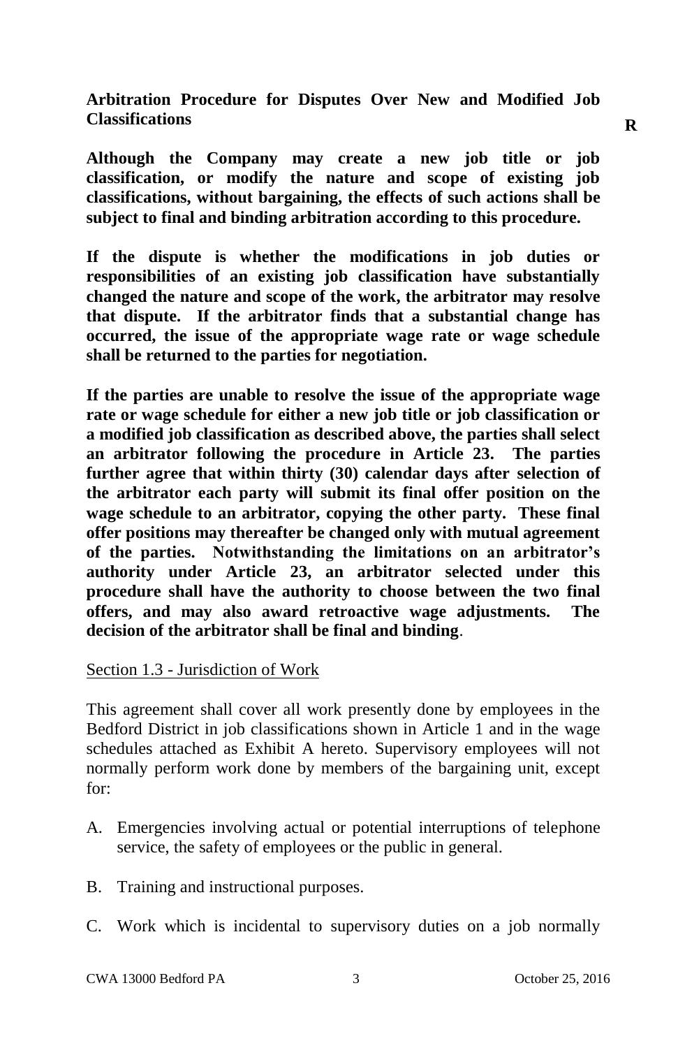**Arbitration Procedure for Disputes Over New and Modified Job Classifications** **R**

**Although the Company may create a new job title or job classification, or modify the nature and scope of existing job classifications, without bargaining, the effects of such actions shall be subject to final and binding arbitration according to this procedure.**

**If the dispute is whether the modifications in job duties or responsibilities of an existing job classification have substantially changed the nature and scope of the work, the arbitrator may resolve that dispute. If the arbitrator finds that a substantial change has occurred, the issue of the appropriate wage rate or wage schedule shall be returned to the parties for negotiation.**

**If the parties are unable to resolve the issue of the appropriate wage rate or wage schedule for either a new job title or job classification or a modified job classification as described above, the parties shall select an arbitrator following the procedure in Article 23. The parties further agree that within thirty (30) calendar days after selection of the arbitrator each party will submit its final offer position on the wage schedule to an arbitrator, copying the other party. These final offer positions may thereafter be changed only with mutual agreement of the parties. Notwithstanding the limitations on an arbitrator's authority under Article 23, an arbitrator selected under this procedure shall have the authority to choose between the two final offers, and may also award retroactive wage adjustments. The decision of the arbitrator shall be final and binding**.

Section 1.3 - Jurisdiction of Work

This agreement shall cover all work presently done by employees in the Bedford District in job classifications shown in Article 1 and in the wage schedules attached as Exhibit A hereto. Supervisory employees will not normally perform work done by members of the bargaining unit, except for:

A. Emergencies involving actual or potential interruptions of telephone service, the safety of employees or the public in general.

B. Training and instructional purposes.

C. Work which is incidental to supervisory duties on a job normally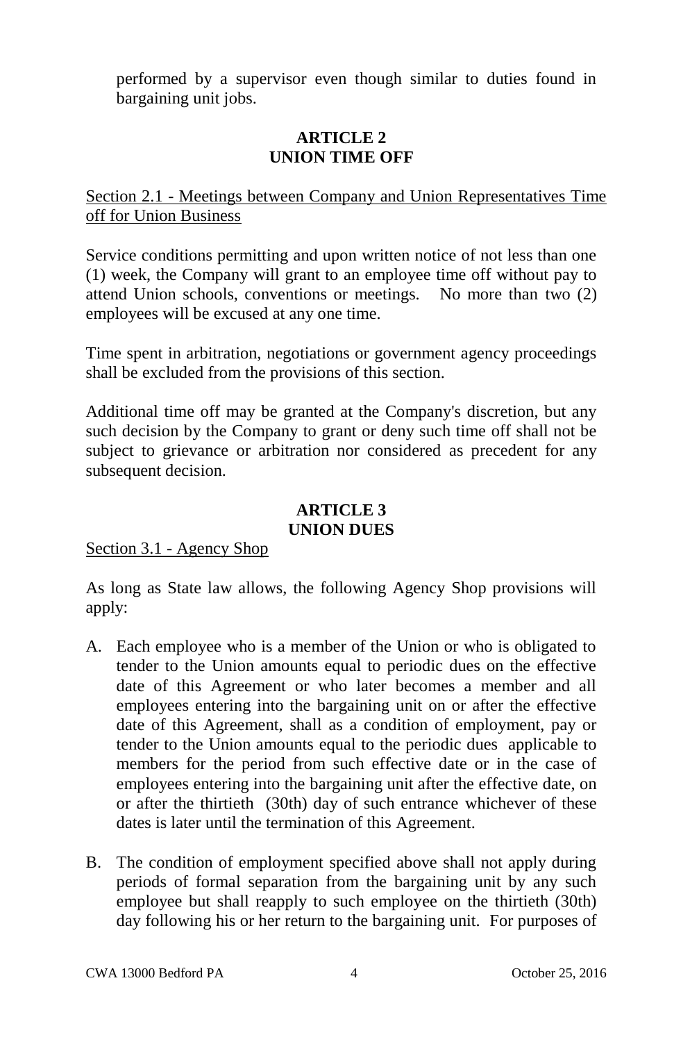performed by a supervisor even though similar to duties found in bargaining unit jobs.

## ARTICLE 2
## UNION TIME OFF

Section 2.1 - Meetings between Company and Union Representatives Time off for Union Business

Service conditions permitting and upon written notice of not less than one (1) week, the Company will grant to an employee time off without pay to attend Union schools, conventions or meetings. No more than two (2) employees will be excused at any one time.

Time spent in arbitration, negotiations or government agency proceedings shall be excluded from the provisions of this section.

Additional time off may be granted at the Company's discretion, but any such decision by the Company to grant or deny such time off shall not be subject to grievance or arbitration nor considered as precedent for any subsequent decision.

## ARTICLE 3
## UNION DUES

Section 3.1 - Agency Shop

As long as State law allows, the following Agency Shop provisions will apply:

A. Each employee who is a member of the Union or who is obligated to tender to the Union amounts equal to periodic dues on the effective date of this Agreement or who later becomes a member and all employees entering into the bargaining unit on or after the effective date of this Agreement, shall as a condition of employment, pay or tender to the Union amounts equal to the periodic dues applicable to members for the period from such effective date or in the case of employees entering into the bargaining unit after the effective date, on or after the thirtieth (30th) day of such entrance whichever of these dates is later until the termination of this Agreement.

B. The condition of employment specified above shall not apply during periods of formal separation from the bargaining unit by any such employee but shall reapply to such employee on the thirtieth (30th) day following his or her return to the bargaining unit. For purposes of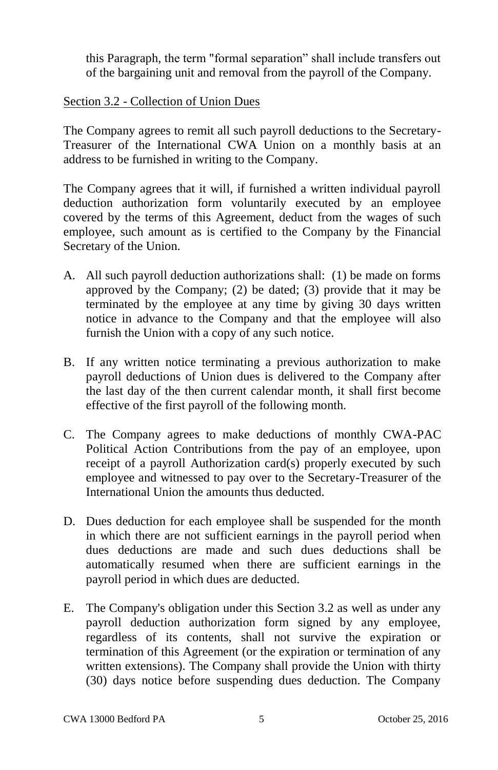this Paragraph, the term "formal separation" shall include transfers out of the bargaining unit and removal from the payroll of the Company.

Section 3.2 - Collection of Union Dues

The Company agrees to remit all such payroll deductions to the Secretary-Treasurer of the International CWA Union on a monthly basis at an address to be furnished in writing to the Company.

The Company agrees that it will, if furnished a written individual payroll deduction authorization form voluntarily executed by an employee covered by the terms of this Agreement, deduct from the wages of such employee, such amount as is certified to the Company by the Financial Secretary of the Union.

A. All such payroll deduction authorizations shall: (1) be made on forms approved by the Company; (2) be dated; (3) provide that it may be terminated by the employee at any time by giving 30 days written notice in advance to the Company and that the employee will also furnish the Union with a copy of any such notice.

B. If any written notice terminating a previous authorization to make payroll deductions of Union dues is delivered to the Company after the last day of the then current calendar month, it shall first become effective of the first payroll of the following month.

C. The Company agrees to make deductions of monthly CWA-PAC Political Action Contributions from the pay of an employee, upon receipt of a payroll Authorization card(s) properly executed by such employee and witnessed to pay over to the Secretary-Treasurer of the International Union the amounts thus deducted.

D. Dues deduction for each employee shall be suspended for the month in which there are not sufficient earnings in the payroll period when dues deductions are made and such dues deductions shall be automatically resumed when there are sufficient earnings in the payroll period in which dues are deducted.

E. The Company's obligation under this Section 3.2 as well as under any payroll deduction authorization form signed by any employee, regardless of its contents, shall not survive the expiration or termination of this Agreement (or the expiration or termination of any written extensions). The Company shall provide the Union with thirty (30) days notice before suspending dues deduction. The Company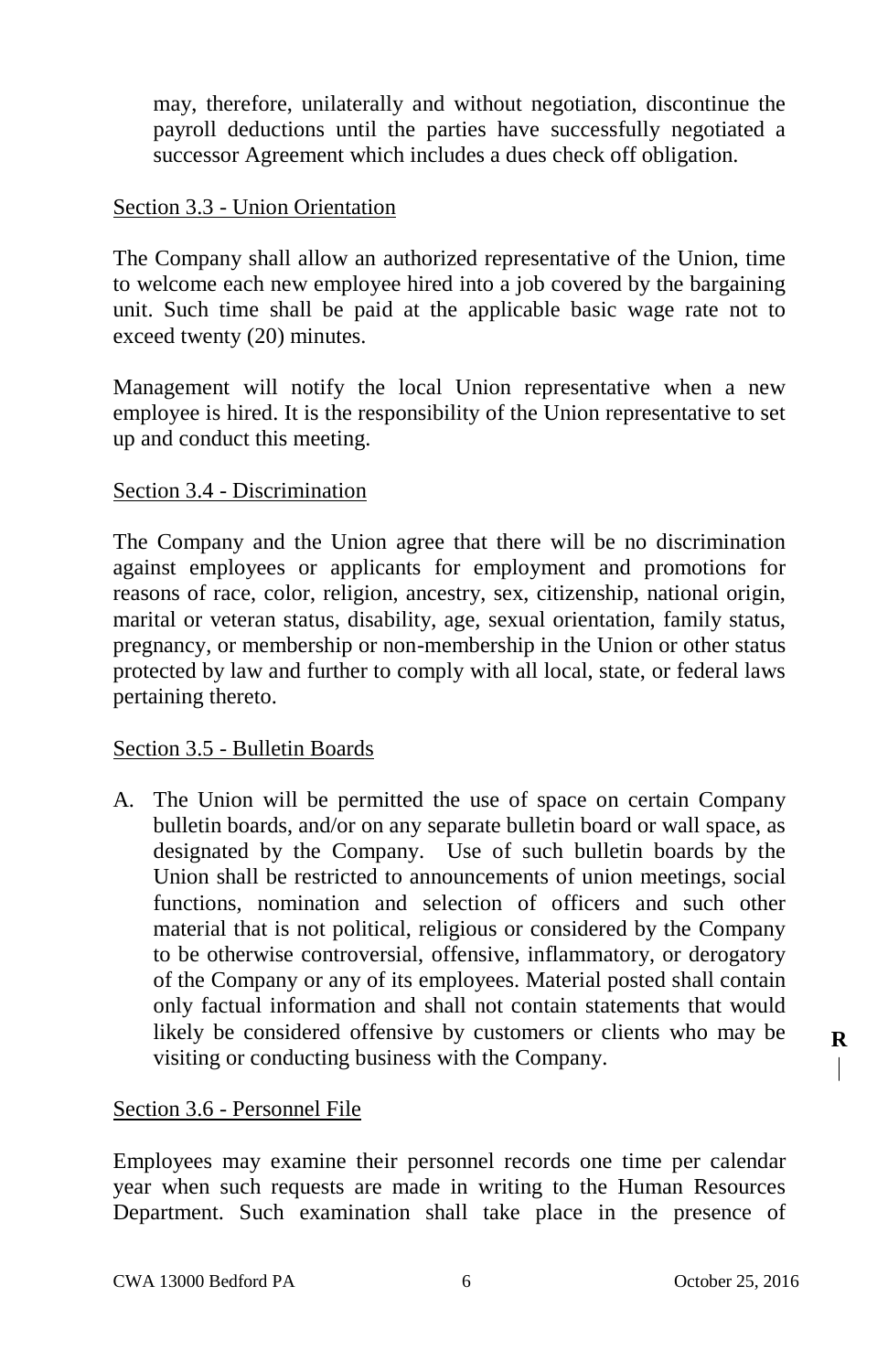may, therefore, unilaterally and without negotiation, discontinue the payroll deductions until the parties have successfully negotiated a successor Agreement which includes a dues check off obligation.

Section 3.3 - Union Orientation

The Company shall allow an authorized representative of the Union, time to welcome each new employee hired into a job covered by the bargaining unit. Such time shall be paid at the applicable basic wage rate not to exceed twenty (20) minutes.

Management will notify the local Union representative when a new employee is hired. It is the responsibility of the Union representative to set up and conduct this meeting.

Section 3.4 - Discrimination

The Company and the Union agree that there will be no discrimination against employees or applicants for employment and promotions for reasons of race, color, religion, ancestry, sex, citizenship, national origin, marital or veteran status, disability, age, sexual orientation, family status, pregnancy, or membership or non-membership in the Union or other status protected by law and further to comply with all local, state, or federal laws pertaining thereto.

Section 3.5 - Bulletin Boards

A. The Union will be permitted the use of space on certain Company bulletin boards, and/or on any separate bulletin board or wall space, as designated by the Company. Use of such bulletin boards by the Union shall be restricted to announcements of union meetings, social functions, nomination and selection of officers and such other material that is not political, religious or considered by the Company to be otherwise controversial, offensive, inflammatory, or derogatory of the Company or any of its employees. Material posted shall contain only factual information and shall not contain statements that would likely be considered offensive by customers or clients who may be visiting or conducting business with the Company.

Section 3.6 - Personnel File

Employees may examine their personnel records one time per calendar year when such requests are made in writing to the Human Resources Department. Such examination shall take place in the presence of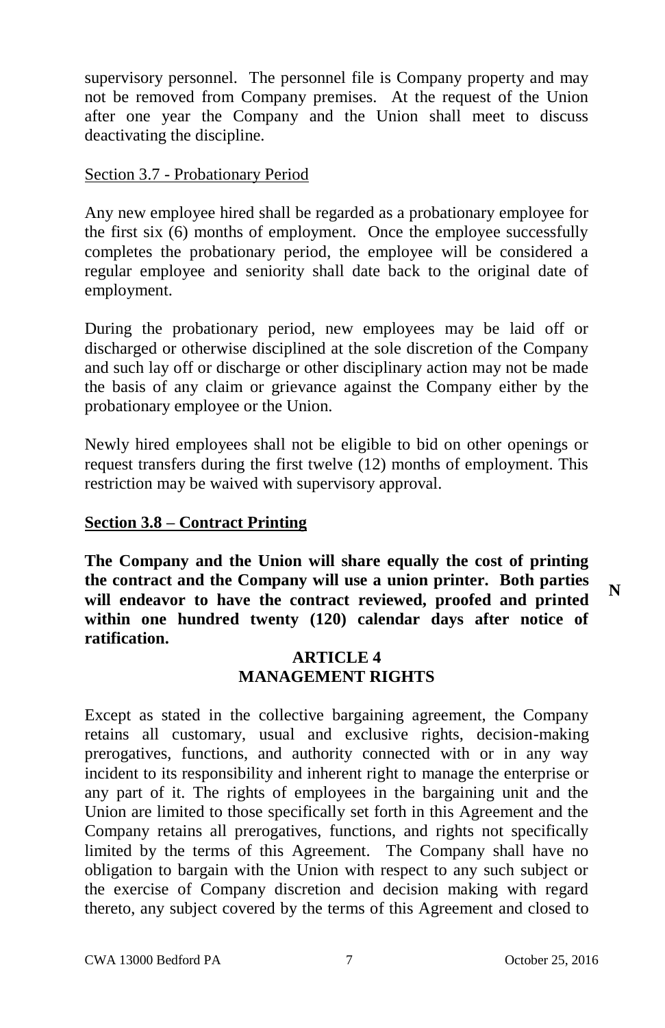supervisory personnel. The personnel file is Company property and may not be removed from Company premises. At the request of the Union after one year the Company and the Union shall meet to discuss deactivating the discipline.

Section 3.7 - Probationary Period

Any new employee hired shall be regarded as a probationary employee for the first six (6) months of employment. Once the employee successfully completes the probationary period, the employee will be considered a regular employee and seniority shall date back to the original date of employment.

During the probationary period, new employees may be laid off or discharged or otherwise disciplined at the sole discretion of the Company and such lay off or discharge or other disciplinary action may not be made the basis of any claim or grievance against the Company either by the probationary employee or the Union.

Newly hired employees shall not be eligible to bid on other openings or request transfers during the first twelve (12) months of employment. This restriction may be waived with supervisory approval.

**Section 3.8 – Contract Printing**

**The Company and the Union will share equally the cost of printing the contract and the Company will use a union printer. Both parties will endeavor to have the contract reviewed, proofed and printed within one hundred twenty (120) calendar days after notice of ratification.** **N**

## ARTICLE 4
## MANAGEMENT RIGHTS

Except as stated in the collective bargaining agreement, the Company retains all customary, usual and exclusive rights, decision-making prerogatives, functions, and authority connected with or in any way incident to its responsibility and inherent right to manage the enterprise or any part of it. The rights of employees in the bargaining unit and the Union are limited to those specifically set forth in this Agreement and the Company retains all prerogatives, functions, and rights not specifically limited by the terms of this Agreement. The Company shall have no obligation to bargain with the Union with respect to any such subject or the exercise of Company discretion and decision making with regard thereto, any subject covered by the terms of this Agreement and closed to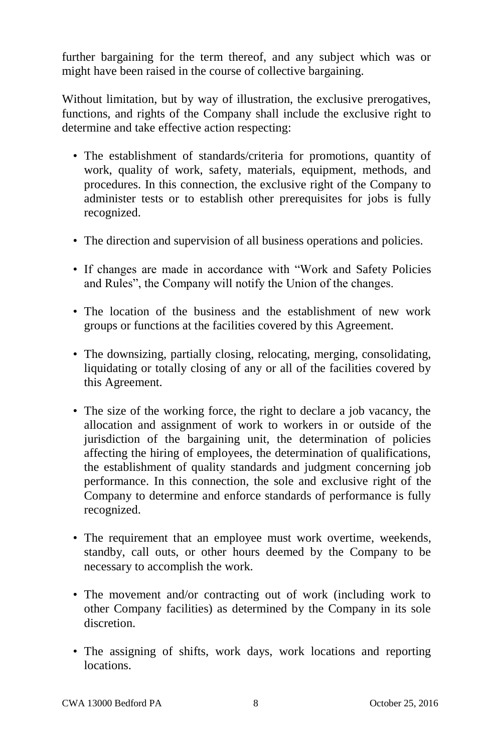further bargaining for the term thereof, and any subject which was or might have been raised in the course of collective bargaining.

Without limitation, but by way of illustration, the exclusive prerogatives, functions, and rights of the Company shall include the exclusive right to determine and take effective action respecting:

- The establishment of standards/criteria for promotions, quantity of work, quality of work, safety, materials, equipment, methods, and procedures. In this connection, the exclusive right of the Company to administer tests or to establish other prerequisites for jobs is fully recognized.
- The direction and supervision of all business operations and policies.
- If changes are made in accordance with "Work and Safety Policies and Rules", the Company will notify the Union of the changes.
- The location of the business and the establishment of new work groups or functions at the facilities covered by this Agreement.
- The downsizing, partially closing, relocating, merging, consolidating, liquidating or totally closing of any or all of the facilities covered by this Agreement.
- The size of the working force, the right to declare a job vacancy, the allocation and assignment of work to workers in or outside of the jurisdiction of the bargaining unit, the determination of policies affecting the hiring of employees, the determination of qualifications, the establishment of quality standards and judgment concerning job performance. In this connection, the sole and exclusive right of the Company to determine and enforce standards of performance is fully recognized.
- The requirement that an employee must work overtime, weekends, standby, call outs, or other hours deemed by the Company to be necessary to accomplish the work.
- The movement and/or contracting out of work (including work to other Company facilities) as determined by the Company in its sole discretion.
- The assigning of shifts, work days, work locations and reporting locations.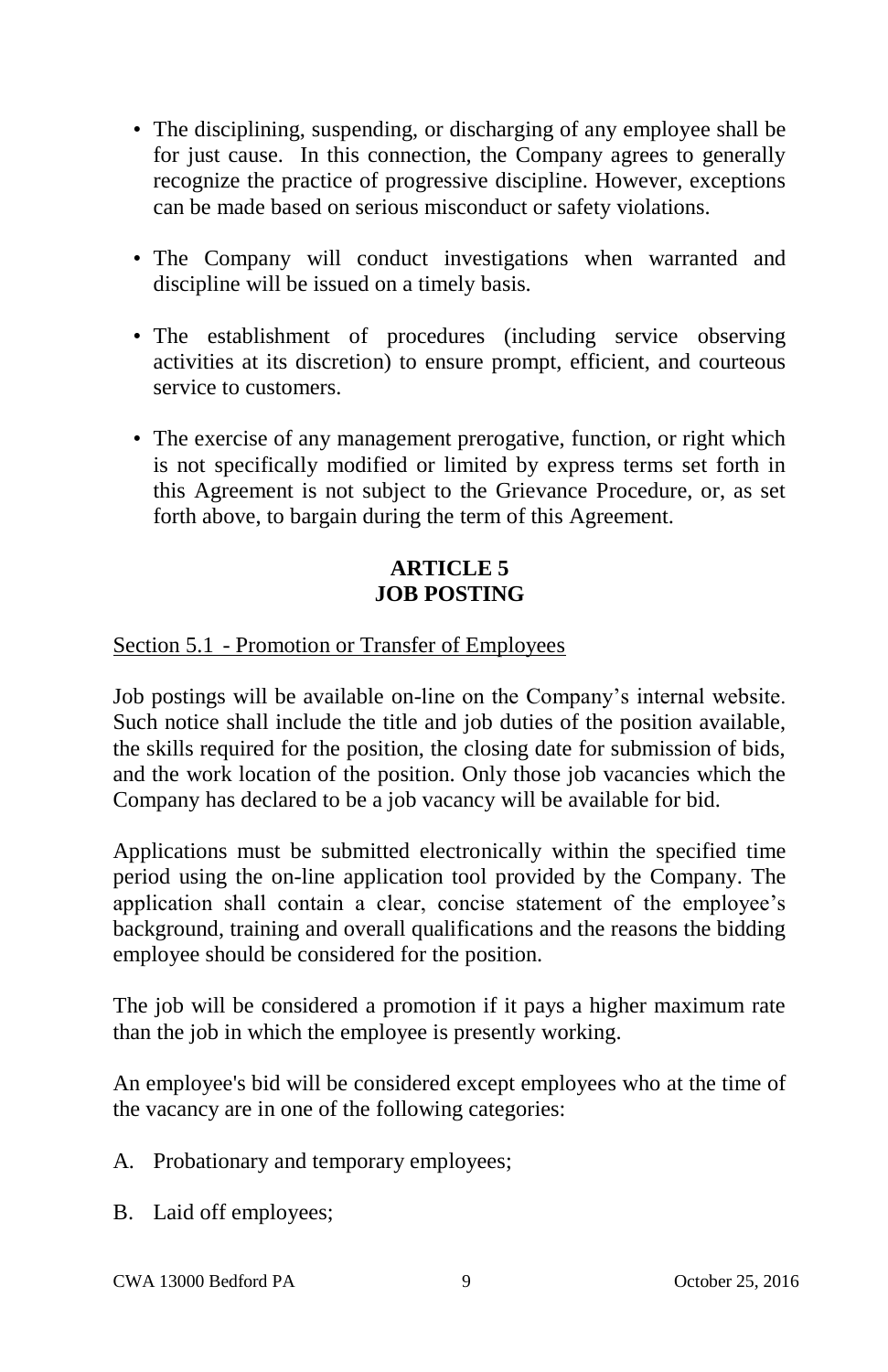- The disciplining, suspending, or discharging of any employee shall be for just cause. In this connection, the Company agrees to generally recognize the practice of progressive discipline. However, exceptions can be made based on serious misconduct or safety violations.

- The Company will conduct investigations when warranted and discipline will be issued on a timely basis.

- The establishment of procedures (including service observing activities at its discretion) to ensure prompt, efficient, and courteous service to customers.

- The exercise of any management prerogative, function, or right which is not specifically modified or limited by express terms set forth in this Agreement is not subject to the Grievance Procedure, or, as set forth above, to bargain during the term of this Agreement.

## ARTICLE 5
## JOB POSTING

Section 5.1 - Promotion or Transfer of Employees

Job postings will be available on-line on the Company's internal website. Such notice shall include the title and job duties of the position available, the skills required for the position, the closing date for submission of bids, and the work location of the position. Only those job vacancies which the Company has declared to be a job vacancy will be available for bid.

Applications must be submitted electronically within the specified time period using the on-line application tool provided by the Company. The application shall contain a clear, concise statement of the employee's background, training and overall qualifications and the reasons the bidding employee should be considered for the position.

The job will be considered a promotion if it pays a higher maximum rate than the job in which the employee is presently working.

An employee's bid will be considered except employees who at the time of the vacancy are in one of the following categories:

A. Probationary and temporary employees;

B. Laid off employees;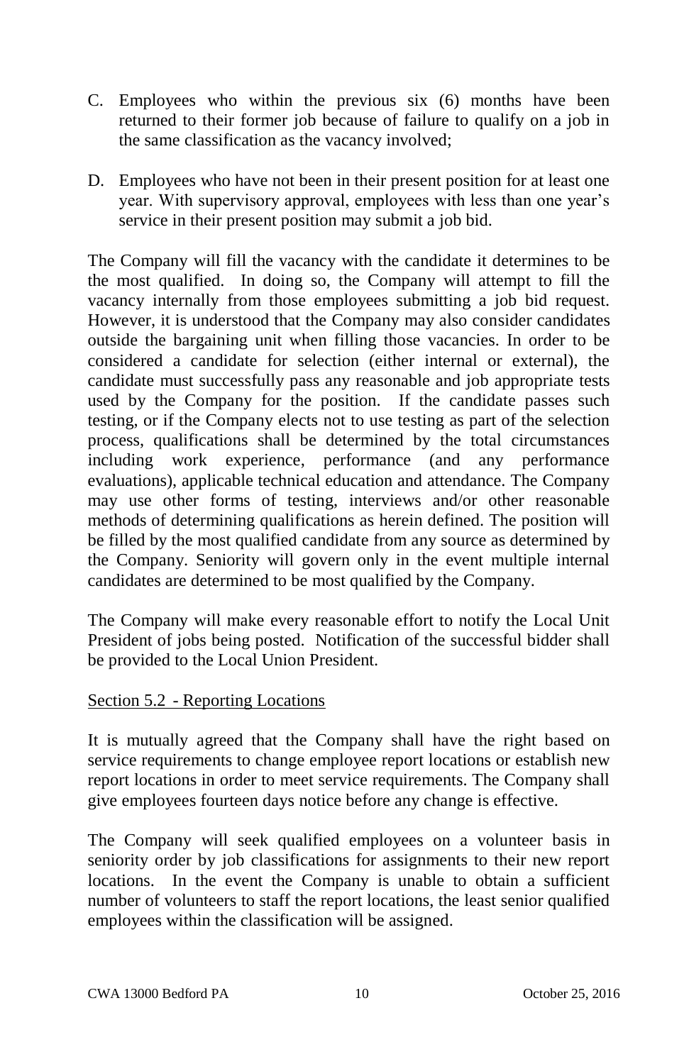C. Employees who within the previous six (6) months have been returned to their former job because of failure to qualify on a job in the same classification as the vacancy involved;

D. Employees who have not been in their present position for at least one year. With supervisory approval, employees with less than one year's service in their present position may submit a job bid.

The Company will fill the vacancy with the candidate it determines to be the most qualified. In doing so, the Company will attempt to fill the vacancy internally from those employees submitting a job bid request. However, it is understood that the Company may also consider candidates outside the bargaining unit when filling those vacancies. In order to be considered a candidate for selection (either internal or external), the candidate must successfully pass any reasonable and job appropriate tests used by the Company for the position. If the candidate passes such testing, or if the Company elects not to use testing as part of the selection process, qualifications shall be determined by the total circumstances including work experience, performance (and any performance evaluations), applicable technical education and attendance. The Company may use other forms of testing, interviews and/or other reasonable methods of determining qualifications as herein defined. The position will be filled by the most qualified candidate from any source as determined by the Company. Seniority will govern only in the event multiple internal candidates are determined to be most qualified by the Company.

The Company will make every reasonable effort to notify the Local Unit President of jobs being posted. Notification of the successful bidder shall be provided to the Local Union President.

Section 5.2 - Reporting Locations

It is mutually agreed that the Company shall have the right based on service requirements to change employee report locations or establish new report locations in order to meet service requirements. The Company shall give employees fourteen days notice before any change is effective.

The Company will seek qualified employees on a volunteer basis in seniority order by job classifications for assignments to their new report locations. In the event the Company is unable to obtain a sufficient number of volunteers to staff the report locations, the least senior qualified employees within the classification will be assigned.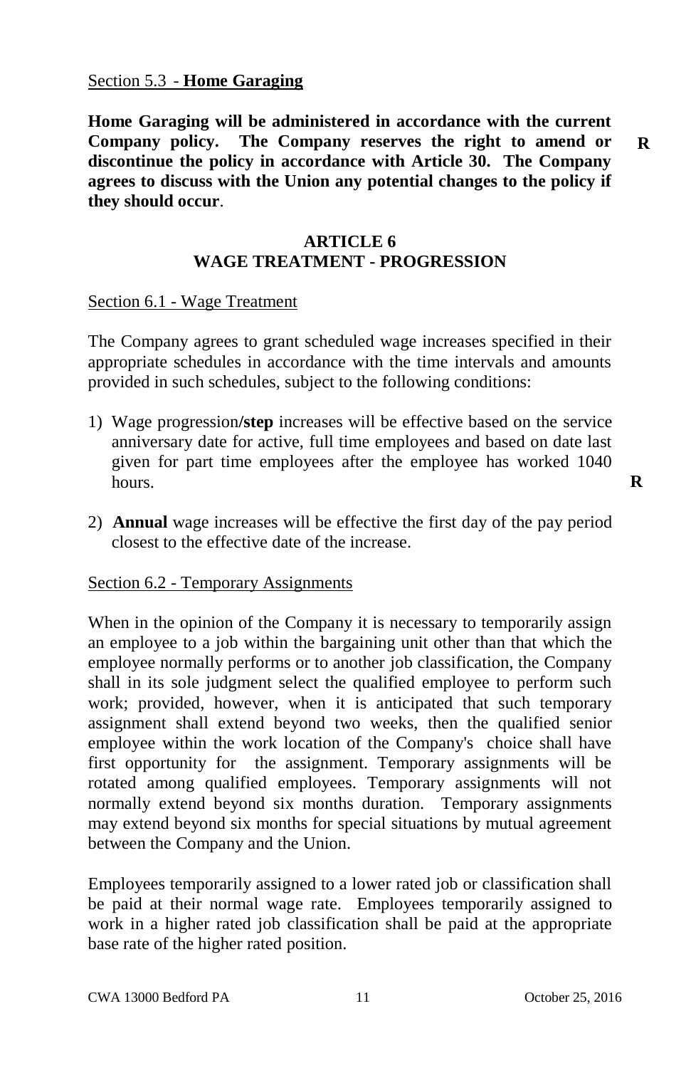Section 5.3 - **Home Garaging**

**Home Garaging will be administered in accordance with the current Company policy. The Company reserves the right to amend or discontinue the policy in accordance with Article 30. The Company agrees to discuss with the Union any potential changes to the policy if they should occur**. **R**

## ARTICLE 6
## WAGE TREATMENT - PROGRESSION

Section 6.1 - Wage Treatment

The Company agrees to grant scheduled wage increases specified in their appropriate schedules in accordance with the time intervals and amounts provided in such schedules, subject to the following conditions:

1) Wage progression**/step** increases will be effective based on the service anniversary date for active, full time employees and based on date last given for part time employees after the employee has worked 1040 hours. **R**

2) **Annual** wage increases will be effective the first day of the pay period closest to the effective date of the increase.

Section 6.2 - Temporary Assignments

When in the opinion of the Company it is necessary to temporarily assign an employee to a job within the bargaining unit other than that which the employee normally performs or to another job classification, the Company shall in its sole judgment select the qualified employee to perform such work; provided, however, when it is anticipated that such temporary assignment shall extend beyond two weeks, then the qualified senior employee within the work location of the Company's choice shall have first opportunity for the assignment. Temporary assignments will be rotated among qualified employees. Temporary assignments will not normally extend beyond six months duration. Temporary assignments may extend beyond six months for special situations by mutual agreement between the Company and the Union.

Employees temporarily assigned to a lower rated job or classification shall be paid at their normal wage rate. Employees temporarily assigned to work in a higher rated job classification shall be paid at the appropriate base rate of the higher rated position.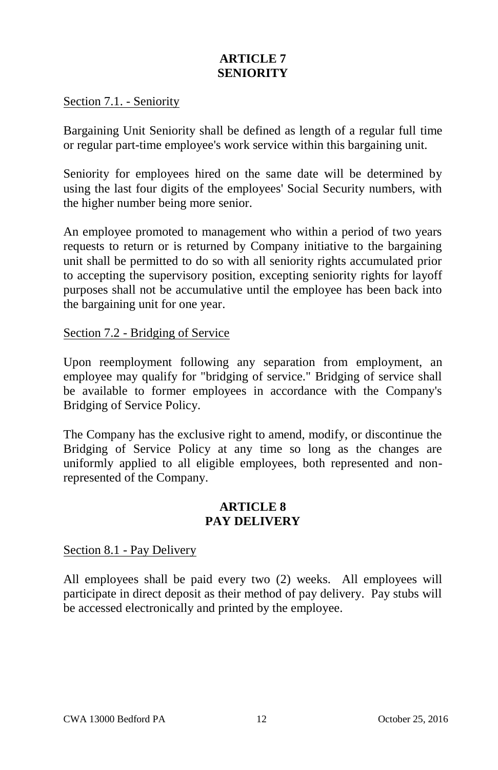## ARTICLE 7
## SENIORITY

Section 7.1. - Seniority

Bargaining Unit Seniority shall be defined as length of a regular full time or regular part-time employee's work service within this bargaining unit.

Seniority for employees hired on the same date will be determined by using the last four digits of the employees' Social Security numbers, with the higher number being more senior.

An employee promoted to management who within a period of two years requests to return or is returned by Company initiative to the bargaining unit shall be permitted to do so with all seniority rights accumulated prior to accepting the supervisory position, excepting seniority rights for layoff purposes shall not be accumulative until the employee has been back into the bargaining unit for one year.

Section 7.2 - Bridging of Service

Upon reemployment following any separation from employment, an employee may qualify for "bridging of service." Bridging of service shall be available to former employees in accordance with the Company's Bridging of Service Policy.

The Company has the exclusive right to amend, modify, or discontinue the Bridging of Service Policy at any time so long as the changes are uniformly applied to all eligible employees, both represented and non-represented of the Company.

## ARTICLE 8
## PAY DELIVERY

Section 8.1 - Pay Delivery

All employees shall be paid every two (2) weeks. All employees will participate in direct deposit as their method of pay delivery. Pay stubs will be accessed electronically and printed by the employee.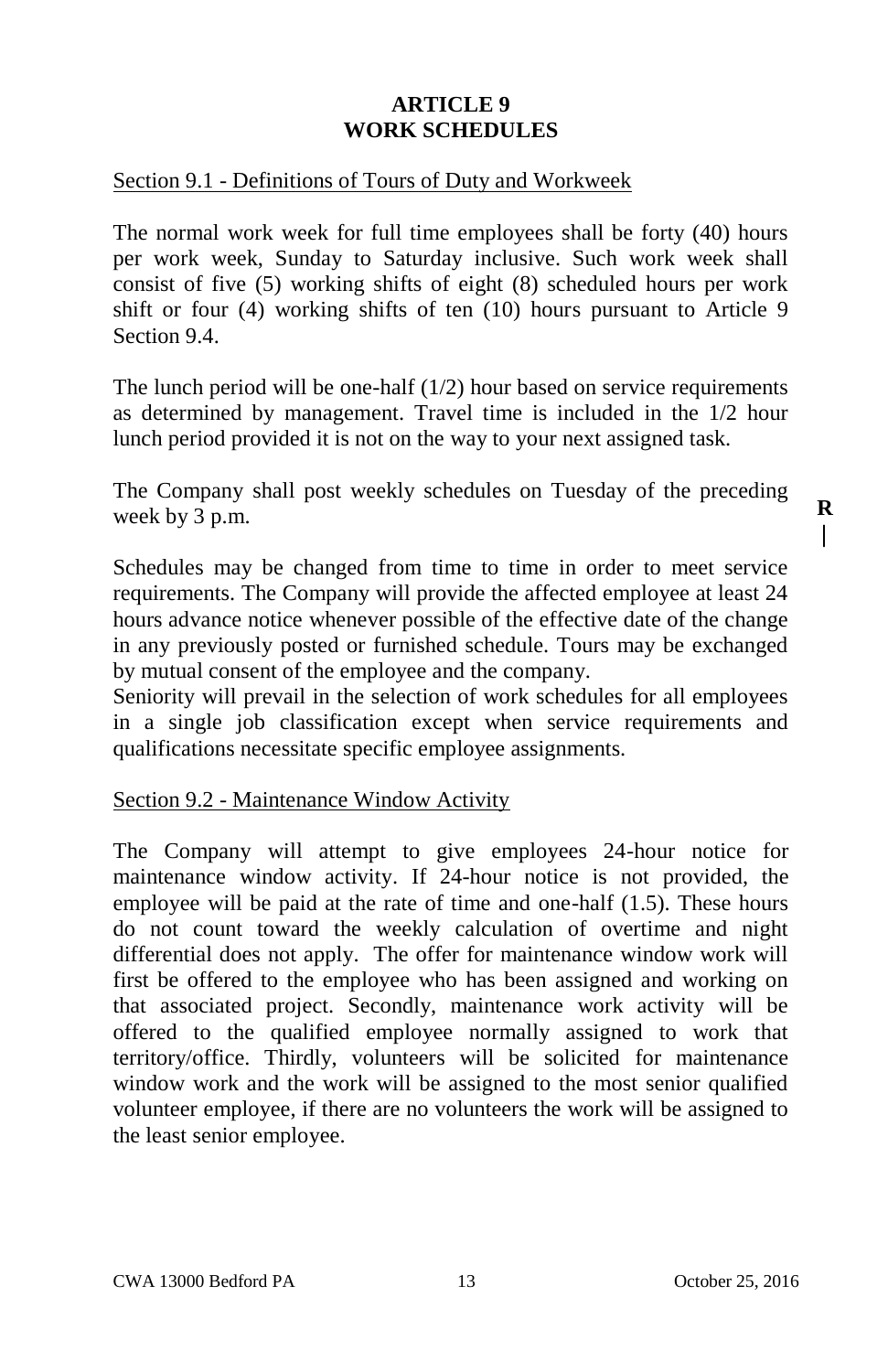# ARTICLE 9
# WORK SCHEDULES

## Section 9.1 - Definitions of Tours of Duty and Workweek

The normal work week for full time employees shall be forty (40) hours per work week, Sunday to Saturday inclusive. Such work week shall consist of five (5) working shifts of eight (8) scheduled hours per work shift or four (4) working shifts of ten (10) hours pursuant to Article 9 Section 9.4.

The lunch period will be one-half (1/2) hour based on service requirements as determined by management. Travel time is included in the 1/2 hour lunch period provided it is not on the way to your next assigned task.

The Company shall post weekly schedules on Tuesday of the preceding week by 3 p.m.

Schedules may be changed from time to time in order to meet service requirements. The Company will provide the affected employee at least 24 hours advance notice whenever possible of the effective date of the change in any previously posted or furnished schedule. Tours may be exchanged by mutual consent of the employee and the company.
Seniority will prevail in the selection of work schedules for all employees in a single job classification except when service requirements and qualifications necessitate specific employee assignments.

## Section 9.2 - Maintenance Window Activity

The Company will attempt to give employees 24-hour notice for maintenance window activity. If 24-hour notice is not provided, the employee will be paid at the rate of time and one-half (1.5). These hours do not count toward the weekly calculation of overtime and night differential does not apply. The offer for maintenance window work will first be offered to the employee who has been assigned and working on that associated project. Secondly, maintenance work activity will be offered to the qualified employee normally assigned to work that territory/office. Thirdly, volunteers will be solicited for maintenance window work and the work will be assigned to the most senior qualified volunteer employee, if there are no volunteers the work will be assigned to the least senior employee.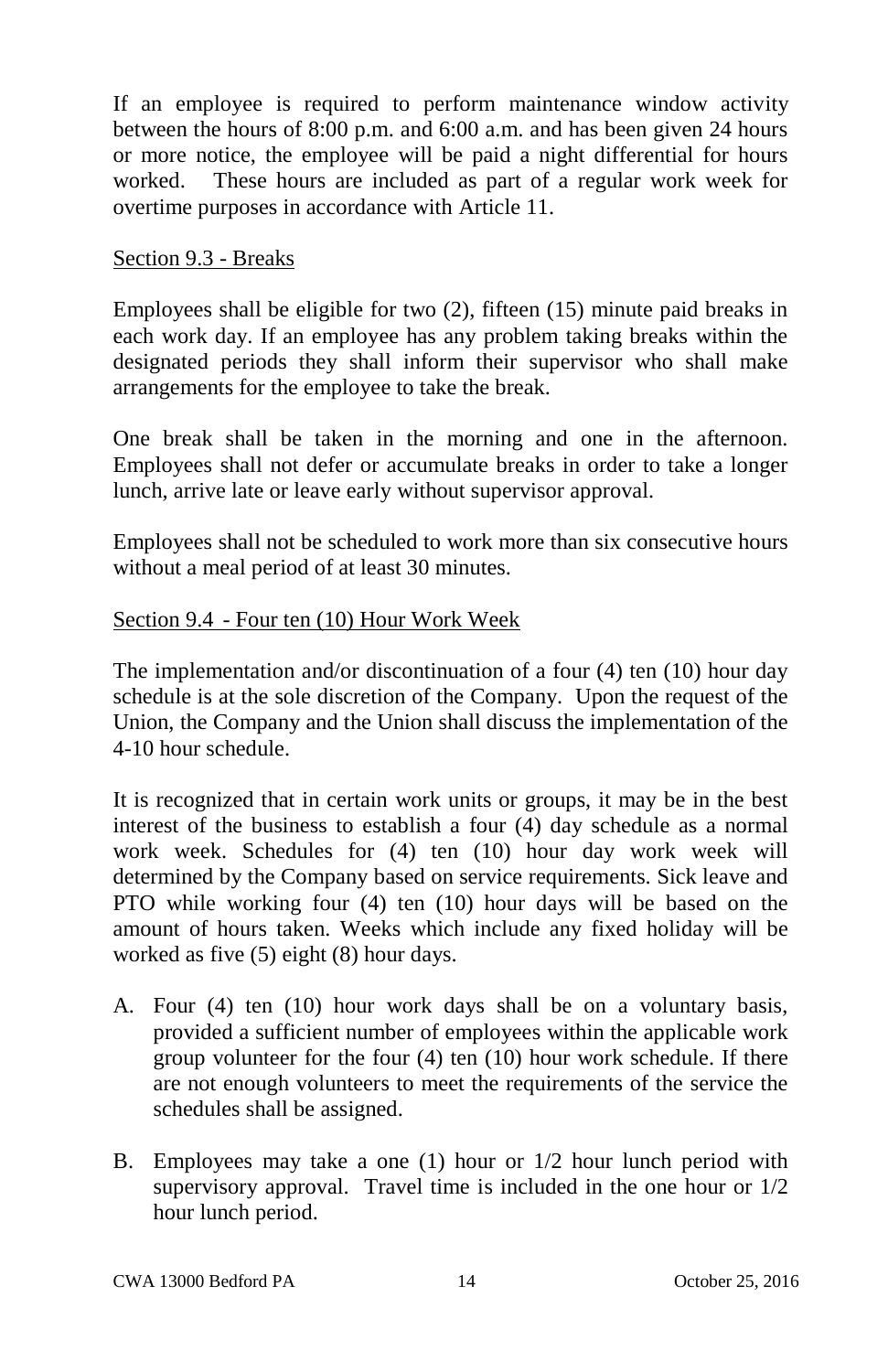If an employee is required to perform maintenance window activity between the hours of 8:00 p.m. and 6:00 a.m. and has been given 24 hours or more notice, the employee will be paid a night differential for hours worked. These hours are included as part of a regular work week for overtime purposes in accordance with Article 11.

Section 9.3 - Breaks

Employees shall be eligible for two (2), fifteen (15) minute paid breaks in each work day. If an employee has any problem taking breaks within the designated periods they shall inform their supervisor who shall make arrangements for the employee to take the break.

One break shall be taken in the morning and one in the afternoon. Employees shall not defer or accumulate breaks in order to take a longer lunch, arrive late or leave early without supervisor approval.

Employees shall not be scheduled to work more than six consecutive hours without a meal period of at least 30 minutes.

Section 9.4 - Four ten (10) Hour Work Week

The implementation and/or discontinuation of a four (4) ten (10) hour day schedule is at the sole discretion of the Company. Upon the request of the Union, the Company and the Union shall discuss the implementation of the 4-10 hour schedule.

It is recognized that in certain work units or groups, it may be in the best interest of the business to establish a four (4) day schedule as a normal work week. Schedules for (4) ten (10) hour day work week will determined by the Company based on service requirements. Sick leave and PTO while working four (4) ten (10) hour days will be based on the amount of hours taken. Weeks which include any fixed holiday will be worked as five (5) eight (8) hour days.

A. Four (4) ten (10) hour work days shall be on a voluntary basis, provided a sufficient number of employees within the applicable work group volunteer for the four (4) ten (10) hour work schedule. If there are not enough volunteers to meet the requirements of the service the schedules shall be assigned.

B. Employees may take a one (1) hour or 1/2 hour lunch period with supervisory approval. Travel time is included in the one hour or 1/2 hour lunch period.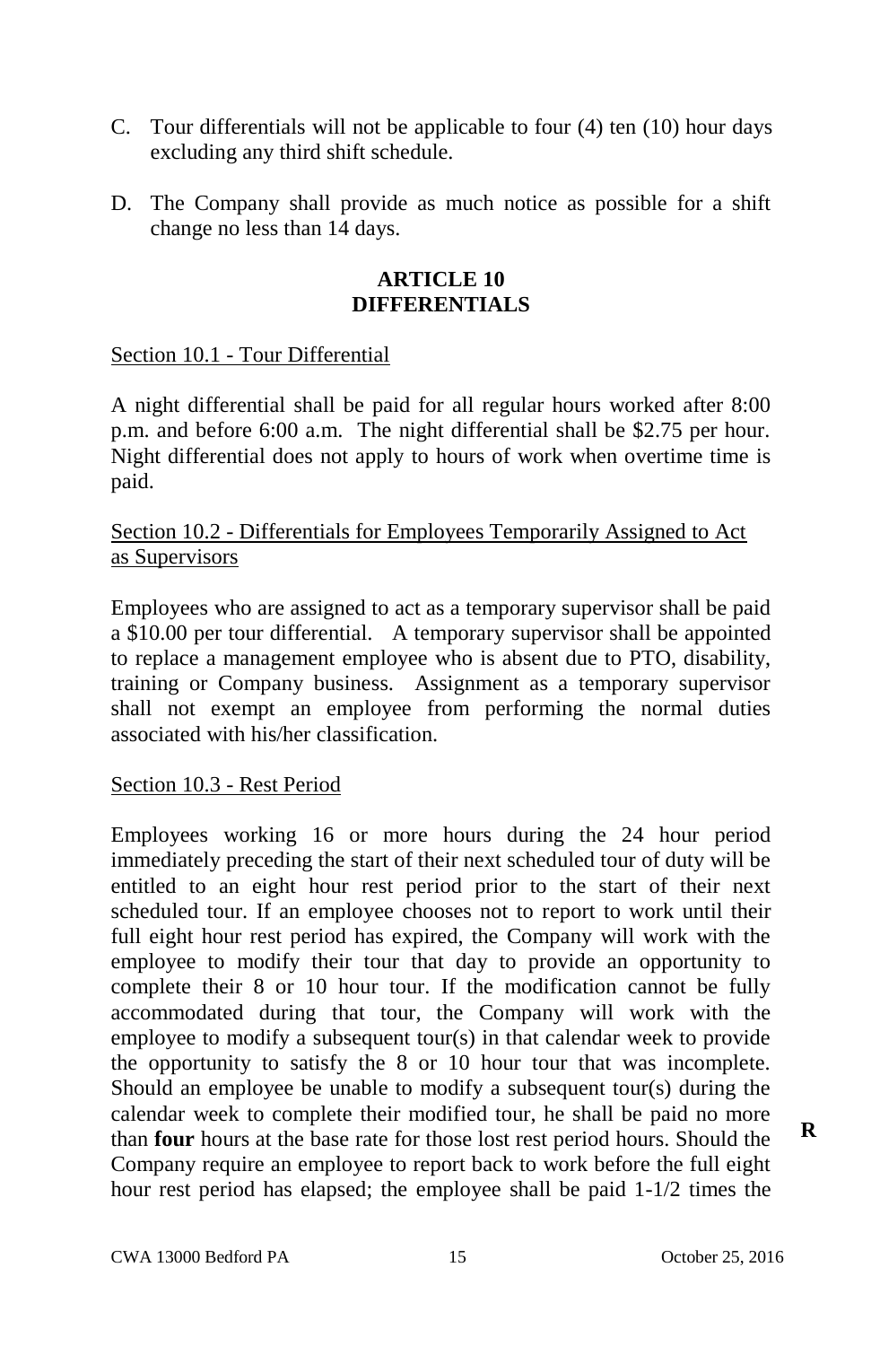C. Tour differentials will not be applicable to four (4) ten (10) hour days excluding any third shift schedule.

D. The Company shall provide as much notice as possible for a shift change no less than 14 days.

## ARTICLE 10
## DIFFERENTIALS

Section 10.1 - Tour Differential

A night differential shall be paid for all regular hours worked after 8:00 p.m. and before 6:00 a.m. The night differential shall be $2.75 per hour. Night differential does not apply to hours of work when overtime time is paid.

Section 10.2 - Differentials for Employees Temporarily Assigned to Act as Supervisors

Employees who are assigned to act as a temporary supervisor shall be paid a $10.00 per tour differential. A temporary supervisor shall be appointed to replace a management employee who is absent due to PTO, disability, training or Company business. Assignment as a temporary supervisor shall not exempt an employee from performing the normal duties associated with his/her classification.

Section 10.3 - Rest Period

Employees working 16 or more hours during the 24 hour period immediately preceding the start of their next scheduled tour of duty will be entitled to an eight hour rest period prior to the start of their next scheduled tour. If an employee chooses not to report to work until their full eight hour rest period has expired, the Company will work with the employee to modify their tour that day to provide an opportunity to complete their 8 or 10 hour tour. If the modification cannot be fully accommodated during that tour, the Company will work with the employee to modify a subsequent tour(s) in that calendar week to provide the opportunity to satisfy the 8 or 10 hour tour that was incomplete. Should an employee be unable to modify a subsequent tour(s) during the calendar week to complete their modified tour, he shall be paid no more than **four** hours at the base rate for those lost rest period hours. Should the Company require an employee to report back to work before the full eight hour rest period has elapsed; the employee shall be paid 1-1/2 times the

**R**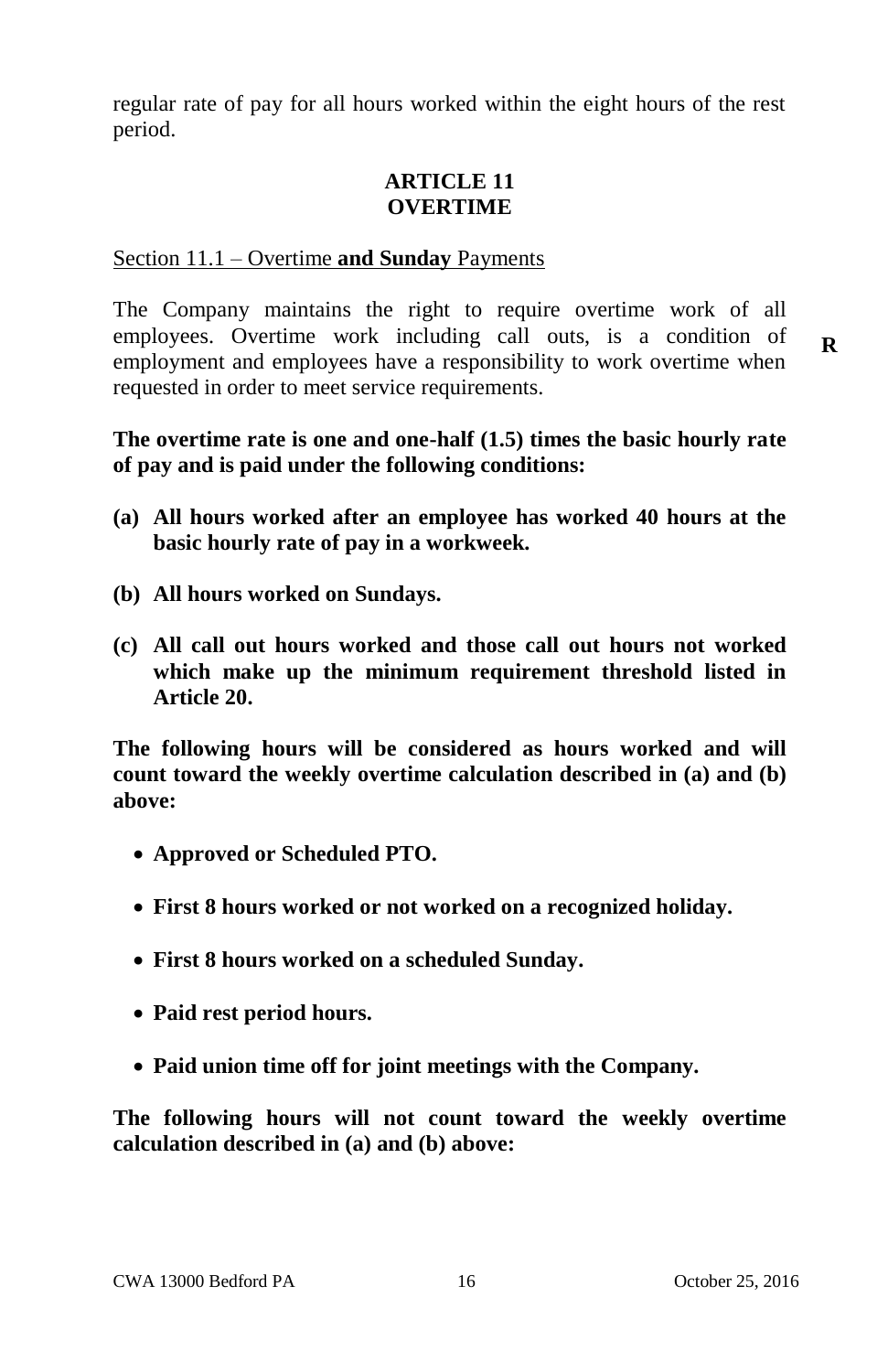regular rate of pay for all hours worked within the eight hours of the rest period.

## ARTICLE 11
## OVERTIME

Section 11.1 – Overtime **and Sunday** Payments

The Company maintains the right to require overtime work of all employees. Overtime work including call outs, is a condition of employment and employees have a responsibility to work overtime when requested in order to meet service requirements. **R**

**The overtime rate is one and one-half (1.5) times the basic hourly rate of pay and is paid under the following conditions:**

**(a) All hours worked after an employee has worked 40 hours at the basic hourly rate of pay in a workweek.**

**(b) All hours worked on Sundays.**

**(c) All call out hours worked and those call out hours not worked which make up the minimum requirement threshold listed in Article 20.**

**The following hours will be considered as hours worked and will count toward the weekly overtime calculation described in (a) and (b) above:**

- **Approved or Scheduled PTO.**
- **First 8 hours worked or not worked on a recognized holiday.**
- **First 8 hours worked on a scheduled Sunday.**
- **Paid rest period hours.**
- **Paid union time off for joint meetings with the Company.**

**The following hours will not count toward the weekly overtime calculation described in (a) and (b) above:**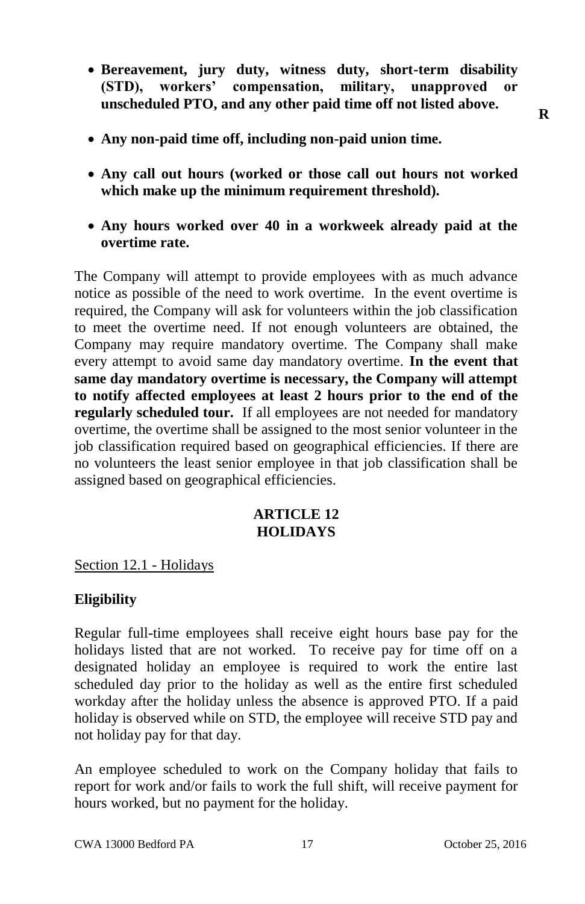- **Bereavement, jury duty, witness duty, short-term disability (STD), workers' compensation, military, unapproved or unscheduled PTO, and any other paid time off not listed above.**

- **Any non-paid time off, including non-paid union time.**

- **Any call out hours (worked or those call out hours not worked which make up the minimum requirement threshold).**

- **Any hours worked over 40 in a workweek already paid at the overtime rate.**

R

The Company will attempt to provide employees with as much advance notice as possible of the need to work overtime. In the event overtime is required, the Company will ask for volunteers within the job classification to meet the overtime need. If not enough volunteers are obtained, the Company may require mandatory overtime. The Company shall make every attempt to avoid same day mandatory overtime. **In the event that same day mandatory overtime is necessary, the Company will attempt to notify affected employees at least 2 hours prior to the end of the regularly scheduled tour.** If all employees are not needed for mandatory overtime, the overtime shall be assigned to the most senior volunteer in the job classification required based on geographical efficiencies. If there are no volunteers the least senior employee in that job classification shall be assigned based on geographical efficiencies.

## ARTICLE 12
## HOLIDAYS

Section 12.1 - Holidays

**Eligibility**

Regular full-time employees shall receive eight hours base pay for the holidays listed that are not worked. To receive pay for time off on a designated holiday an employee is required to work the entire last scheduled day prior to the holiday as well as the entire first scheduled workday after the holiday unless the absence is approved PTO. If a paid holiday is observed while on STD, the employee will receive STD pay and not holiday pay for that day.

An employee scheduled to work on the Company holiday that fails to report for work and/or fails to work the full shift, will receive payment for hours worked, but no payment for the holiday.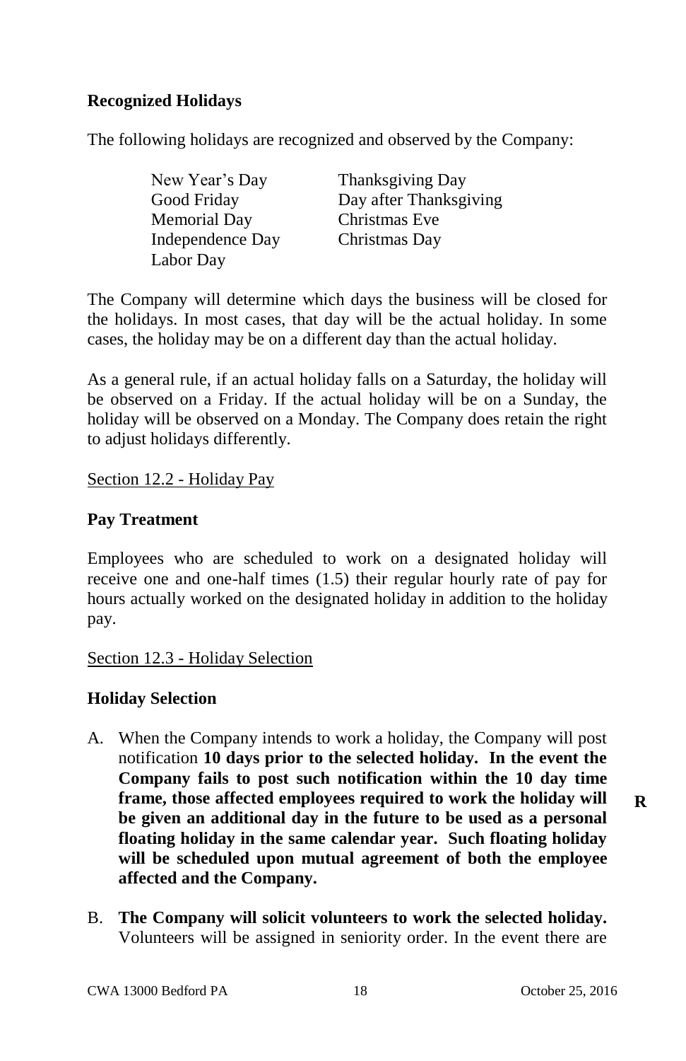**Recognized Holidays**

The following holidays are recognized and observed by the Company:

| | |
|---|---|
| New Year's Day | Thanksgiving Day |
| Good Friday | Day after Thanksgiving |
| Memorial Day | Christmas Eve |
| Independence Day | Christmas Day |
| Labor Day | |

The Company will determine which days the business will be closed for the holidays. In most cases, that day will be the actual holiday. In some cases, the holiday may be on a different day than the actual holiday.

As a general rule, if an actual holiday falls on a Saturday, the holiday will be observed on a Friday. If the actual holiday will be on a Sunday, the holiday will be observed on a Monday. The Company does retain the right to adjust holidays differently.

Section 12.2 - Holiday Pay

**Pay Treatment**

Employees who are scheduled to work on a designated holiday will receive one and one-half times (1.5) their regular hourly rate of pay for hours actually worked on the designated holiday in addition to the holiday pay.

Section 12.3 - Holiday Selection

**Holiday Selection**

A. When the Company intends to work a holiday, the Company will post notification **10 days prior to the selected holiday. In the event the Company fails to post such notification within the 10 day time frame, those affected employees required to work the holiday will be given an additional day in the future to be used as a personal floating holiday in the same calendar year. Such floating holiday will be scheduled upon mutual agreement of both the employee affected and the Company.** **R**

B. **The Company will solicit volunteers to work the selected holiday.** Volunteers will be assigned in seniority order. In the event there are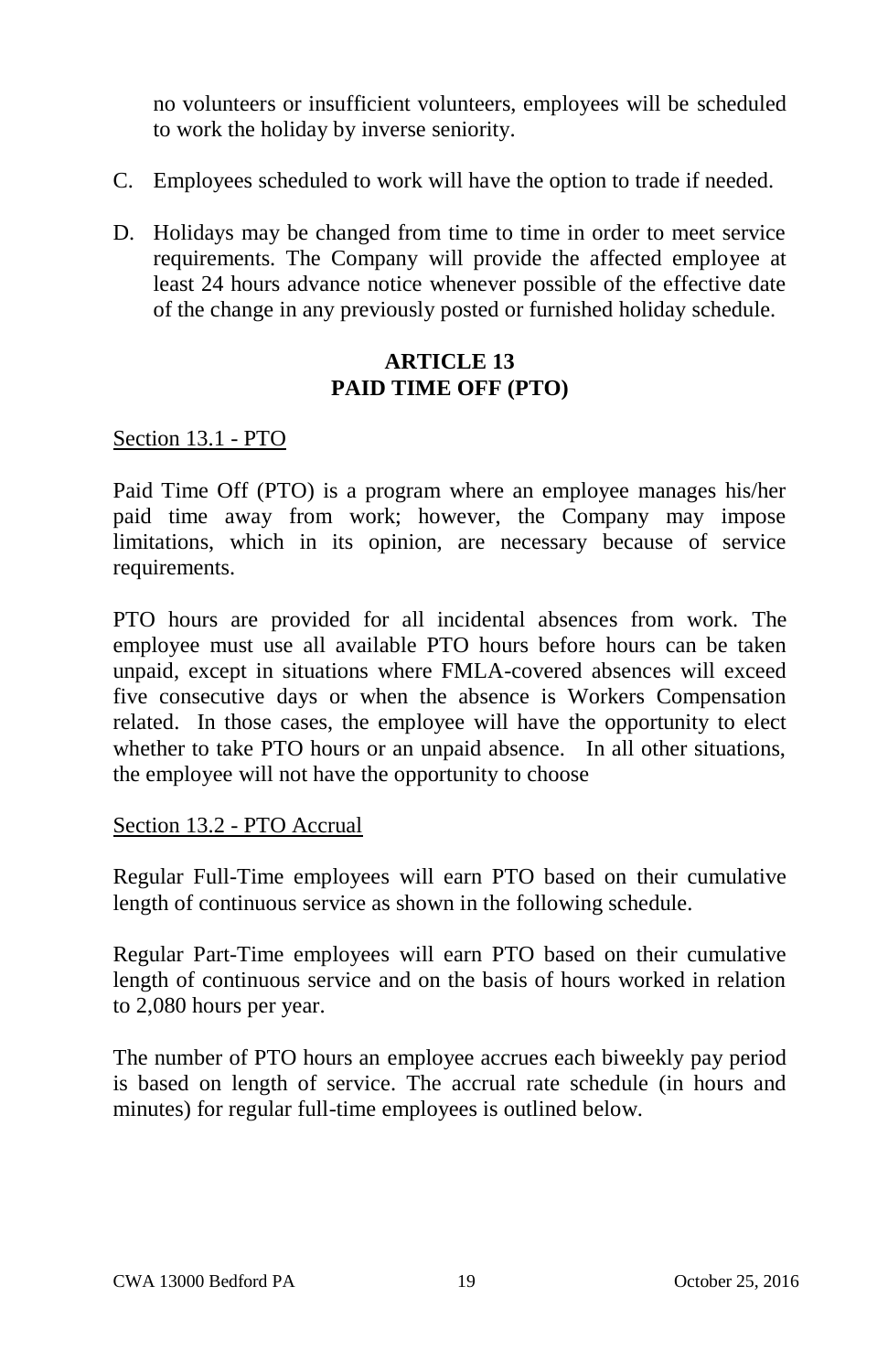no volunteers or insufficient volunteers, employees will be scheduled to work the holiday by inverse seniority.

C. Employees scheduled to work will have the option to trade if needed.

D. Holidays may be changed from time to time in order to meet service requirements. The Company will provide the affected employee at least 24 hours advance notice whenever possible of the effective date of the change in any previously posted or furnished holiday schedule.

## ARTICLE 13
## PAID TIME OFF (PTO)

Section 13.1 - PTO

Paid Time Off (PTO) is a program where an employee manages his/her paid time away from work; however, the Company may impose limitations, which in its opinion, are necessary because of service requirements.

PTO hours are provided for all incidental absences from work. The employee must use all available PTO hours before hours can be taken unpaid, except in situations where FMLA-covered absences will exceed five consecutive days or when the absence is Workers Compensation related. In those cases, the employee will have the opportunity to elect whether to take PTO hours or an unpaid absence. In all other situations, the employee will not have the opportunity to choose

Section 13.2 - PTO Accrual

Regular Full-Time employees will earn PTO based on their cumulative length of continuous service as shown in the following schedule.

Regular Part-Time employees will earn PTO based on their cumulative length of continuous service and on the basis of hours worked in relation to 2,080 hours per year.

The number of PTO hours an employee accrues each biweekly pay period is based on length of service. The accrual rate schedule (in hours and minutes) for regular full-time employees is outlined below.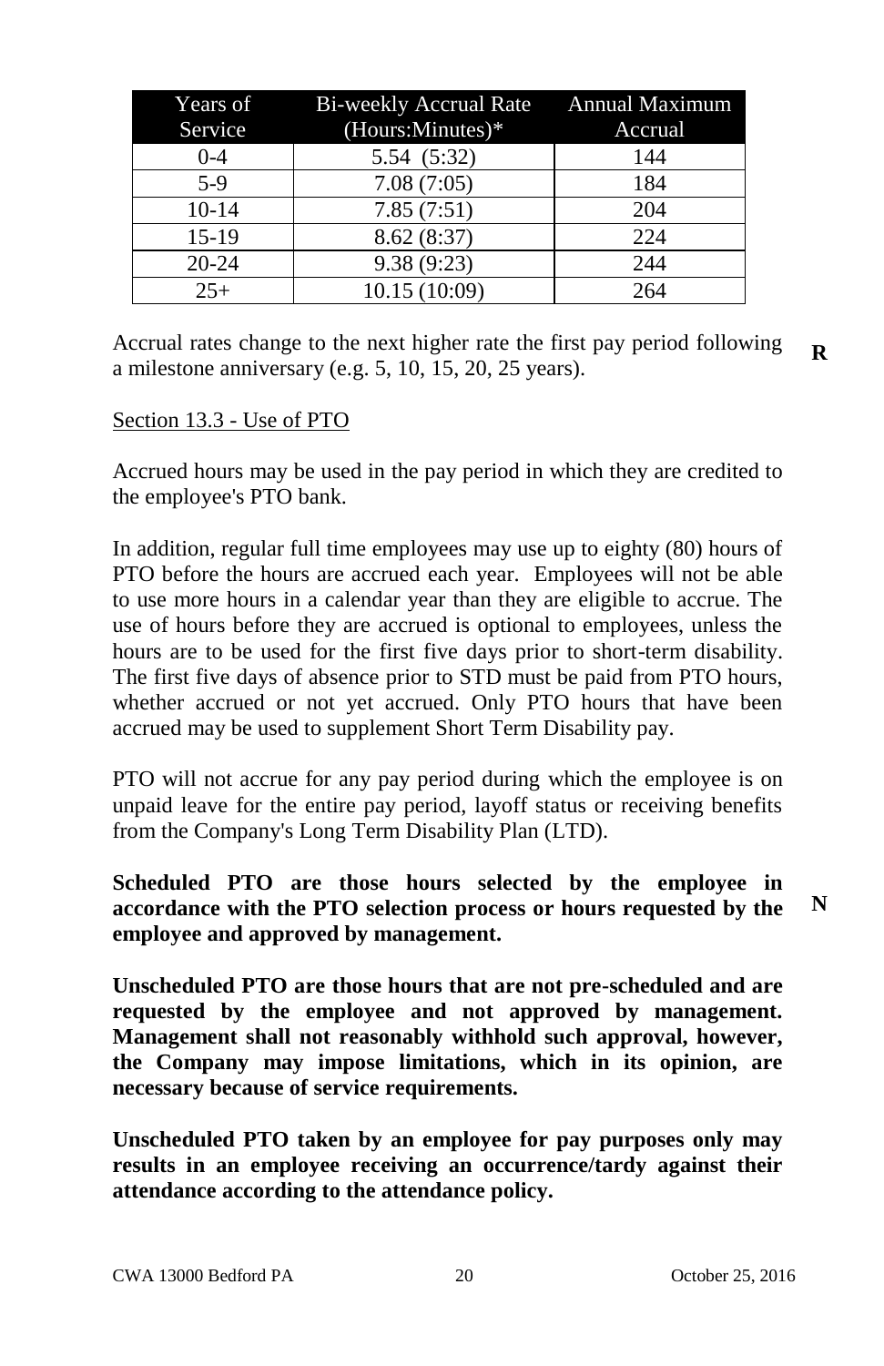| Years of Service | Bi-weekly Accrual Rate (Hours:Minutes)* | Annual Maximum Accrual |
|---|---|---|
| 0-4 | 5.54 (5:32) | 144 |
| 5-9 | 7.08 (7:05) | 184 |
| 10-14 | 7.85 (7:51) | 204 |
| 15-19 | 8.62 (8:37) | 224 |
| 20-24 | 9.38 (9:23) | 244 |
| 25+ | 10.15 (10:09) | 264 |

Accrual rates change to the next higher rate the first pay period following a milestone anniversary (e.g. 5, 10, 15, 20, 25 years). **R**

<u>Section 13.3 - Use of PTO</u>

Accrued hours may be used in the pay period in which they are credited to the employee's PTO bank.

In addition, regular full time employees may use up to eighty (80) hours of PTO before the hours are accrued each year. Employees will not be able to use more hours in a calendar year than they are eligible to accrue. The use of hours before they are accrued is optional to employees, unless the hours are to be used for the first five days prior to short-term disability. The first five days of absence prior to STD must be paid from PTO hours, whether accrued or not yet accrued. Only PTO hours that have been accrued may be used to supplement Short Term Disability pay.

PTO will not accrue for any pay period during which the employee is on unpaid leave for the entire pay period, layoff status or receiving benefits from the Company's Long Term Disability Plan (LTD).

**Scheduled PTO are those hours selected by the employee in accordance with the PTO selection process or hours requested by the employee and approved by management.** **N**

**Unscheduled PTO are those hours that are not pre-scheduled and are requested by the employee and not approved by management. Management shall not reasonably withhold such approval, however, the Company may impose limitations, which in its opinion, are necessary because of service requirements.**

**Unscheduled PTO taken by an employee for pay purposes only may results in an employee receiving an occurrence/tardy against their attendance according to the attendance policy.**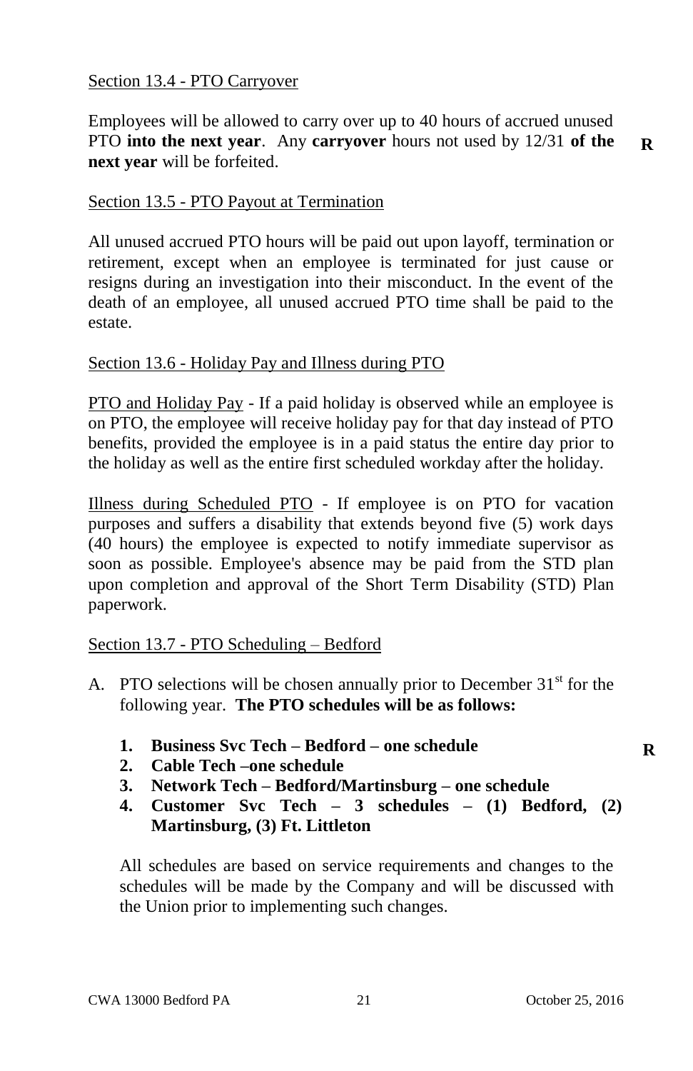Section 13.4 - PTO Carryover

Employees will be allowed to carry over up to 40 hours of accrued unused PTO **into the next year**. Any **carryover** hours not used by 12/31 **of the next year** will be forfeited. **R**

Section 13.5 - PTO Payout at Termination

All unused accrued PTO hours will be paid out upon layoff, termination or retirement, except when an employee is terminated for just cause or resigns during an investigation into their misconduct. In the event of the death of an employee, all unused accrued PTO time shall be paid to the estate.

Section 13.6 - Holiday Pay and Illness during PTO

PTO and Holiday Pay - If a paid holiday is observed while an employee is on PTO, the employee will receive holiday pay for that day instead of PTO benefits, provided the employee is in a paid status the entire day prior to the holiday as well as the entire first scheduled workday after the holiday.

Illness during Scheduled PTO - If employee is on PTO for vacation purposes and suffers a disability that extends beyond five (5) work days (40 hours) the employee is expected to notify immediate supervisor as soon as possible. Employee's absence may be paid from the STD plan upon completion and approval of the Short Term Disability (STD) Plan paperwork.

Section 13.7 - PTO Scheduling – Bedford

A. PTO selections will be chosen annually prior to December 31st for the following year. **The PTO schedules will be as follows:**

   1. **Business Svc Tech – Bedford – one schedule** **R**
   2. **Cable Tech –one schedule**
   3. **Network Tech – Bedford/Martinsburg – one schedule**
   4. **Customer Svc Tech – 3 schedules – (1) Bedford, (2) Martinsburg, (3) Ft. Littleton**

   All schedules are based on service requirements and changes to the schedules will be made by the Company and will be discussed with the Union prior to implementing such changes.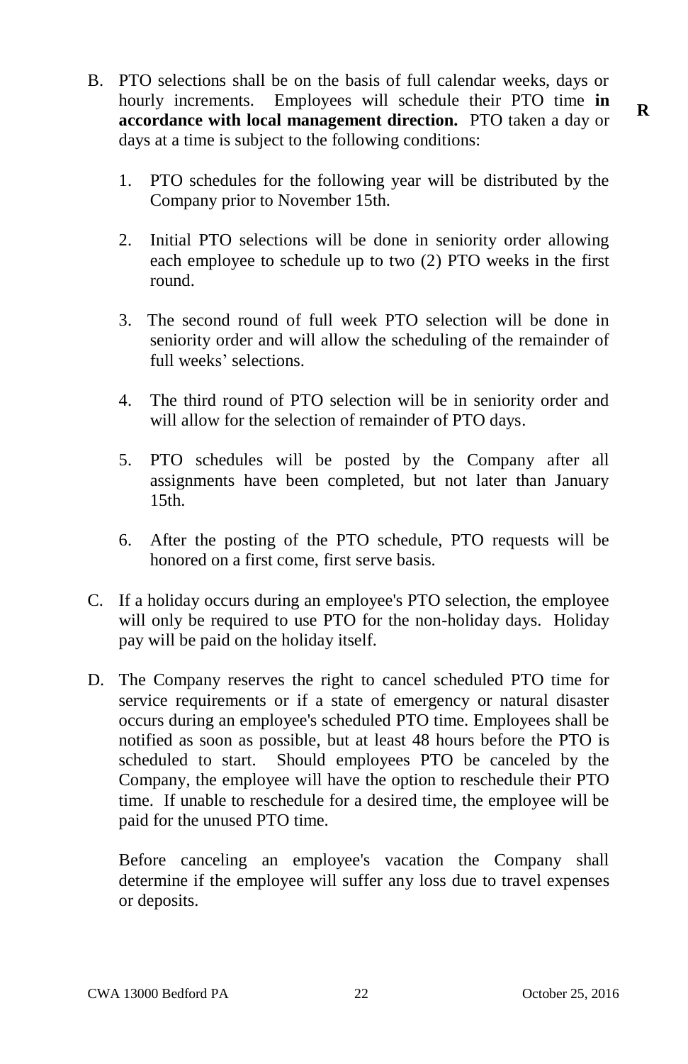B. PTO selections shall be on the basis of full calendar weeks, days or hourly increments. Employees will schedule their PTO time **in accordance with local management direction.** PTO taken a day or days at a time is subject to the following conditions: **R**

   1. PTO schedules for the following year will be distributed by the Company prior to November 15th.

   2. Initial PTO selections will be done in seniority order allowing each employee to schedule up to two (2) PTO weeks in the first round.

   3. The second round of full week PTO selection will be done in seniority order and will allow the scheduling of the remainder of full weeks' selections.

   4. The third round of PTO selection will be in seniority order and will allow for the selection of remainder of PTO days.

   5. PTO schedules will be posted by the Company after all assignments have been completed, but not later than January 15th.

   6. After the posting of the PTO schedule, PTO requests will be honored on a first come, first serve basis.

C. If a holiday occurs during an employee's PTO selection, the employee will only be required to use PTO for the non-holiday days. Holiday pay will be paid on the holiday itself.

D. The Company reserves the right to cancel scheduled PTO time for service requirements or if a state of emergency or natural disaster occurs during an employee's scheduled PTO time. Employees shall be notified as soon as possible, but at least 48 hours before the PTO is scheduled to start. Should employees PTO be canceled by the Company, the employee will have the option to reschedule their PTO time. If unable to reschedule for a desired time, the employee will be paid for the unused PTO time.

   Before canceling an employee's vacation the Company shall determine if the employee will suffer any loss due to travel expenses or deposits.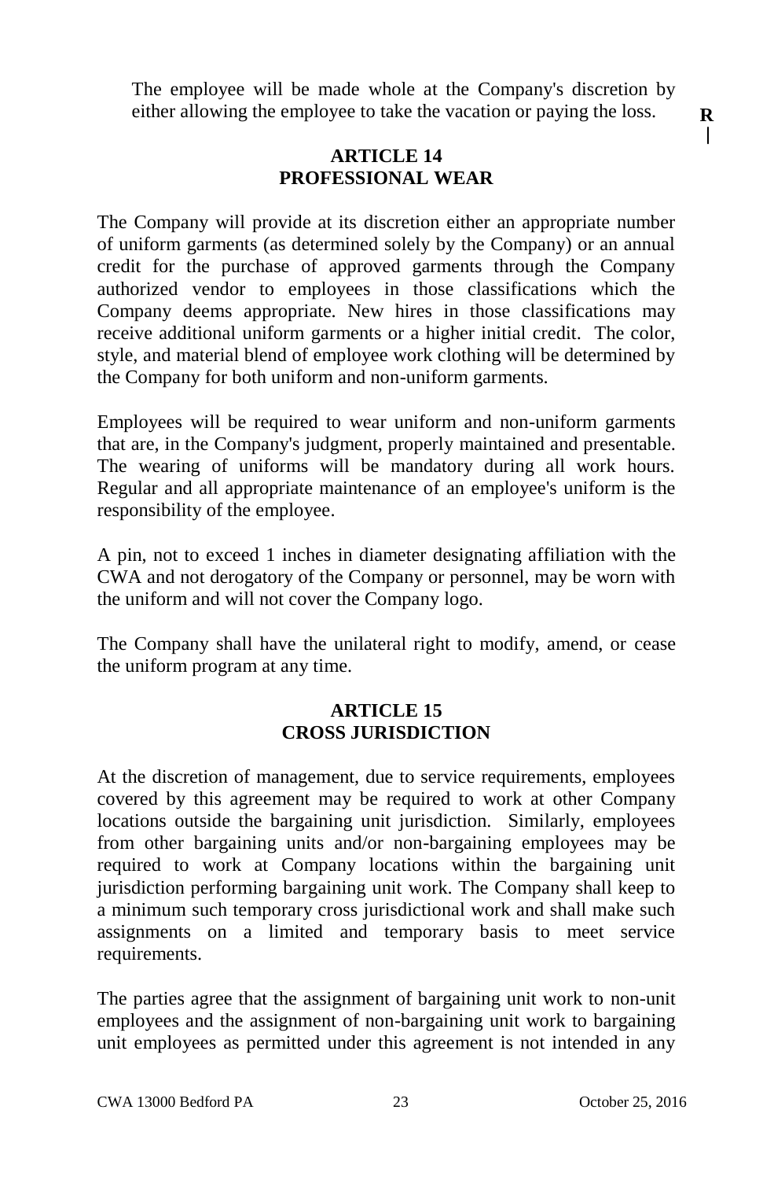The employee will be made whole at the Company's discretion by either allowing the employee to take the vacation or paying the loss.

## ARTICLE 14
## PROFESSIONAL WEAR

The Company will provide at its discretion either an appropriate number of uniform garments (as determined solely by the Company) or an annual credit for the purchase of approved garments through the Company authorized vendor to employees in those classifications which the Company deems appropriate. New hires in those classifications may receive additional uniform garments or a higher initial credit. The color, style, and material blend of employee work clothing will be determined by the Company for both uniform and non-uniform garments.

Employees will be required to wear uniform and non-uniform garments that are, in the Company's judgment, properly maintained and presentable. The wearing of uniforms will be mandatory during all work hours. Regular and all appropriate maintenance of an employee's uniform is the responsibility of the employee.

A pin, not to exceed 1 inches in diameter designating affiliation with the CWA and not derogatory of the Company or personnel, may be worn with the uniform and will not cover the Company logo.

The Company shall have the unilateral right to modify, amend, or cease the uniform program at any time.

## ARTICLE 15
## CROSS JURISDICTION

At the discretion of management, due to service requirements, employees covered by this agreement may be required to work at other Company locations outside the bargaining unit jurisdiction. Similarly, employees from other bargaining units and/or non-bargaining employees may be required to work at Company locations within the bargaining unit jurisdiction performing bargaining unit work. The Company shall keep to a minimum such temporary cross jurisdictional work and shall make such assignments on a limited and temporary basis to meet service requirements.

The parties agree that the assignment of bargaining unit work to non-unit employees and the assignment of non-bargaining unit work to bargaining unit employees as permitted under this agreement is not intended in any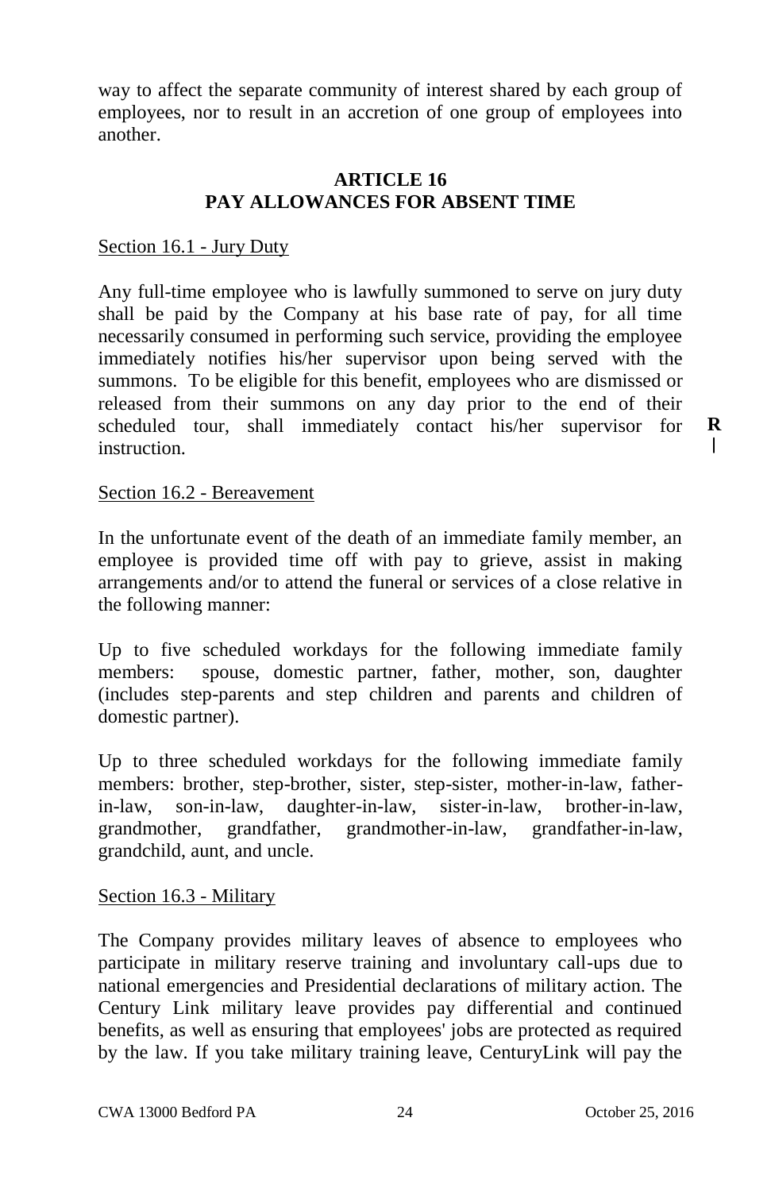way to affect the separate community of interest shared by each group of employees, nor to result in an accretion of one group of employees into another.

## ARTICLE 16
## PAY ALLOWANCES FOR ABSENT TIME

Section 16.1 - Jury Duty

Any full-time employee who is lawfully summoned to serve on jury duty shall be paid by the Company at his base rate of pay, for all time necessarily consumed in performing such service, providing the employee immediately notifies his/her supervisor upon being served with the summons. To be eligible for this benefit, employees who are dismissed or released from their summons on any day prior to the end of their scheduled tour, shall immediately contact his/her supervisor for instruction. **R**

Section 16.2 - Bereavement

In the unfortunate event of the death of an immediate family member, an employee is provided time off with pay to grieve, assist in making arrangements and/or to attend the funeral or services of a close relative in the following manner:

Up to five scheduled workdays for the following immediate family members: spouse, domestic partner, father, mother, son, daughter (includes step-parents and step children and parents and children of domestic partner).

Up to three scheduled workdays for the following immediate family members: brother, step-brother, sister, step-sister, mother-in-law, father-in-law, son-in-law, daughter-in-law, sister-in-law, brother-in-law, grandmother, grandfather, grandmother-in-law, grandfather-in-law, grandchild, aunt, and uncle.

Section 16.3 - Military

The Company provides military leaves of absence to employees who participate in military reserve training and involuntary call-ups due to national emergencies and Presidential declarations of military action. The Century Link military leave provides pay differential and continued benefits, as well as ensuring that employees' jobs are protected as required by the law. If you take military training leave, CenturyLink will pay the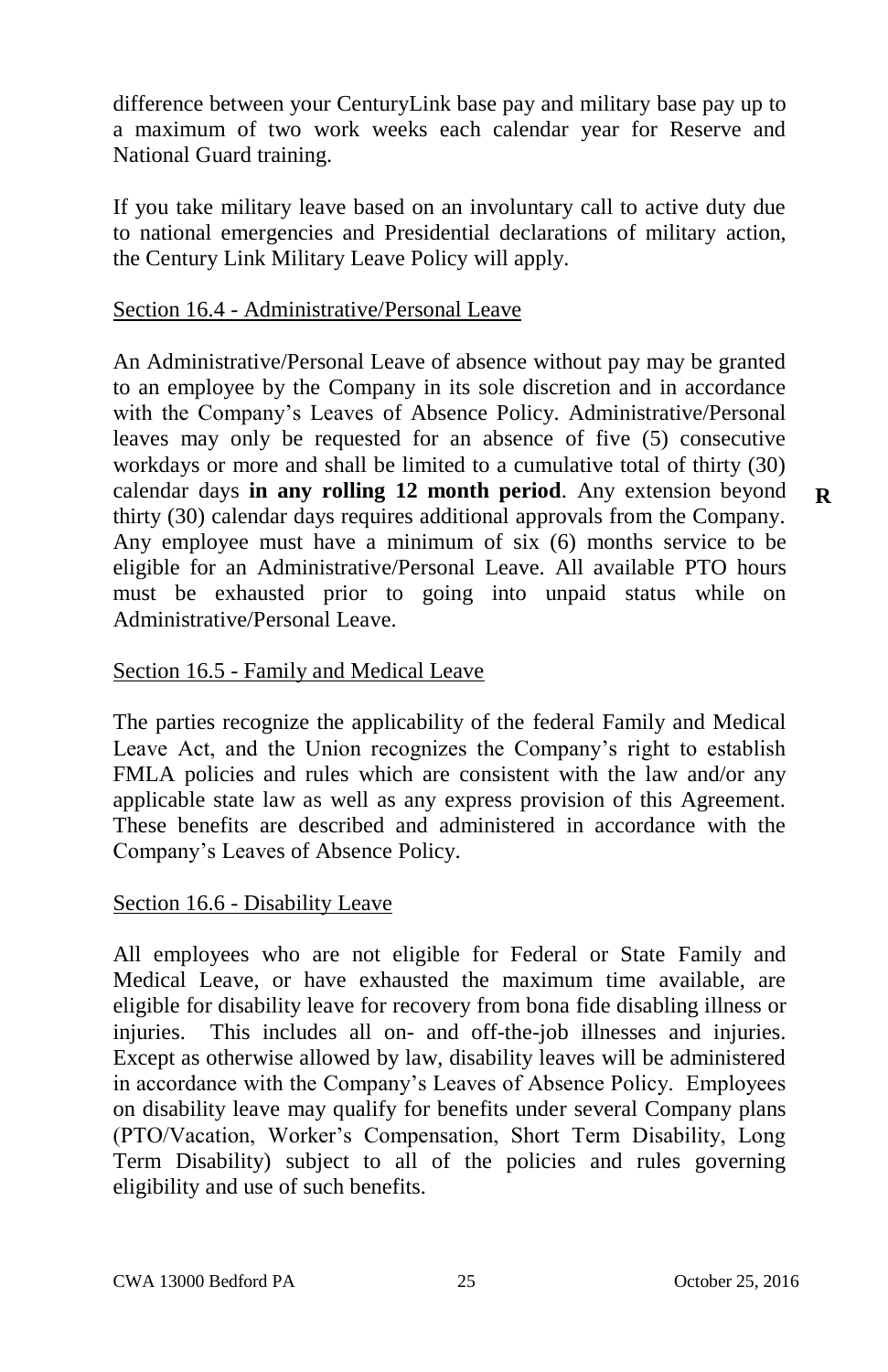difference between your CenturyLink base pay and military base pay up to a maximum of two work weeks each calendar year for Reserve and National Guard training.

If you take military leave based on an involuntary call to active duty due to national emergencies and Presidential declarations of military action, the Century Link Military Leave Policy will apply.

## Section 16.4 - Administrative/Personal Leave

An Administrative/Personal Leave of absence without pay may be granted to an employee by the Company in its sole discretion and in accordance with the Company's Leaves of Absence Policy. Administrative/Personal leaves may only be requested for an absence of five (5) consecutive workdays or more and shall be limited to a cumulative total of thirty (30) calendar days **in any rolling 12 month period**. Any extension beyond thirty (30) calendar days requires additional approvals from the Company. Any employee must have a minimum of six (6) months service to be eligible for an Administrative/Personal Leave. All available PTO hours must be exhausted prior to going into unpaid status while on Administrative/Personal Leave. **R**

## Section 16.5 - Family and Medical Leave

The parties recognize the applicability of the federal Family and Medical Leave Act, and the Union recognizes the Company's right to establish FMLA policies and rules which are consistent with the law and/or any applicable state law as well as any express provision of this Agreement. These benefits are described and administered in accordance with the Company's Leaves of Absence Policy.

## Section 16.6 - Disability Leave

All employees who are not eligible for Federal or State Family and Medical Leave, or have exhausted the maximum time available, are eligible for disability leave for recovery from bona fide disabling illness or injuries. This includes all on- and off-the-job illnesses and injuries. Except as otherwise allowed by law, disability leaves will be administered in accordance with the Company's Leaves of Absence Policy. Employees on disability leave may qualify for benefits under several Company plans (PTO/Vacation, Worker's Compensation, Short Term Disability, Long Term Disability) subject to all of the policies and rules governing eligibility and use of such benefits.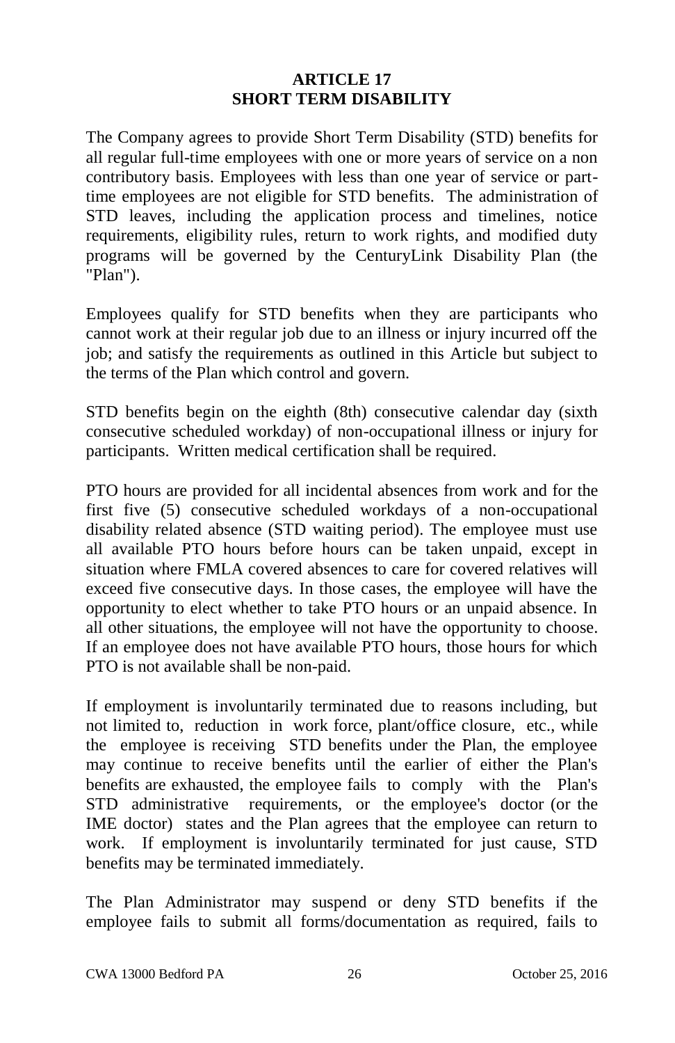# ARTICLE 17
# SHORT TERM DISABILITY

The Company agrees to provide Short Term Disability (STD) benefits for all regular full-time employees with one or more years of service on a non contributory basis. Employees with less than one year of service or part-time employees are not eligible for STD benefits. The administration of STD leaves, including the application process and timelines, notice requirements, eligibility rules, return to work rights, and modified duty programs will be governed by the CenturyLink Disability Plan (the "Plan").

Employees qualify for STD benefits when they are participants who cannot work at their regular job due to an illness or injury incurred off the job; and satisfy the requirements as outlined in this Article but subject to the terms of the Plan which control and govern.

STD benefits begin on the eighth (8th) consecutive calendar day (sixth consecutive scheduled workday) of non-occupational illness or injury for participants. Written medical certification shall be required.

PTO hours are provided for all incidental absences from work and for the first five (5) consecutive scheduled workdays of a non-occupational disability related absence (STD waiting period). The employee must use all available PTO hours before hours can be taken unpaid, except in situation where FMLA covered absences to care for covered relatives will exceed five consecutive days. In those cases, the employee will have the opportunity to elect whether to take PTO hours or an unpaid absence. In all other situations, the employee will not have the opportunity to choose. If an employee does not have available PTO hours, those hours for which PTO is not available shall be non-paid.

If employment is involuntarily terminated due to reasons including, but not limited to, reduction in work force, plant/office closure, etc., while the employee is receiving STD benefits under the Plan, the employee may continue to receive benefits until the earlier of either the Plan's benefits are exhausted, the employee fails to comply with the Plan's STD administrative requirements, or the employee's doctor (or the IME doctor) states and the Plan agrees that the employee can return to work. If employment is involuntarily terminated for just cause, STD benefits may be terminated immediately.

The Plan Administrator may suspend or deny STD benefits if the employee fails to submit all forms/documentation as required, fails to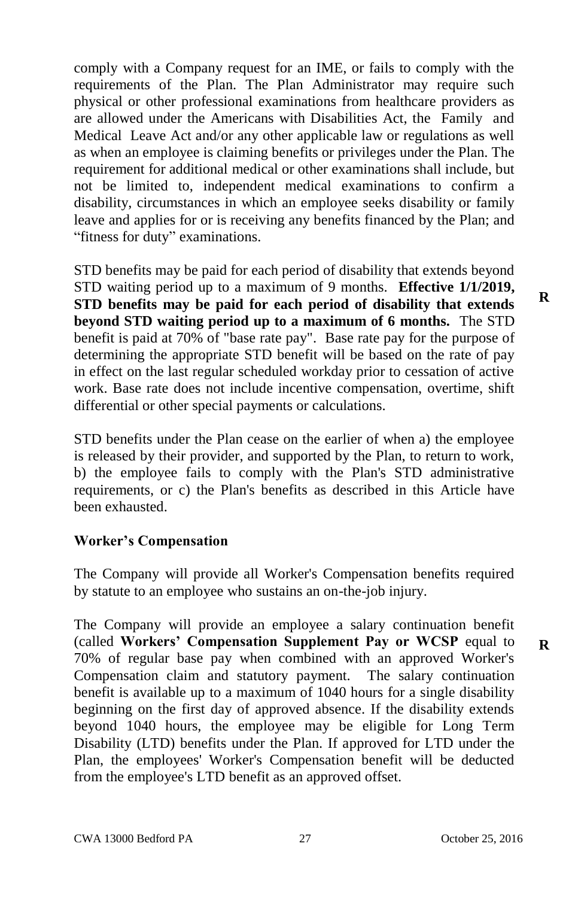comply with a Company request for an IME, or fails to comply with the requirements of the Plan. The Plan Administrator may require such physical or other professional examinations from healthcare providers as are allowed under the Americans with Disabilities Act, the Family and Medical Leave Act and/or any other applicable law or regulations as well as when an employee is claiming benefits or privileges under the Plan. The requirement for additional medical or other examinations shall include, but not be limited to, independent medical examinations to confirm a disability, circumstances in which an employee seeks disability or family leave and applies for or is receiving any benefits financed by the Plan; and "fitness for duty" examinations.

STD benefits may be paid for each period of disability that extends beyond STD waiting period up to a maximum of 9 months. **Effective 1/1/2019, STD benefits may be paid for each period of disability that extends beyond STD waiting period up to a maximum of 6 months.** The STD benefit is paid at 70% of "base rate pay". Base rate pay for the purpose of determining the appropriate STD benefit will be based on the rate of pay in effect on the last regular scheduled workday prior to cessation of active work. Base rate does not include incentive compensation, overtime, shift differential or other special payments or calculations. **R**

STD benefits under the Plan cease on the earlier of when a) the employee is released by their provider, and supported by the Plan, to return to work, b) the employee fails to comply with the Plan's STD administrative requirements, or c) the Plan's benefits as described in this Article have been exhausted.

## Worker's Compensation

The Company will provide all Worker's Compensation benefits required by statute to an employee who sustains an on-the-job injury.

The Company will provide an employee a salary continuation benefit (called **Workers' Compensation Supplement Pay or WCSP** equal to 70% of regular base pay when combined with an approved Worker's Compensation claim and statutory payment. The salary continuation benefit is available up to a maximum of 1040 hours for a single disability beginning on the first day of approved absence. If the disability extends beyond 1040 hours, the employee may be eligible for Long Term Disability (LTD) benefits under the Plan. If approved for LTD under the Plan, the employees' Worker's Compensation benefit will be deducted from the employee's LTD benefit as an approved offset. **R**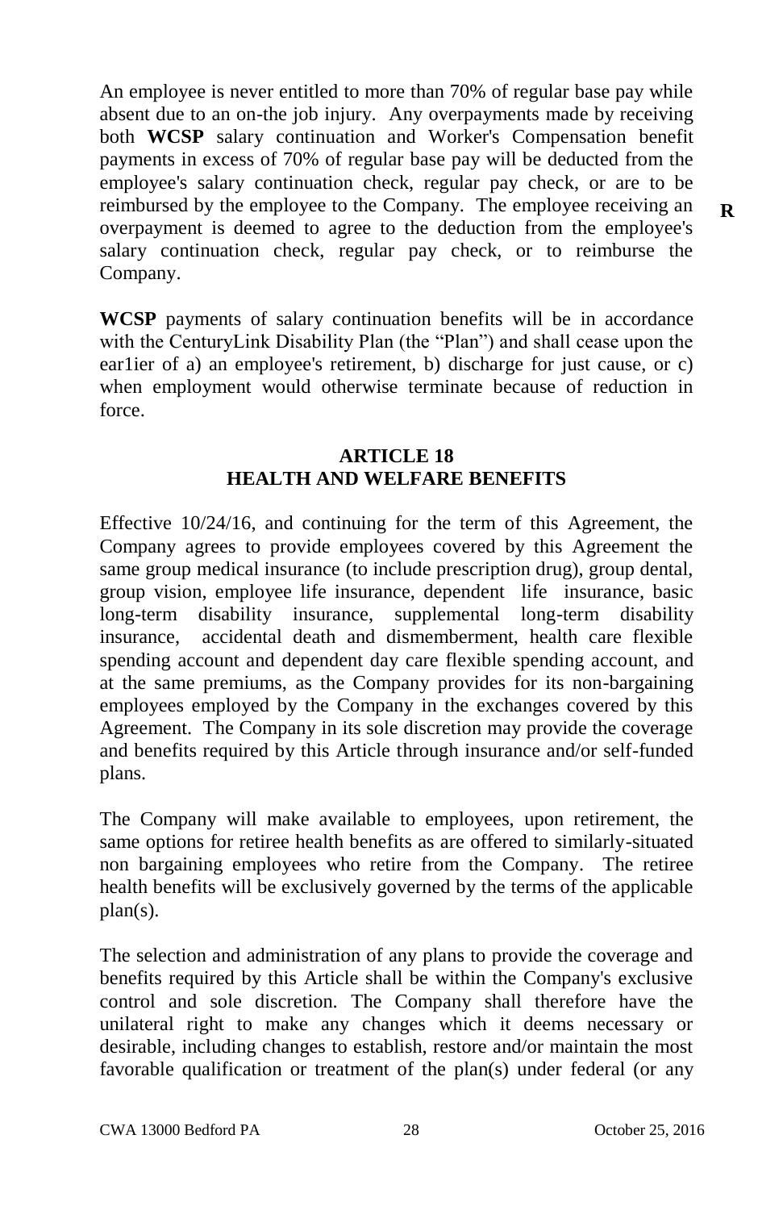An employee is never entitled to more than 70% of regular base pay while absent due to an on-the job injury. Any overpayments made by receiving both **WCSP** salary continuation and Worker's Compensation benefit payments in excess of 70% of regular base pay will be deducted from the employee's salary continuation check, regular pay check, or are to be reimbursed by the employee to the Company. The employee receiving an overpayment is deemed to agree to the deduction from the employee's salary continuation check, regular pay check, or to reimburse the Company. **R**

**WCSP** payments of salary continuation benefits will be in accordance with the CenturyLink Disability Plan (the "Plan") and shall cease upon the ear1ier of a) an employee's retirement, b) discharge for just cause, or c) when employment would otherwise terminate because of reduction in force.

## ARTICLE 18
## HEALTH AND WELFARE BENEFITS

Effective 10/24/16, and continuing for the term of this Agreement, the Company agrees to provide employees covered by this Agreement the same group medical insurance (to include prescription drug), group dental, group vision, employee life insurance, dependent life insurance, basic long-term disability insurance, supplemental long-term disability insurance, accidental death and dismemberment, health care flexible spending account and dependent day care flexible spending account, and at the same premiums, as the Company provides for its non-bargaining employees employed by the Company in the exchanges covered by this Agreement. The Company in its sole discretion may provide the coverage and benefits required by this Article through insurance and/or self-funded plans.

The Company will make available to employees, upon retirement, the same options for retiree health benefits as are offered to similarly-situated non bargaining employees who retire from the Company. The retiree health benefits will be exclusively governed by the terms of the applicable plan(s).

The selection and administration of any plans to provide the coverage and benefits required by this Article shall be within the Company's exclusive control and sole discretion. The Company shall therefore have the unilateral right to make any changes which it deems necessary or desirable, including changes to establish, restore and/or maintain the most favorable qualification or treatment of the plan(s) under federal (or any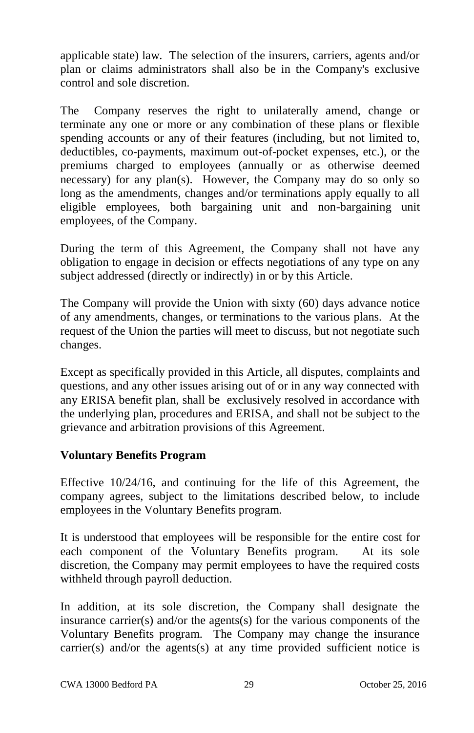applicable state) law. The selection of the insurers, carriers, agents and/or plan or claims administrators shall also be in the Company's exclusive control and sole discretion.

The Company reserves the right to unilaterally amend, change or terminate any one or more or any combination of these plans or flexible spending accounts or any of their features (including, but not limited to, deductibles, co-payments, maximum out-of-pocket expenses, etc.), or the premiums charged to employees (annually or as otherwise deemed necessary) for any plan(s). However, the Company may do so only so long as the amendments, changes and/or terminations apply equally to all eligible employees, both bargaining unit and non-bargaining unit employees, of the Company.

During the term of this Agreement, the Company shall not have any obligation to engage in decision or effects negotiations of any type on any subject addressed (directly or indirectly) in or by this Article.

The Company will provide the Union with sixty (60) days advance notice of any amendments, changes, or terminations to the various plans. At the request of the Union the parties will meet to discuss, but not negotiate such changes.

Except as specifically provided in this Article, all disputes, complaints and questions, and any other issues arising out of or in any way connected with any ERISA benefit plan, shall be exclusively resolved in accordance with the underlying plan, procedures and ERISA, and shall not be subject to the grievance and arbitration provisions of this Agreement.

**Voluntary Benefits Program**

Effective 10/24/16, and continuing for the life of this Agreement, the company agrees, subject to the limitations described below, to include employees in the Voluntary Benefits program.

It is understood that employees will be responsible for the entire cost for each component of the Voluntary Benefits program. At its sole discretion, the Company may permit employees to have the required costs withheld through payroll deduction.

In addition, at its sole discretion, the Company shall designate the insurance carrier(s) and/or the agents(s) for the various components of the Voluntary Benefits program. The Company may change the insurance carrier(s) and/or the agents(s) at any time provided sufficient notice is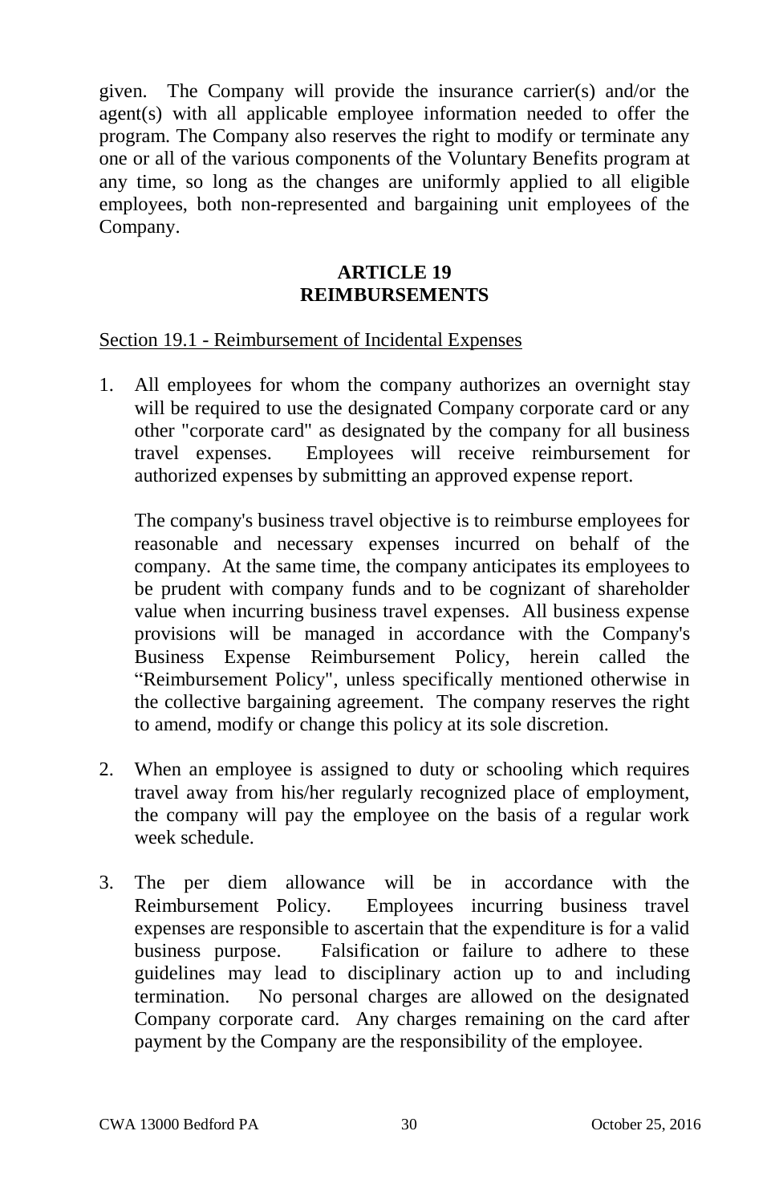given. The Company will provide the insurance carrier(s) and/or the agent(s) with all applicable employee information needed to offer the program. The Company also reserves the right to modify or terminate any one or all of the various components of the Voluntary Benefits program at any time, so long as the changes are uniformly applied to all eligible employees, both non-represented and bargaining unit employees of the Company.

## ARTICLE 19
## REIMBURSEMENTS

Section 19.1 - Reimbursement of Incidental Expenses

1. All employees for whom the company authorizes an overnight stay will be required to use the designated Company corporate card or any other "corporate card" as designated by the company for all business travel expenses. Employees will receive reimbursement for authorized expenses by submitting an approved expense report.

   The company's business travel objective is to reimburse employees for reasonable and necessary expenses incurred on behalf of the company. At the same time, the company anticipates its employees to be prudent with company funds and to be cognizant of shareholder value when incurring business travel expenses. All business expense provisions will be managed in accordance with the Company's Business Expense Reimbursement Policy, herein called the "Reimbursement Policy", unless specifically mentioned otherwise in the collective bargaining agreement. The company reserves the right to amend, modify or change this policy at its sole discretion.

2. When an employee is assigned to duty or schooling which requires travel away from his/her regularly recognized place of employment, the company will pay the employee on the basis of a regular work week schedule.

3. The per diem allowance will be in accordance with the Reimbursement Policy. Employees incurring business travel expenses are responsible to ascertain that the expenditure is for a valid business purpose. Falsification or failure to adhere to these guidelines may lead to disciplinary action up to and including termination. No personal charges are allowed on the designated Company corporate card. Any charges remaining on the card after payment by the Company are the responsibility of the employee.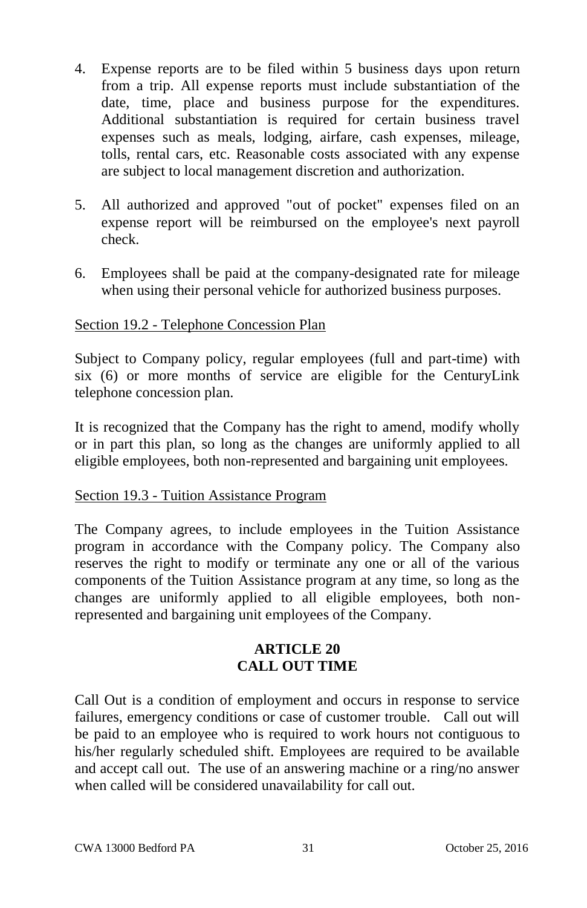4. Expense reports are to be filed within 5 business days upon return from a trip. All expense reports must include substantiation of the date, time, place and business purpose for the expenditures. Additional substantiation is required for certain business travel expenses such as meals, lodging, airfare, cash expenses, mileage, tolls, rental cars, etc. Reasonable costs associated with any expense are subject to local management discretion and authorization.

5. All authorized and approved "out of pocket" expenses filed on an expense report will be reimbursed on the employee's next payroll check.

6. Employees shall be paid at the company-designated rate for mileage when using their personal vehicle for authorized business purposes.

Section 19.2 - Telephone Concession Plan

Subject to Company policy, regular employees (full and part-time) with six (6) or more months of service are eligible for the CenturyLink telephone concession plan.

It is recognized that the Company has the right to amend, modify wholly or in part this plan, so long as the changes are uniformly applied to all eligible employees, both non-represented and bargaining unit employees.

Section 19.3 - Tuition Assistance Program

The Company agrees, to include employees in the Tuition Assistance program in accordance with the Company policy. The Company also reserves the right to modify or terminate any one or all of the various components of the Tuition Assistance program at any time, so long as the changes are uniformly applied to all eligible employees, both non-represented and bargaining unit employees of the Company.

## ARTICLE 20
## CALL OUT TIME

Call Out is a condition of employment and occurs in response to service failures, emergency conditions or case of customer trouble. Call out will be paid to an employee who is required to work hours not contiguous to his/her regularly scheduled shift. Employees are required to be available and accept call out. The use of an answering machine or a ring/no answer when called will be considered unavailability for call out.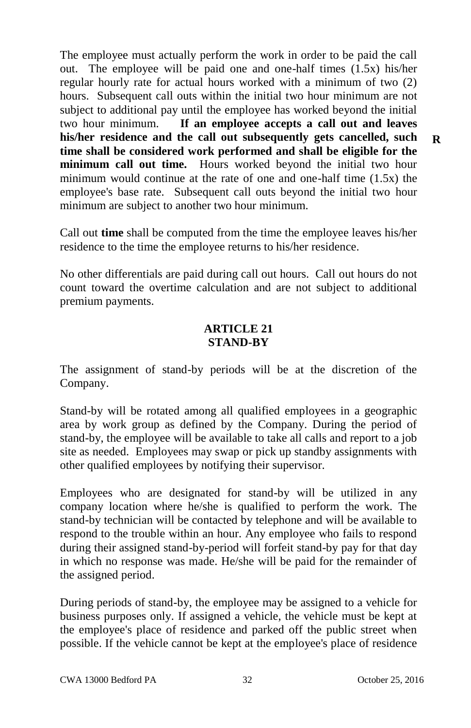The employee must actually perform the work in order to be paid the call out. The employee will be paid one and one-half times (1.5x) his/her regular hourly rate for actual hours worked with a minimum of two (2) hours. Subsequent call outs within the initial two hour minimum are not subject to additional pay until the employee has worked beyond the initial two hour minimum. **If an employee accepts a call out and leaves his/her residence and the call out subsequently gets cancelled, such time shall be considered work performed and shall be eligible for the minimum call out time.** Hours worked beyond the initial two hour minimum would continue at the rate of one and one-half time (1.5x) the employee's base rate. Subsequent call outs beyond the initial two hour minimum are subject to another two hour minimum. **R**

Call out **time** shall be computed from the time the employee leaves his/her residence to the time the employee returns to his/her residence.

No other differentials are paid during call out hours. Call out hours do not count toward the overtime calculation and are not subject to additional premium payments.

## ARTICLE 21
## STAND-BY

The assignment of stand-by periods will be at the discretion of the Company.

Stand-by will be rotated among all qualified employees in a geographic area by work group as defined by the Company. During the period of stand-by, the employee will be available to take all calls and report to a job site as needed. Employees may swap or pick up standby assignments with other qualified employees by notifying their supervisor.

Employees who are designated for stand-by will be utilized in any company location where he/she is qualified to perform the work. The stand-by technician will be contacted by telephone and will be available to respond to the trouble within an hour. Any employee who fails to respond during their assigned stand-by-period will forfeit stand-by pay for that day in which no response was made. He/she will be paid for the remainder of the assigned period.

During periods of stand-by, the employee may be assigned to a vehicle for business purposes only. If assigned a vehicle, the vehicle must be kept at the employee's place of residence and parked off the public street when possible. If the vehicle cannot be kept at the employee's place of residence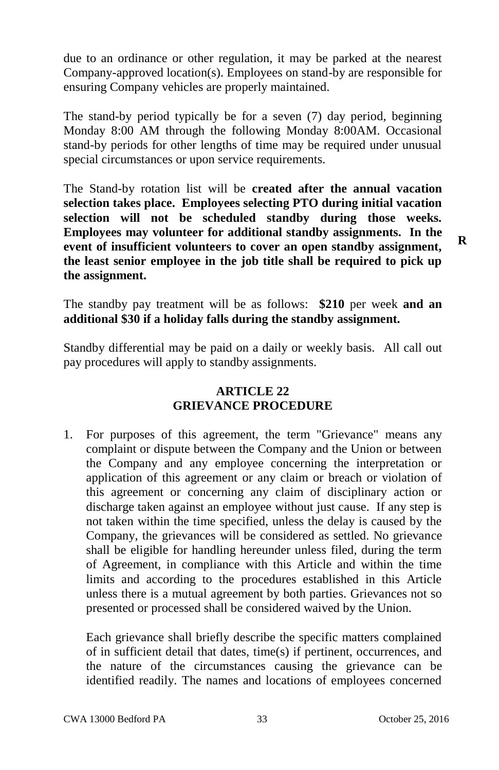due to an ordinance or other regulation, it may be parked at the nearest Company-approved location(s). Employees on stand-by are responsible for ensuring Company vehicles are properly maintained.

The stand-by period typically be for a seven (7) day period, beginning Monday 8:00 AM through the following Monday 8:00AM. Occasional stand-by periods for other lengths of time may be required under unusual special circumstances or upon service requirements.

The Stand-by rotation list will be **created after the annual vacation selection takes place. Employees selecting PTO during initial vacation selection will not be scheduled standby during those weeks. Employees may volunteer for additional standby assignments. In the event of insufficient volunteers to cover an open standby assignment, the least senior employee in the job title shall be required to pick up the assignment.** **R**

The standby pay treatment will be as follows: **$210** per week **and an additional $30 if a holiday falls during the standby assignment.**

Standby differential may be paid on a daily or weekly basis. All call out pay procedures will apply to standby assignments.

## ARTICLE 22
## GRIEVANCE PROCEDURE

1. For purposes of this agreement, the term "Grievance" means any complaint or dispute between the Company and the Union or between the Company and any employee concerning the interpretation or application of this agreement or any claim or breach or violation of this agreement or concerning any claim of disciplinary action or discharge taken against an employee without just cause. If any step is not taken within the time specified, unless the delay is caused by the Company, the grievances will be considered as settled. No grievance shall be eligible for handling hereunder unless filed, during the term of Agreement, in compliance with this Article and within the time limits and according to the procedures established in this Article unless there is a mutual agreement by both parties. Grievances not so presented or processed shall be considered waived by the Union.

   Each grievance shall briefly describe the specific matters complained of in sufficient detail that dates, time(s) if pertinent, occurrences, and the nature of the circumstances causing the grievance can be identified readily. The names and locations of employees concerned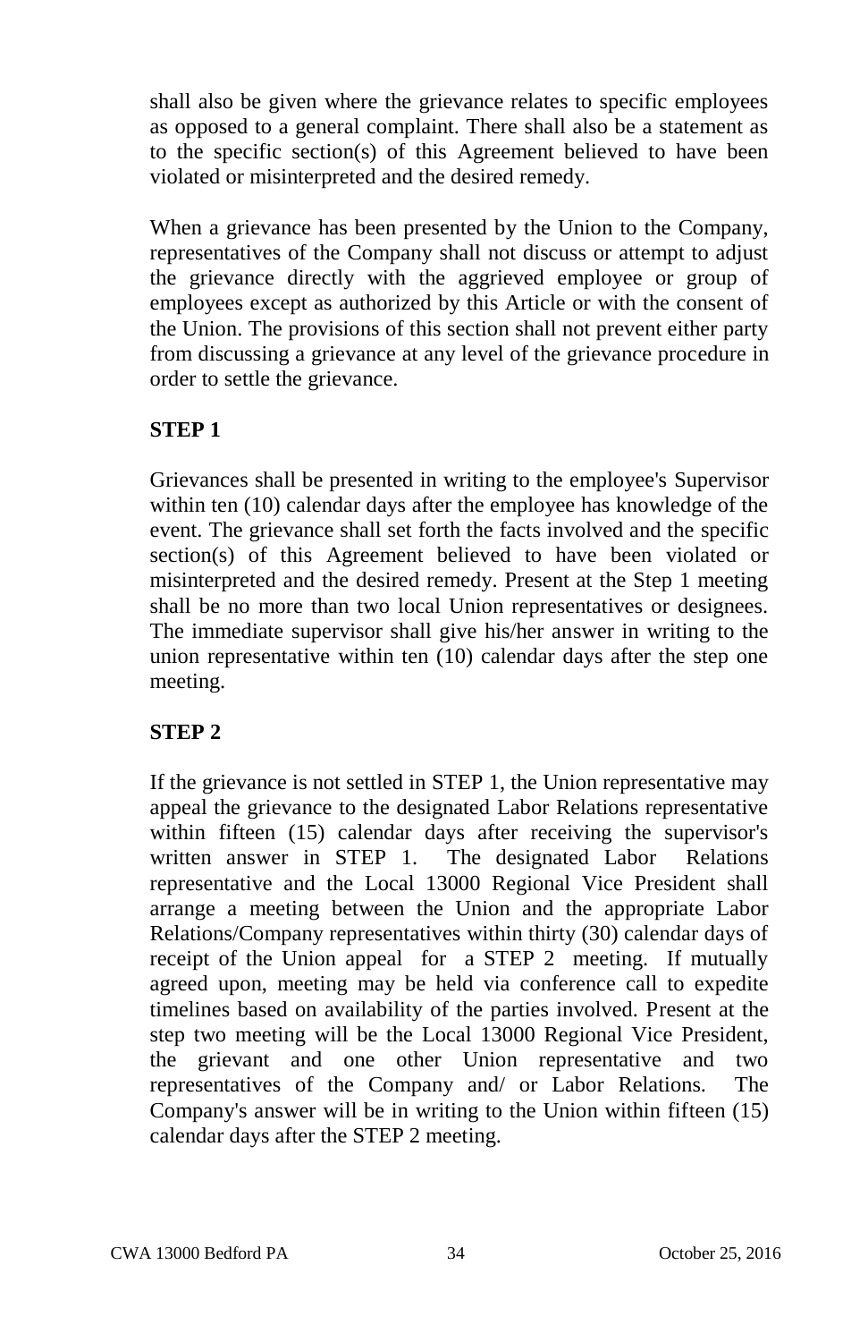shall also be given where the grievance relates to specific employees as opposed to a general complaint. There shall also be a statement as to the specific section(s) of this Agreement believed to have been violated or misinterpreted and the desired remedy.

When a grievance has been presented by the Union to the Company, representatives of the Company shall not discuss or attempt to adjust the grievance directly with the aggrieved employee or group of employees except as authorized by this Article or with the consent of the Union. The provisions of this section shall not prevent either party from discussing a grievance at any level of the grievance procedure in order to settle the grievance.

**STEP 1**

Grievances shall be presented in writing to the employee's Supervisor within ten (10) calendar days after the employee has knowledge of the event. The grievance shall set forth the facts involved and the specific section(s) of this Agreement believed to have been violated or misinterpreted and the desired remedy. Present at the Step 1 meeting shall be no more than two local Union representatives or designees. The immediate supervisor shall give his/her answer in writing to the union representative within ten (10) calendar days after the step one meeting.

**STEP 2**

If the grievance is not settled in STEP 1, the Union representative may appeal the grievance to the designated Labor Relations representative within fifteen (15) calendar days after receiving the supervisor's written answer in STEP 1. The designated Labor Relations representative and the Local 13000 Regional Vice President shall arrange a meeting between the Union and the appropriate Labor Relations/Company representatives within thirty (30) calendar days of receipt of the Union appeal for a STEP 2 meeting. If mutually agreed upon, meeting may be held via conference call to expedite timelines based on availability of the parties involved. Present at the step two meeting will be the Local 13000 Regional Vice President, the grievant and one other Union representative and two representatives of the Company and/ or Labor Relations. The Company's answer will be in writing to the Union within fifteen (15) calendar days after the STEP 2 meeting.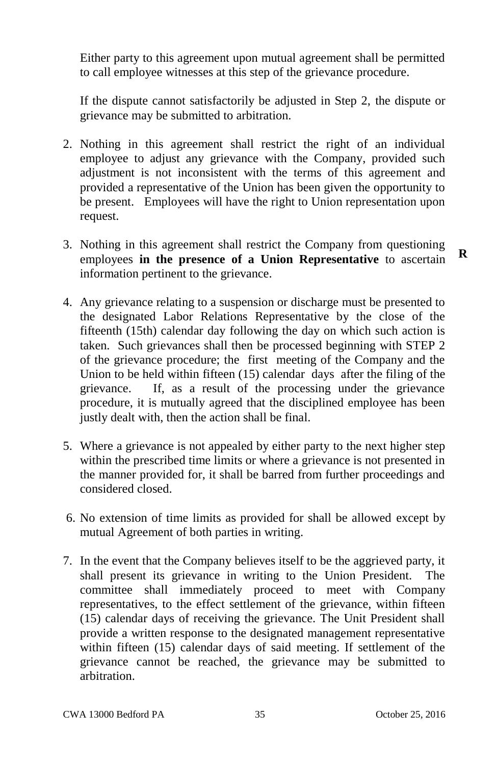Either party to this agreement upon mutual agreement shall be permitted to call employee witnesses at this step of the grievance procedure.

If the dispute cannot satisfactorily be adjusted in Step 2, the dispute or grievance may be submitted to arbitration.

2. Nothing in this agreement shall restrict the right of an individual employee to adjust any grievance with the Company, provided such adjustment is not inconsistent with the terms of this agreement and provided a representative of the Union has been given the opportunity to be present. Employees will have the right to Union representation upon request.

3. Nothing in this agreement shall restrict the Company from questioning employees **in the presence of a Union Representative** to ascertain information pertinent to the grievance. **R**

4. Any grievance relating to a suspension or discharge must be presented to the designated Labor Relations Representative by the close of the fifteenth (15th) calendar day following the day on which such action is taken. Such grievances shall then be processed beginning with STEP 2 of the grievance procedure; the first meeting of the Company and the Union to be held within fifteen (15) calendar days after the filing of the grievance. If, as a result of the processing under the grievance procedure, it is mutually agreed that the disciplined employee has been justly dealt with, then the action shall be final.

5. Where a grievance is not appealed by either party to the next higher step within the prescribed time limits or where a grievance is not presented in the manner provided for, it shall be barred from further proceedings and considered closed.

6. No extension of time limits as provided for shall be allowed except by mutual Agreement of both parties in writing.

7. In the event that the Company believes itself to be the aggrieved party, it shall present its grievance in writing to the Union President. The committee shall immediately proceed to meet with Company representatives, to the effect settlement of the grievance, within fifteen (15) calendar days of receiving the grievance. The Unit President shall provide a written response to the designated management representative within fifteen (15) calendar days of said meeting. If settlement of the grievance cannot be reached, the grievance may be submitted to arbitration.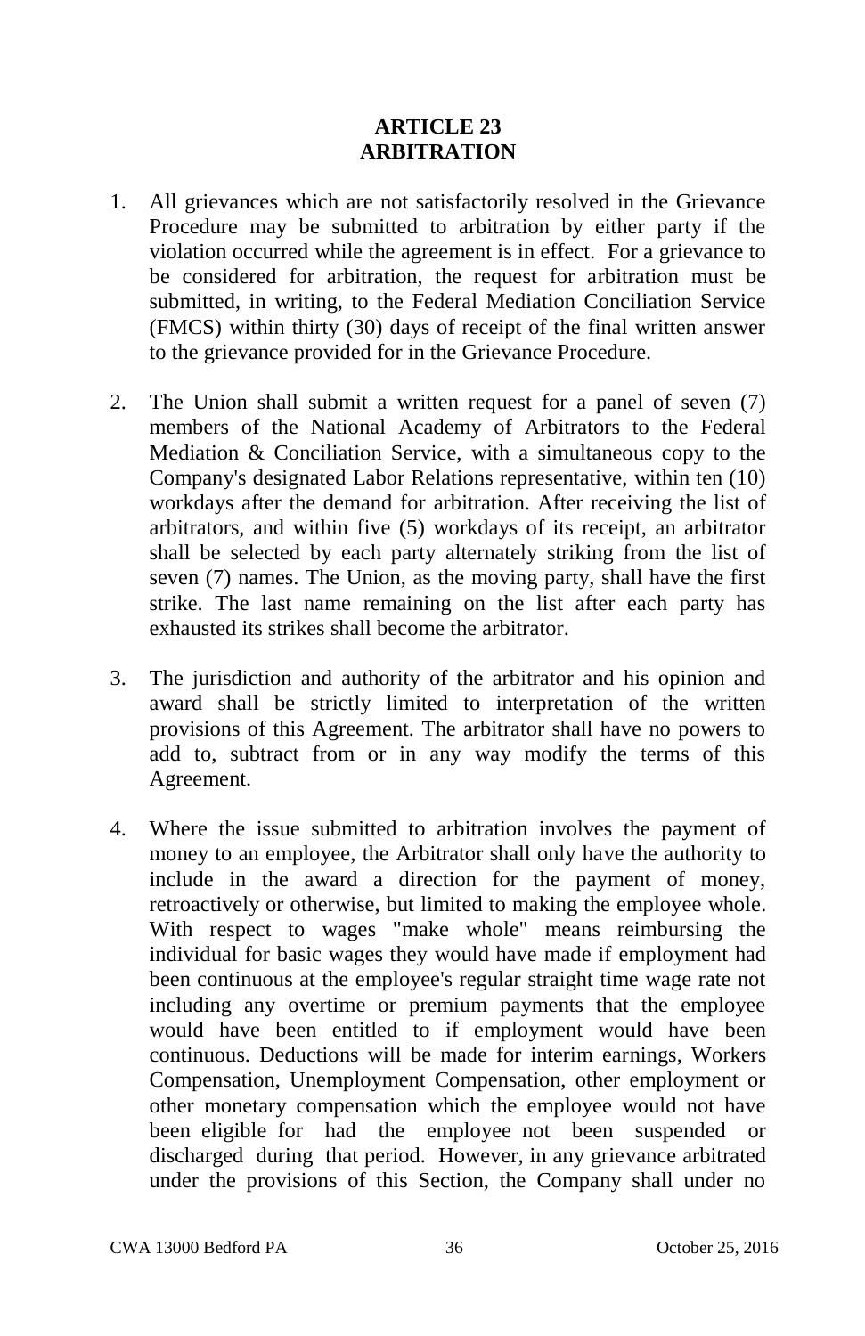## ARTICLE 23
## ARBITRATION

1. All grievances which are not satisfactorily resolved in the Grievance Procedure may be submitted to arbitration by either party if the violation occurred while the agreement is in effect. For a grievance to be considered for arbitration, the request for arbitration must be submitted, in writing, to the Federal Mediation Conciliation Service (FMCS) within thirty (30) days of receipt of the final written answer to the grievance provided for in the Grievance Procedure.

2. The Union shall submit a written request for a panel of seven (7) members of the National Academy of Arbitrators to the Federal Mediation & Conciliation Service, with a simultaneous copy to the Company's designated Labor Relations representative, within ten (10) workdays after the demand for arbitration. After receiving the list of arbitrators, and within five (5) workdays of its receipt, an arbitrator shall be selected by each party alternately striking from the list of seven (7) names. The Union, as the moving party, shall have the first strike. The last name remaining on the list after each party has exhausted its strikes shall become the arbitrator.

3. The jurisdiction and authority of the arbitrator and his opinion and award shall be strictly limited to interpretation of the written provisions of this Agreement. The arbitrator shall have no powers to add to, subtract from or in any way modify the terms of this Agreement.

4. Where the issue submitted to arbitration involves the payment of money to an employee, the Arbitrator shall only have the authority to include in the award a direction for the payment of money, retroactively or otherwise, but limited to making the employee whole. With respect to wages "make whole" means reimbursing the individual for basic wages they would have made if employment had been continuous at the employee's regular straight time wage rate not including any overtime or premium payments that the employee would have been entitled to if employment would have been continuous. Deductions will be made for interim earnings, Workers Compensation, Unemployment Compensation, other employment or other monetary compensation which the employee would not have been eligible for had the employee not been suspended or discharged during that period. However, in any grievance arbitrated under the provisions of this Section, the Company shall under no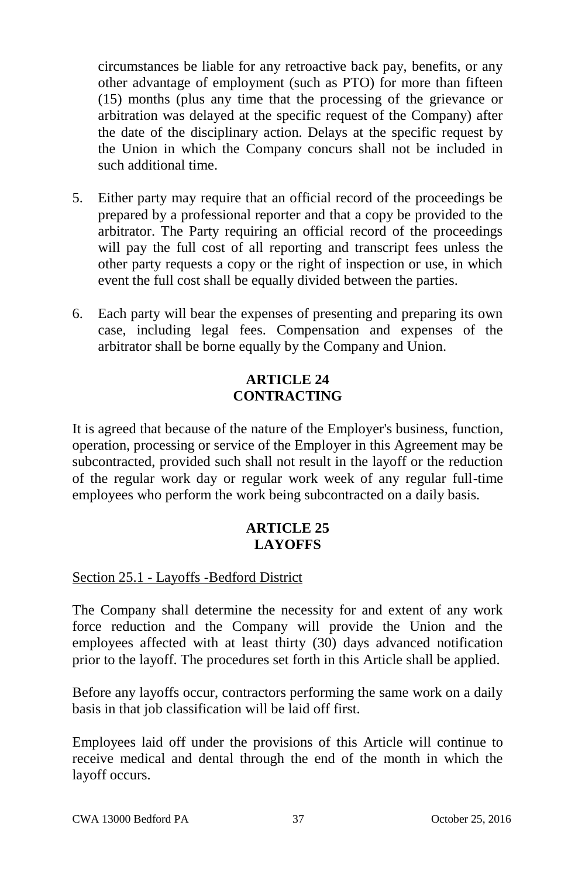circumstances be liable for any retroactive back pay, benefits, or any other advantage of employment (such as PTO) for more than fifteen (15) months (plus any time that the processing of the grievance or arbitration was delayed at the specific request of the Company) after the date of the disciplinary action. Delays at the specific request by the Union in which the Company concurs shall not be included in such additional time.

5. Either party may require that an official record of the proceedings be prepared by a professional reporter and that a copy be provided to the arbitrator. The Party requiring an official record of the proceedings will pay the full cost of all reporting and transcript fees unless the other party requests a copy or the right of inspection or use, in which event the full cost shall be equally divided between the parties.

6. Each party will bear the expenses of presenting and preparing its own case, including legal fees. Compensation and expenses of the arbitrator shall be borne equally by the Company and Union.

## ARTICLE 24 CONTRACTING

It is agreed that because of the nature of the Employer's business, function, operation, processing or service of the Employer in this Agreement may be subcontracted, provided such shall not result in the layoff or the reduction of the regular work day or regular work week of any regular full-time employees who perform the work being subcontracted on a daily basis.

## ARTICLE 25 LAYOFFS

Section 25.1 - Layoffs -Bedford District

The Company shall determine the necessity for and extent of any work force reduction and the Company will provide the Union and the employees affected with at least thirty (30) days advanced notification prior to the layoff. The procedures set forth in this Article shall be applied.

Before any layoffs occur, contractors performing the same work on a daily basis in that job classification will be laid off first.

Employees laid off under the provisions of this Article will continue to receive medical and dental through the end of the month in which the layoff occurs.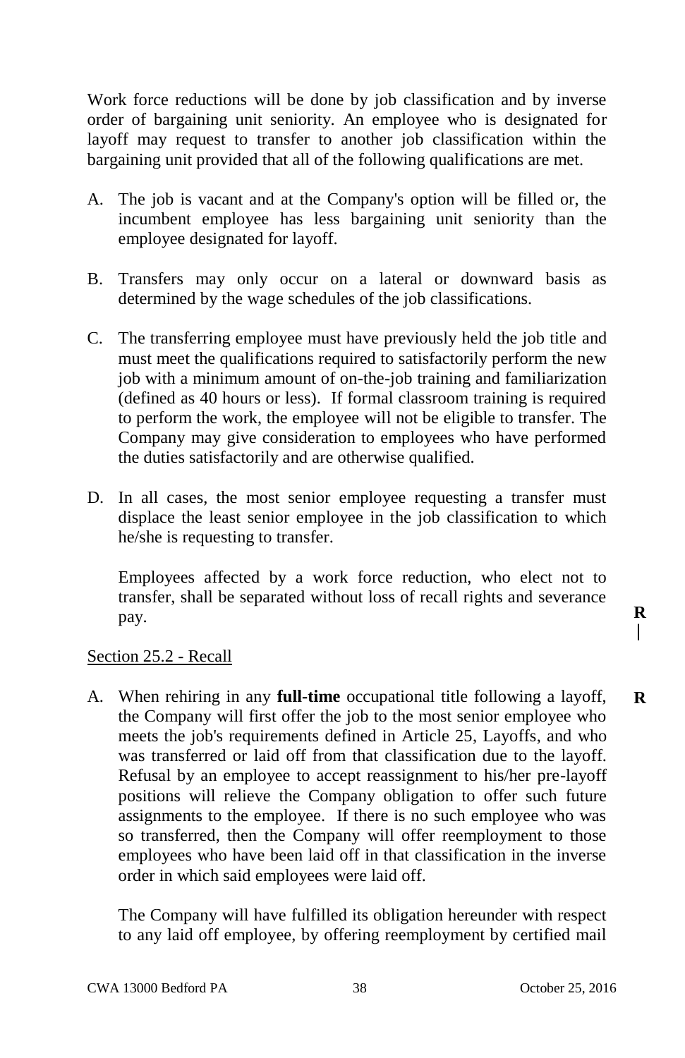Work force reductions will be done by job classification and by inverse order of bargaining unit seniority. An employee who is designated for layoff may request to transfer to another job classification within the bargaining unit provided that all of the following qualifications are met.

A. The job is vacant and at the Company's option will be filled or, the incumbent employee has less bargaining unit seniority than the employee designated for layoff.

B. Transfers may only occur on a lateral or downward basis as determined by the wage schedules of the job classifications.

C. The transferring employee must have previously held the job title and must meet the qualifications required to satisfactorily perform the new job with a minimum amount of on-the-job training and familiarization (defined as 40 hours or less). If formal classroom training is required to perform the work, the employee will not be eligible to transfer. The Company may give consideration to employees who have performed the duties satisfactorily and are otherwise qualified.

D. In all cases, the most senior employee requesting a transfer must displace the least senior employee in the job classification to which he/she is requesting to transfer.

   Employees affected by a work force reduction, who elect not to transfer, shall be separated without loss of recall rights and severance pay.

Section 25.2 - Recall

A. When rehiring in any **full-time** occupational title following a layoff, the Company will first offer the job to the most senior employee who meets the job's requirements defined in Article 25, Layoffs, and who was transferred or laid off from that classification due to the layoff. Refusal by an employee to accept reassignment to his/her pre-layoff positions will relieve the Company obligation to offer such future assignments to the employee. If there is no such employee who was so transferred, then the Company will offer reemployment to those employees who have been laid off in that classification in the inverse order in which said employees were laid off.

   The Company will have fulfilled its obligation hereunder with respect to any laid off employee, by offering reemployment by certified mail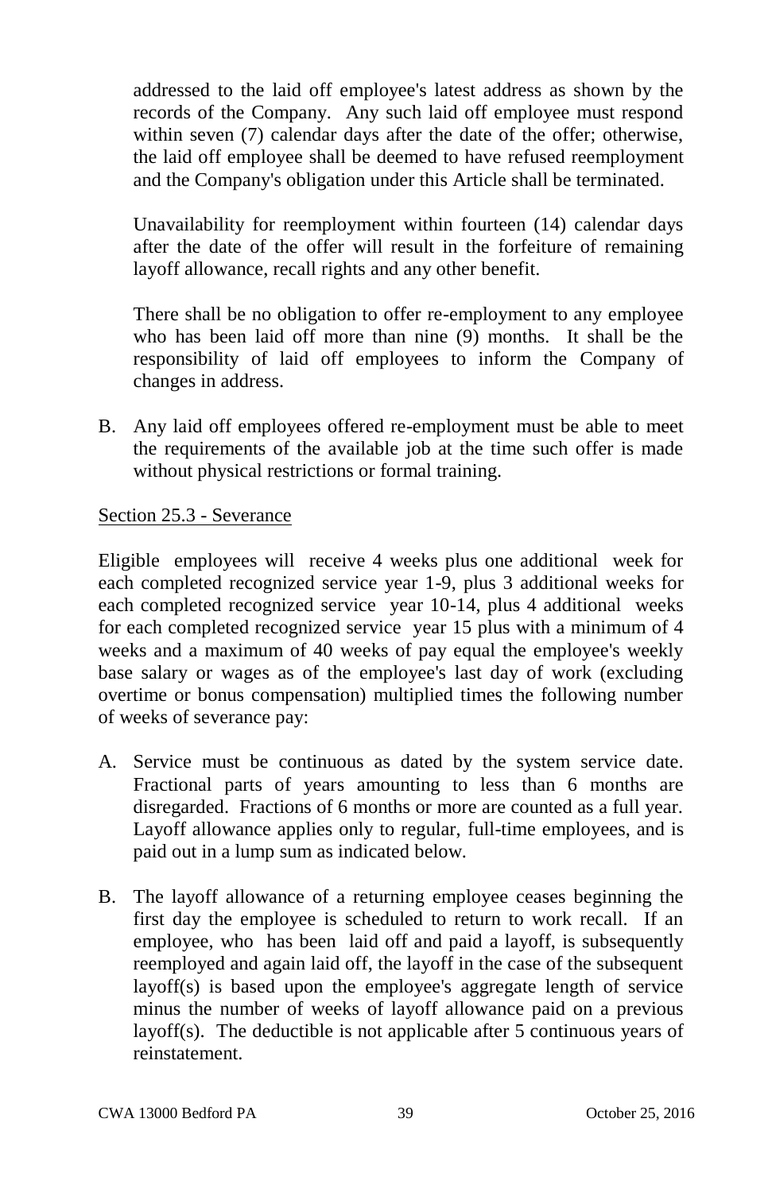addressed to the laid off employee's latest address as shown by the records of the Company. Any such laid off employee must respond within seven (7) calendar days after the date of the offer; otherwise, the laid off employee shall be deemed to have refused reemployment and the Company's obligation under this Article shall be terminated.

Unavailability for reemployment within fourteen (14) calendar days after the date of the offer will result in the forfeiture of remaining layoff allowance, recall rights and any other benefit.

There shall be no obligation to offer re-employment to any employee who has been laid off more than nine (9) months. It shall be the responsibility of laid off employees to inform the Company of changes in address.

B. Any laid off employees offered re-employment must be able to meet the requirements of the available job at the time such offer is made without physical restrictions or formal training.

Section 25.3 - Severance

Eligible employees will receive 4 weeks plus one additional week for each completed recognized service year 1-9, plus 3 additional weeks for each completed recognized service year 10-14, plus 4 additional weeks for each completed recognized service year 15 plus with a minimum of 4 weeks and a maximum of 40 weeks of pay equal the employee's weekly base salary or wages as of the employee's last day of work (excluding overtime or bonus compensation) multiplied times the following number of weeks of severance pay:

A. Service must be continuous as dated by the system service date. Fractional parts of years amounting to less than 6 months are disregarded. Fractions of 6 months or more are counted as a full year. Layoff allowance applies only to regular, full-time employees, and is paid out in a lump sum as indicated below.

B. The layoff allowance of a returning employee ceases beginning the first day the employee is scheduled to return to work recall. If an employee, who has been laid off and paid a layoff, is subsequently reemployed and again laid off, the layoff in the case of the subsequent layoff(s) is based upon the employee's aggregate length of service minus the number of weeks of layoff allowance paid on a previous layoff(s). The deductible is not applicable after 5 continuous years of reinstatement.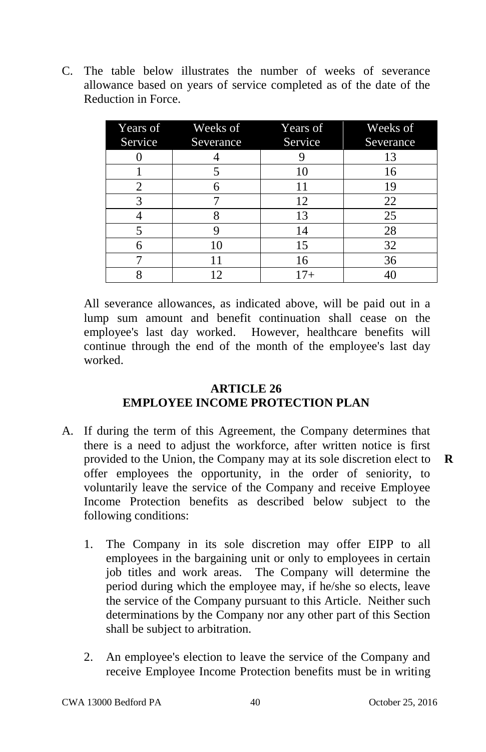C. The table below illustrates the number of weeks of severance allowance based on years of service completed as of the date of the Reduction in Force.

| Years of Service | Weeks of Severance | Years of Service | Weeks of Severance |
|---|---|---|---|
| 0 | 4 | 9 | 13 |
| 1 | 5 | 10 | 16 |
| 2 | 6 | 11 | 19 |
| 3 | 7 | 12 | 22 |
| 4 | 8 | 13 | 25 |
| 5 | 9 | 14 | 28 |
| 6 | 10 | 15 | 32 |
| 7 | 11 | 16 | 36 |
| 8 | 12 | 17+ | 40 |

All severance allowances, as indicated above, will be paid out in a lump sum amount and benefit continuation shall cease on the employee's last day worked. However, healthcare benefits will continue through the end of the month of the employee's last day worked.

## ARTICLE 26
## EMPLOYEE INCOME PROTECTION PLAN

A. If during the term of this Agreement, the Company determines that there is a need to adjust the workforce, after written notice is first provided to the Union, the Company may at its sole discretion elect to offer employees the opportunity, in the order of seniority, to voluntarily leave the service of the Company and receive Employee Income Protection benefits as described below subject to the following conditions: **R**

1. The Company in its sole discretion may offer EIPP to all employees in the bargaining unit or only to employees in certain job titles and work areas. The Company will determine the period during which the employee may, if he/she so elects, leave the service of the Company pursuant to this Article. Neither such determinations by the Company nor any other part of this Section shall be subject to arbitration.

2. An employee's election to leave the service of the Company and receive Employee Income Protection benefits must be in writing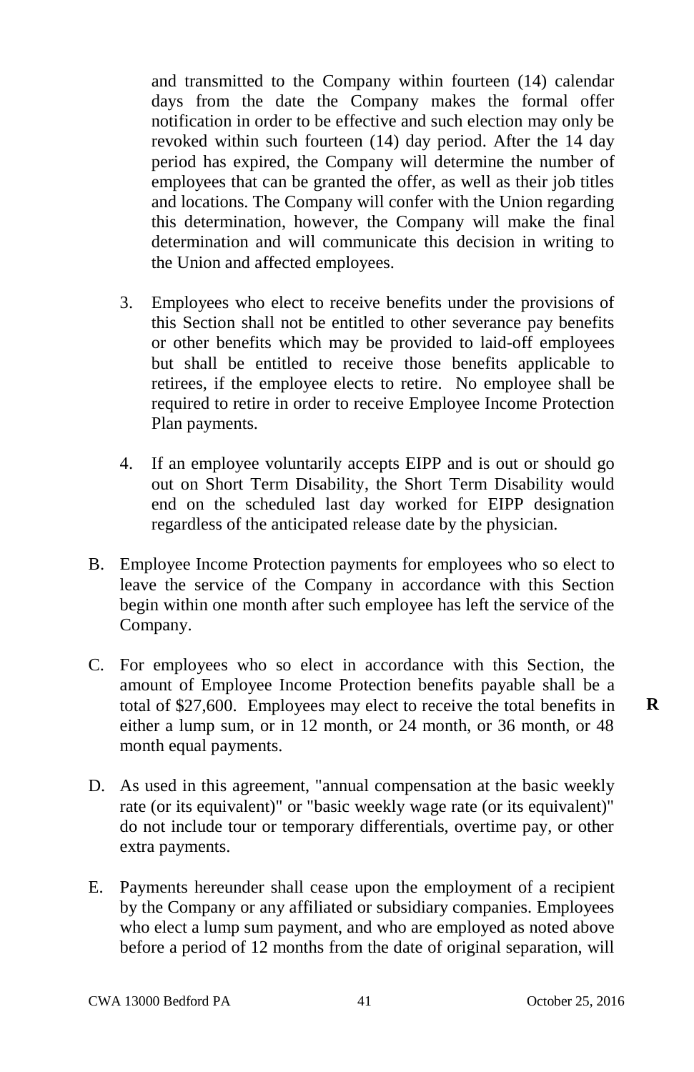and transmitted to the Company within fourteen (14) calendar days from the date the Company makes the formal offer notification in order to be effective and such election may only be revoked within such fourteen (14) day period. After the 14 day period has expired, the Company will determine the number of employees that can be granted the offer, as well as their job titles and locations. The Company will confer with the Union regarding this determination, however, the Company will make the final determination and will communicate this decision in writing to the Union and affected employees.

3. Employees who elect to receive benefits under the provisions of this Section shall not be entitled to other severance pay benefits or other benefits which may be provided to laid-off employees but shall be entitled to receive those benefits applicable to retirees, if the employee elects to retire. No employee shall be required to retire in order to receive Employee Income Protection Plan payments.

4. If an employee voluntarily accepts EIPP and is out or should go out on Short Term Disability, the Short Term Disability would end on the scheduled last day worked for EIPP designation regardless of the anticipated release date by the physician.

B. Employee Income Protection payments for employees who so elect to leave the service of the Company in accordance with this Section begin within one month after such employee has left the service of the Company.

C. For employees who so elect in accordance with this Section, the amount of Employee Income Protection benefits payable shall be a total of $27,600. Employees may elect to receive the total benefits in either a lump sum, or in 12 month, or 24 month, or 36 month, or 48 month equal payments. **R**

D. As used in this agreement, "annual compensation at the basic weekly rate (or its equivalent)" or "basic weekly wage rate (or its equivalent)" do not include tour or temporary differentials, overtime pay, or other extra payments.

E. Payments hereunder shall cease upon the employment of a recipient by the Company or any affiliated or subsidiary companies. Employees who elect a lump sum payment, and who are employed as noted above before a period of 12 months from the date of original separation, will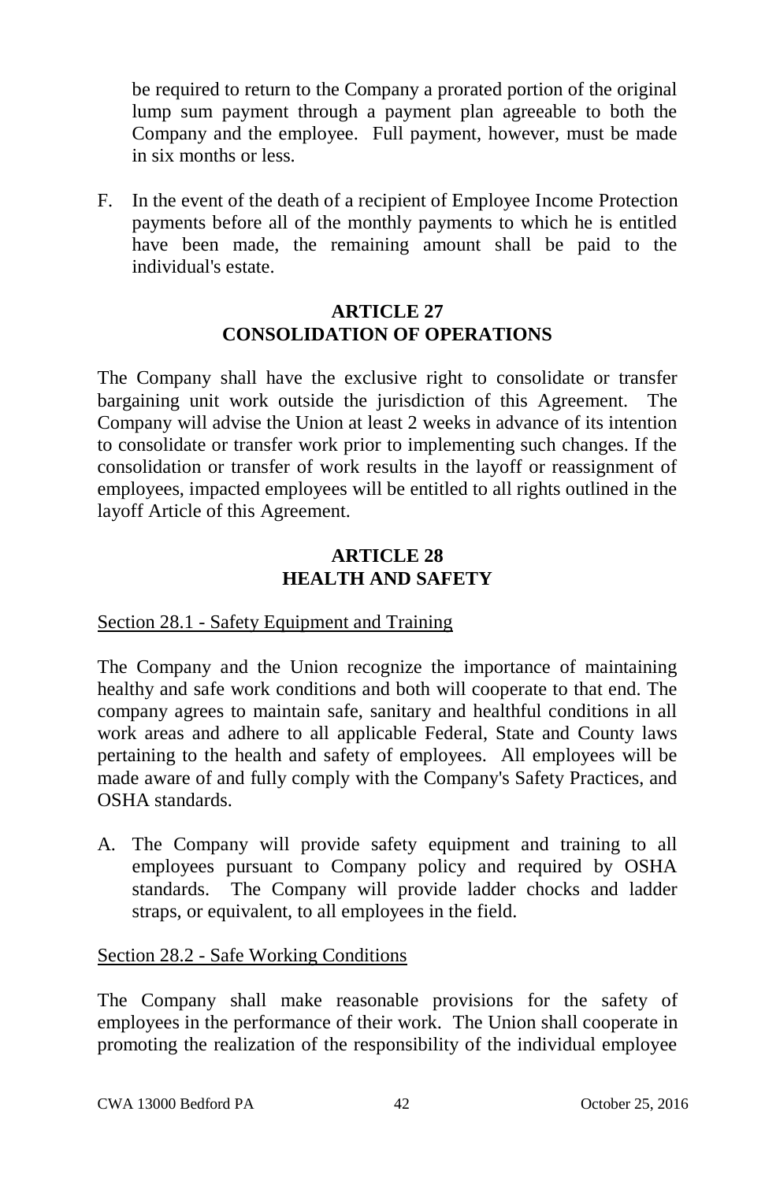be required to return to the Company a prorated portion of the original lump sum payment through a payment plan agreeable to both the Company and the employee. Full payment, however, must be made in six months or less.

F. In the event of the death of a recipient of Employee Income Protection payments before all of the monthly payments to which he is entitled have been made, the remaining amount shall be paid to the individual's estate.

## ARTICLE 27
## CONSOLIDATION OF OPERATIONS

The Company shall have the exclusive right to consolidate or transfer bargaining unit work outside the jurisdiction of this Agreement. The Company will advise the Union at least 2 weeks in advance of its intention to consolidate or transfer work prior to implementing such changes. If the consolidation or transfer of work results in the layoff or reassignment of employees, impacted employees will be entitled to all rights outlined in the layoff Article of this Agreement.

## ARTICLE 28
## HEALTH AND SAFETY

Section 28.1 - Safety Equipment and Training

The Company and the Union recognize the importance of maintaining healthy and safe work conditions and both will cooperate to that end. The company agrees to maintain safe, sanitary and healthful conditions in all work areas and adhere to all applicable Federal, State and County laws pertaining to the health and safety of employees. All employees will be made aware of and fully comply with the Company's Safety Practices, and OSHA standards.

A. The Company will provide safety equipment and training to all employees pursuant to Company policy and required by OSHA standards. The Company will provide ladder chocks and ladder straps, or equivalent, to all employees in the field.

Section 28.2 - Safe Working Conditions

The Company shall make reasonable provisions for the safety of employees in the performance of their work. The Union shall cooperate in promoting the realization of the responsibility of the individual employee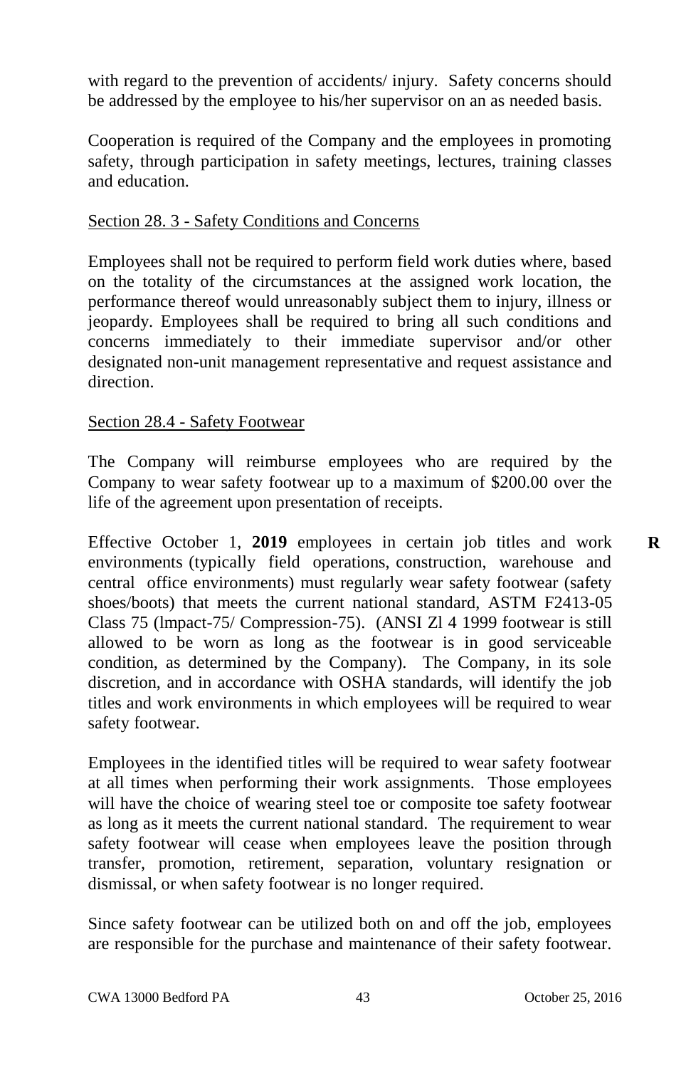with regard to the prevention of accidents/ injury. Safety concerns should be addressed by the employee to his/her supervisor on an as needed basis.

Cooperation is required of the Company and the employees in promoting safety, through participation in safety meetings, lectures, training classes and education.

Section 28. 3 - Safety Conditions and Concerns

Employees shall not be required to perform field work duties where, based on the totality of the circumstances at the assigned work location, the performance thereof would unreasonably subject them to injury, illness or jeopardy. Employees shall be required to bring all such conditions and concerns immediately to their immediate supervisor and/or other designated non-unit management representative and request assistance and direction.

Section 28.4 - Safety Footwear

The Company will reimburse employees who are required by the Company to wear safety footwear up to a maximum of $200.00 over the life of the agreement upon presentation of receipts.

Effective October 1, **2019** employees in certain job titles and work environments (typically field operations, construction, warehouse and central office environments) must regularly wear safety footwear (safety shoes/boots) that meets the current national standard, ASTM F2413-05 Class 75 (lmpact-75/ Compression-75). (ANSI Zl 4 1999 footwear is still allowed to be worn as long as the footwear is in good serviceable condition, as determined by the Company). The Company, in its sole discretion, and in accordance with OSHA standards, will identify the job titles and work environments in which employees will be required to wear safety footwear. **R**

Employees in the identified titles will be required to wear safety footwear at all times when performing their work assignments. Those employees will have the choice of wearing steel toe or composite toe safety footwear as long as it meets the current national standard. The requirement to wear safety footwear will cease when employees leave the position through transfer, promotion, retirement, separation, voluntary resignation or dismissal, or when safety footwear is no longer required.

Since safety footwear can be utilized both on and off the job, employees are responsible for the purchase and maintenance of their safety footwear.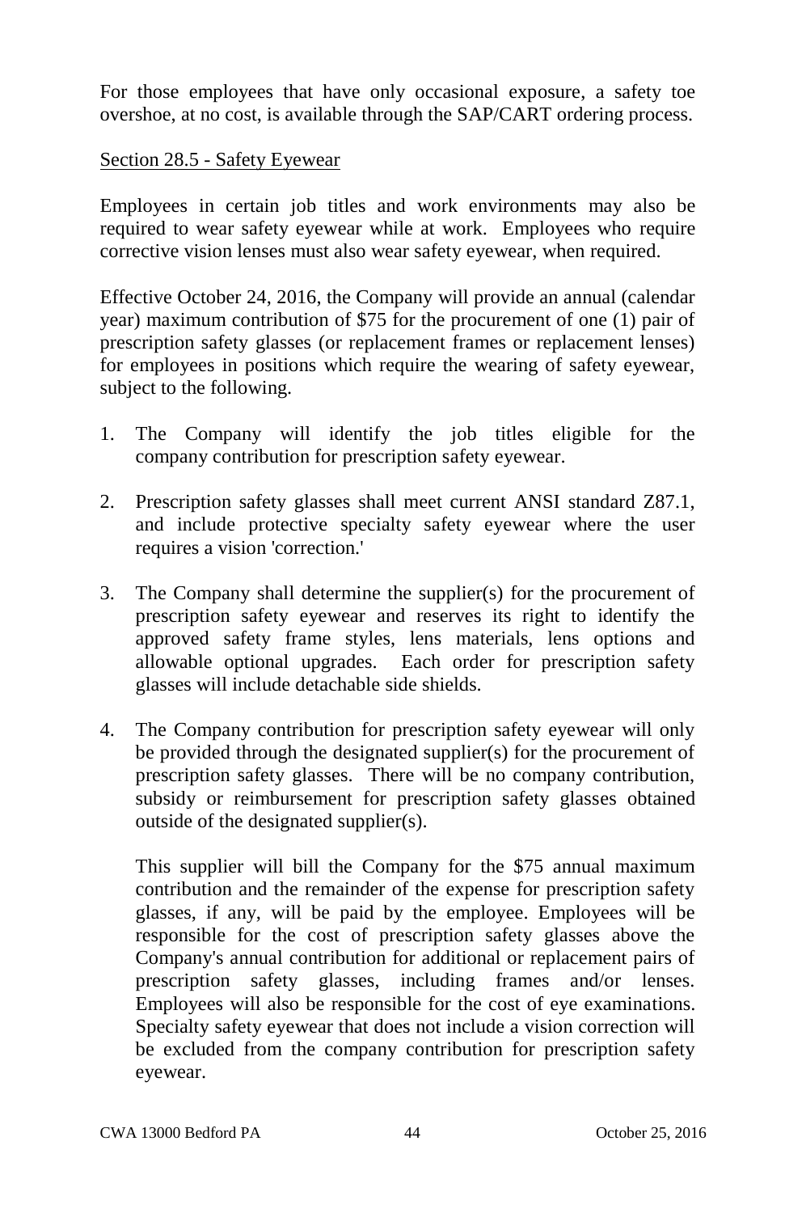For those employees that have only occasional exposure, a safety toe overshoe, at no cost, is available through the SAP/CART ordering process.

Section 28.5 - Safety Eyewear

Employees in certain job titles and work environments may also be required to wear safety eyewear while at work. Employees who require corrective vision lenses must also wear safety eyewear, when required.

Effective October 24, 2016, the Company will provide an annual (calendar year) maximum contribution of $75 for the procurement of one (1) pair of prescription safety glasses (or replacement frames or replacement lenses) for employees in positions which require the wearing of safety eyewear, subject to the following.

1. The Company will identify the job titles eligible for the company contribution for prescription safety eyewear.

2. Prescription safety glasses shall meet current ANSI standard Z87.1, and include protective specialty safety eyewear where the user requires a vision 'correction.'

3. The Company shall determine the supplier(s) for the procurement of prescription safety eyewear and reserves its right to identify the approved safety frame styles, lens materials, lens options and allowable optional upgrades. Each order for prescription safety glasses will include detachable side shields.

4. The Company contribution for prescription safety eyewear will only be provided through the designated supplier(s) for the procurement of prescription safety glasses. There will be no company contribution, subsidy or reimbursement for prescription safety glasses obtained outside of the designated supplier(s).

   This supplier will bill the Company for the $75 annual maximum contribution and the remainder of the expense for prescription safety glasses, if any, will be paid by the employee. Employees will be responsible for the cost of prescription safety glasses above the Company's annual contribution for additional or replacement pairs of prescription safety glasses, including frames and/or lenses. Employees will also be responsible for the cost of eye examinations. Specialty safety eyewear that does not include a vision correction will be excluded from the company contribution for prescription safety eyewear.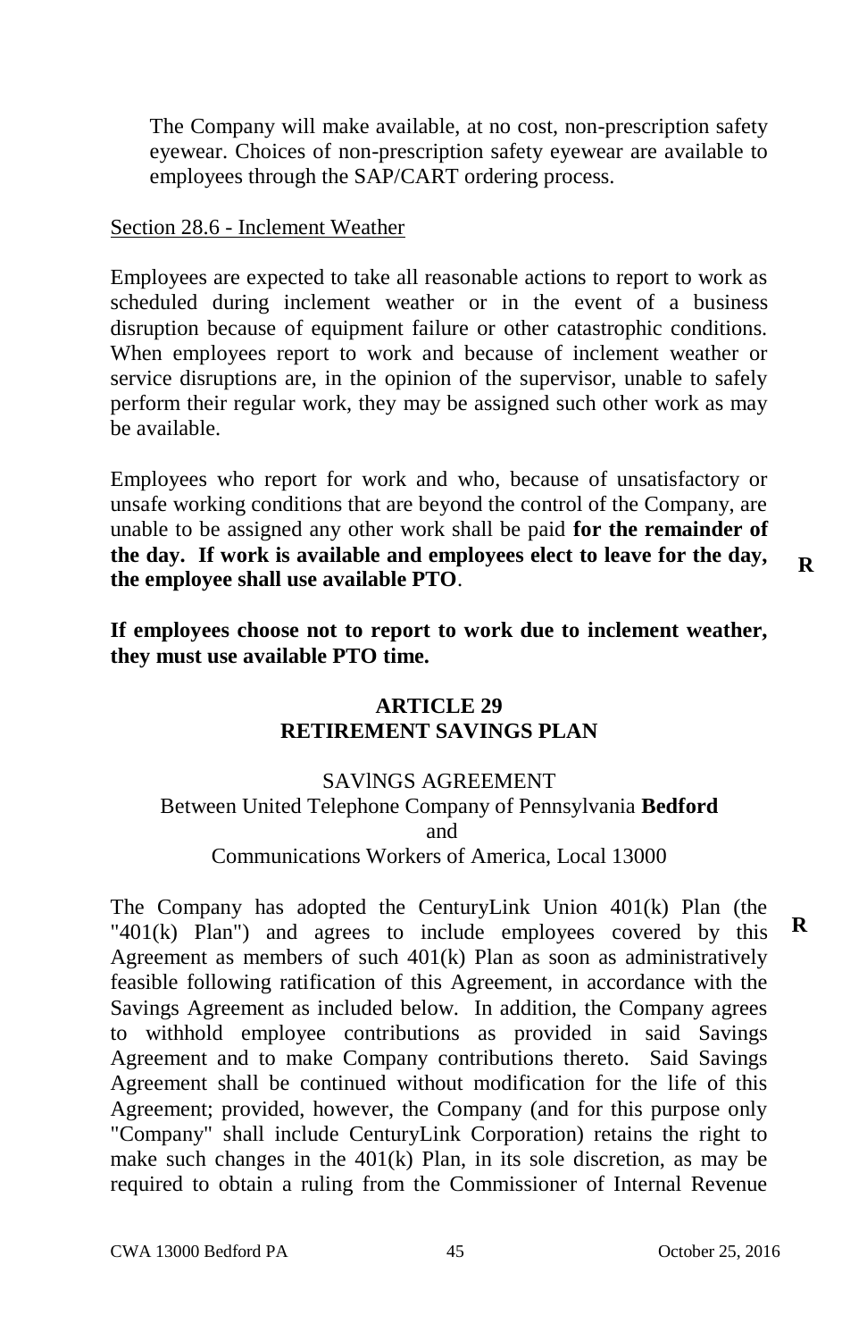The Company will make available, at no cost, non-prescription safety eyewear. Choices of non-prescription safety eyewear are available to employees through the SAP/CART ordering process.

Section 28.6 - Inclement Weather

Employees are expected to take all reasonable actions to report to work as scheduled during inclement weather or in the event of a business disruption because of equipment failure or other catastrophic conditions. When employees report to work and because of inclement weather or service disruptions are, in the opinion of the supervisor, unable to safely perform their regular work, they may be assigned such other work as may be available.

Employees who report for work and who, because of unsatisfactory or unsafe working conditions that are beyond the control of the Company, are unable to be assigned any other work shall be paid **for the remainder of the day. If work is available and employees elect to leave for the day, the employee shall use available PTO**. **R**

**If employees choose not to report to work due to inclement weather, they must use available PTO time.**

## ARTICLE 29
## RETIREMENT SAVINGS PLAN

SAVINGS AGREEMENT
Between United Telephone Company of Pennsylvania **Bedford**
and
Communications Workers of America, Local 13000

The Company has adopted the CenturyLink Union 401(k) Plan (the "401(k) Plan") and agrees to include employees covered by this Agreement as members of such 401(k) Plan as soon as administratively feasible following ratification of this Agreement, in accordance with the Savings Agreement as included below. In addition, the Company agrees to withhold employee contributions as provided in said Savings Agreement and to make Company contributions thereto. Said Savings Agreement shall be continued without modification for the life of this Agreement; provided, however, the Company (and for this purpose only "Company" shall include CenturyLink Corporation) retains the right to make such changes in the 401(k) Plan, in its sole discretion, as may be required to obtain a ruling from the Commissioner of Internal Revenue **R**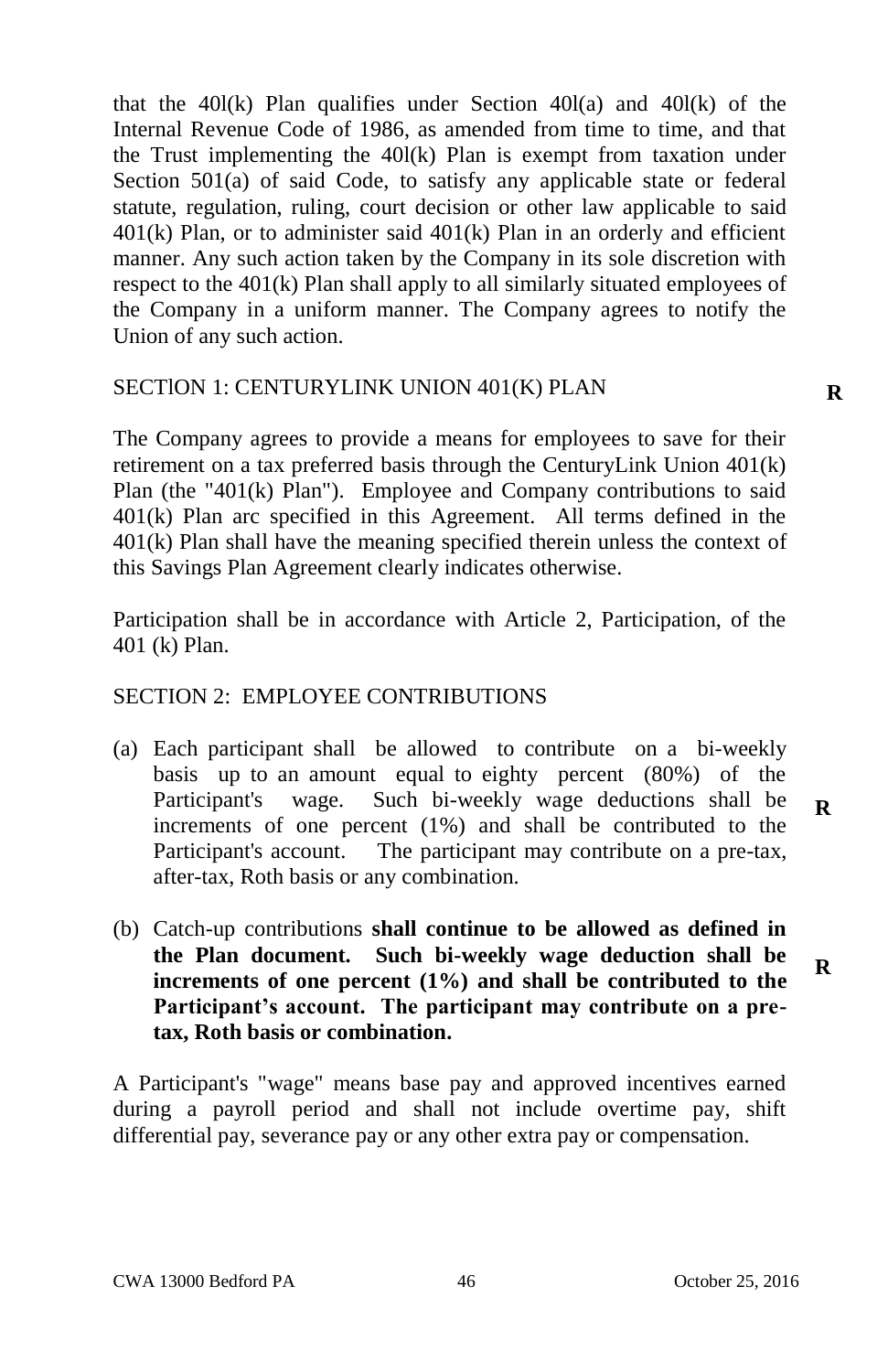that the 40l(k) Plan qualifies under Section 40l(a) and 40l(k) of the Internal Revenue Code of 1986, as amended from time to time, and that the Trust implementing the 40l(k) Plan is exempt from taxation under Section 501(a) of said Code, to satisfy any applicable state or federal statute, regulation, ruling, court decision or other law applicable to said 401(k) Plan, or to administer said 401(k) Plan in an orderly and efficient manner. Any such action taken by the Company in its sole discretion with respect to the 401(k) Plan shall apply to all similarly situated employees of the Company in a uniform manner. The Company agrees to notify the Union of any such action.

SECTlON 1: CENTURYLINK UNION 401(K) PLAN **R**

The Company agrees to provide a means for employees to save for their retirement on a tax preferred basis through the CenturyLink Union 401(k) Plan (the "401(k) Plan"). Employee and Company contributions to said 401(k) Plan arc specified in this Agreement. All terms defined in the 401(k) Plan shall have the meaning specified therein unless the context of this Savings Plan Agreement clearly indicates otherwise.

Participation shall be in accordance with Article 2, Participation, of the 401 (k) Plan.

SECTION 2: EMPLOYEE CONTRIBUTIONS

(a) Each participant shall be allowed to contribute on a bi-weekly basis up to an amount equal to eighty percent (80%) of the Participant's wage. Such bi-weekly wage deductions shall be increments of one percent (1%) and shall be contributed to the Participant's account. The participant may contribute on a pre-tax, after-tax, Roth basis or any combination. **R**

(b) Catch-up contributions **shall continue to be allowed as defined in the Plan document. Such bi-weekly wage deduction shall be increments of one percent (1%) and shall be contributed to the Participant's account. The participant may contribute on a pre-tax, Roth basis or combination.** **R**

A Participant's "wage" means base pay and approved incentives earned during a payroll period and shall not include overtime pay, shift differential pay, severance pay or any other extra pay or compensation.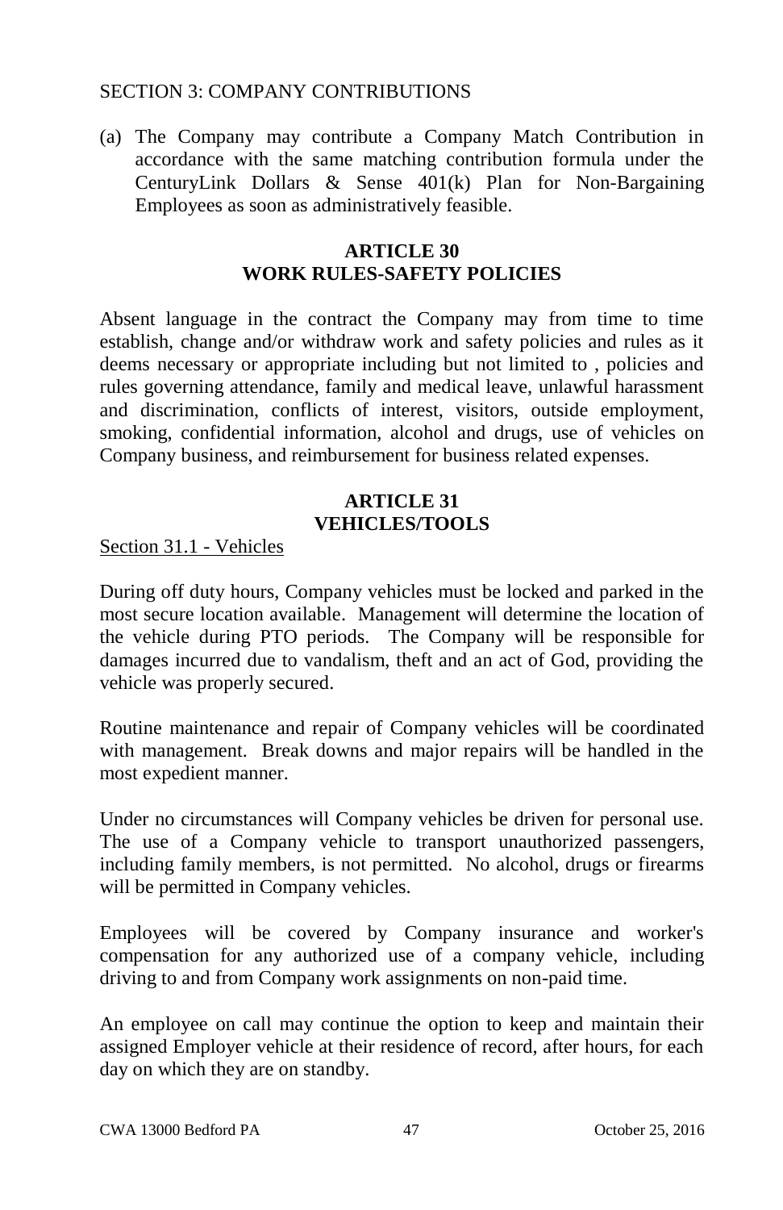SECTION 3: COMPANY CONTRIBUTIONS

(a) The Company may contribute a Company Match Contribution in accordance with the same matching contribution formula under the CenturyLink Dollars & Sense 401(k) Plan for Non-Bargaining Employees as soon as administratively feasible.

## ARTICLE 30
## WORK RULES-SAFETY POLICIES

Absent language in the contract the Company may from time to time establish, change and/or withdraw work and safety policies and rules as it deems necessary or appropriate including but not limited to , policies and rules governing attendance, family and medical leave, unlawful harassment and discrimination, conflicts of interest, visitors, outside employment, smoking, confidential information, alcohol and drugs, use of vehicles on Company business, and reimbursement for business related expenses.

## ARTICLE 31
## VEHICLES/TOOLS

Section 31.1 - Vehicles

During off duty hours, Company vehicles must be locked and parked in the most secure location available. Management will determine the location of the vehicle during PTO periods. The Company will be responsible for damages incurred due to vandalism, theft and an act of God, providing the vehicle was properly secured.

Routine maintenance and repair of Company vehicles will be coordinated with management. Break downs and major repairs will be handled in the most expedient manner.

Under no circumstances will Company vehicles be driven for personal use. The use of a Company vehicle to transport unauthorized passengers, including family members, is not permitted. No alcohol, drugs or firearms will be permitted in Company vehicles.

Employees will be covered by Company insurance and worker's compensation for any authorized use of a company vehicle, including driving to and from Company work assignments on non-paid time.

An employee on call may continue the option to keep and maintain their assigned Employer vehicle at their residence of record, after hours, for each day on which they are on standby.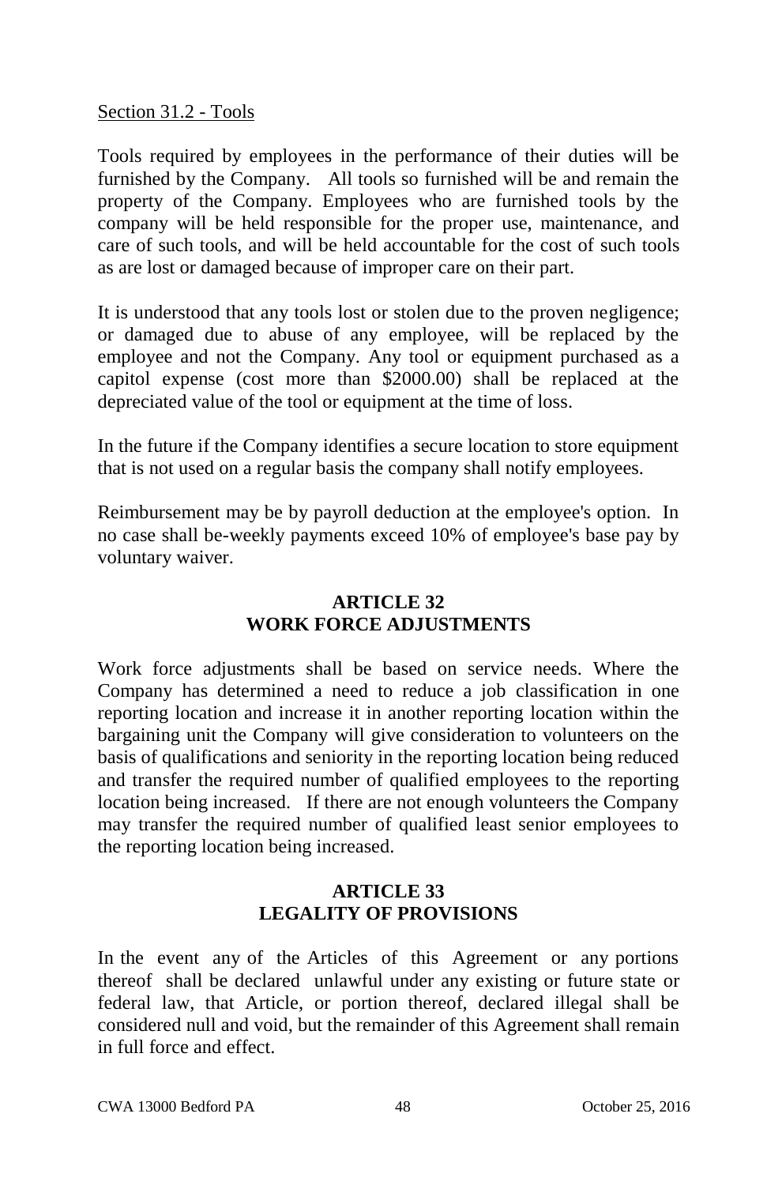Section 31.2 - Tools

Tools required by employees in the performance of their duties will be furnished by the Company. All tools so furnished will be and remain the property of the Company. Employees who are furnished tools by the company will be held responsible for the proper use, maintenance, and care of such tools, and will be held accountable for the cost of such tools as are lost or damaged because of improper care on their part.

It is understood that any tools lost or stolen due to the proven negligence; or damaged due to abuse of any employee, will be replaced by the employee and not the Company. Any tool or equipment purchased as a capitol expense (cost more than $2000.00) shall be replaced at the depreciated value of the tool or equipment at the time of loss.

In the future if the Company identifies a secure location to store equipment that is not used on a regular basis the company shall notify employees.

Reimbursement may be by payroll deduction at the employee's option. In no case shall be-weekly payments exceed 10% of employee's base pay by voluntary waiver.

## ARTICLE 32
## WORK FORCE ADJUSTMENTS

Work force adjustments shall be based on service needs. Where the Company has determined a need to reduce a job classification in one reporting location and increase it in another reporting location within the bargaining unit the Company will give consideration to volunteers on the basis of qualifications and seniority in the reporting location being reduced and transfer the required number of qualified employees to the reporting location being increased. If there are not enough volunteers the Company may transfer the required number of qualified least senior employees to the reporting location being increased.

## ARTICLE 33
## LEGALITY OF PROVISIONS

In the event any of the Articles of this Agreement or any portions thereof shall be declared unlawful under any existing or future state or federal law, that Article, or portion thereof, declared illegal shall be considered null and void, but the remainder of this Agreement shall remain in full force and effect.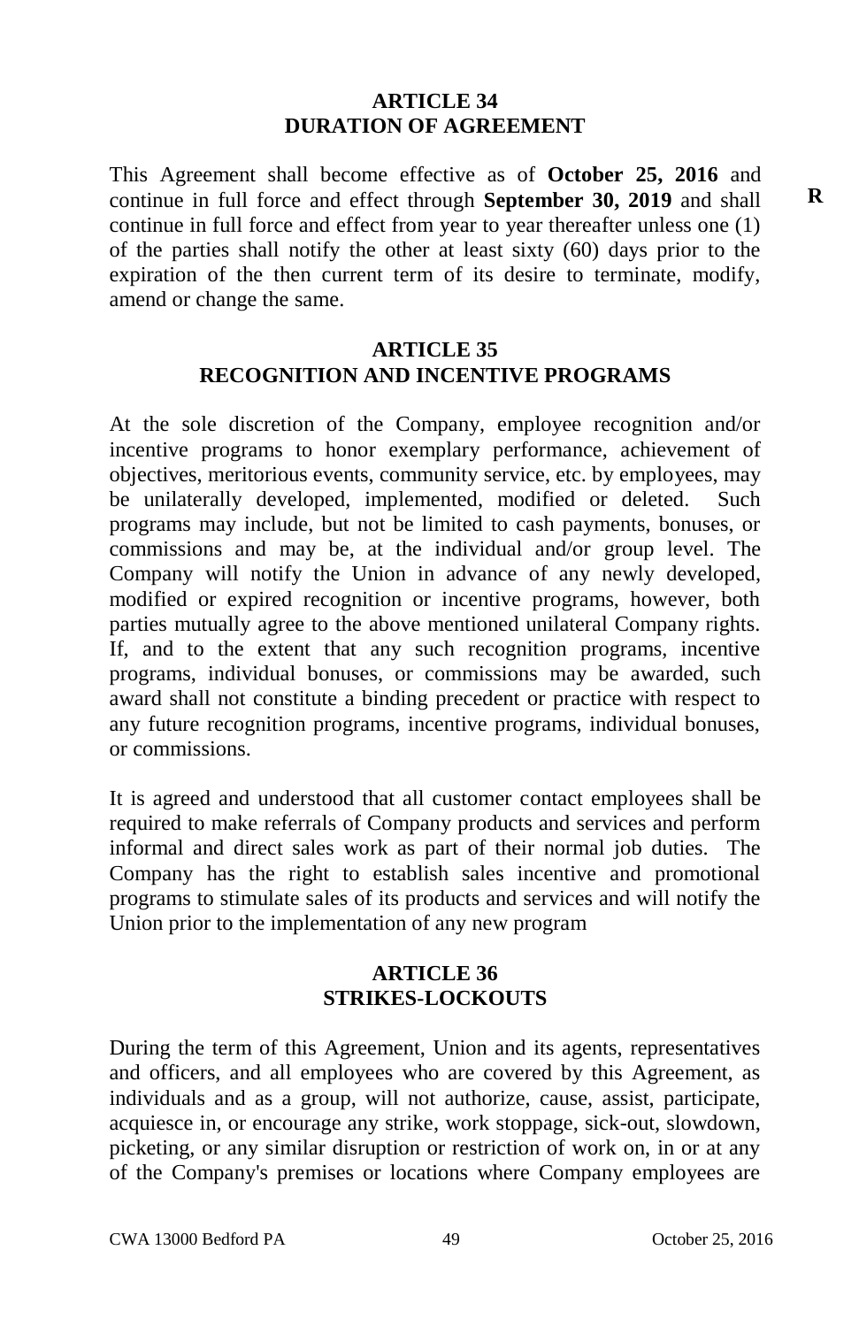## ARTICLE 34
## DURATION OF AGREEMENT

This Agreement shall become effective as of **October 25, 2016** and continue in full force and effect through **September 30, 2019** and shall continue in full force and effect from year to year thereafter unless one (1) of the parties shall notify the other at least sixty (60) days prior to the expiration of the then current term of its desire to terminate, modify, amend or change the same.

R

## ARTICLE 35
## RECOGNITION AND INCENTIVE PROGRAMS

At the sole discretion of the Company, employee recognition and/or incentive programs to honor exemplary performance, achievement of objectives, meritorious events, community service, etc. by employees, may be unilaterally developed, implemented, modified or deleted. Such programs may include, but not be limited to cash payments, bonuses, or commissions and may be, at the individual and/or group level. The Company will notify the Union in advance of any newly developed, modified or expired recognition or incentive programs, however, both parties mutually agree to the above mentioned unilateral Company rights. If, and to the extent that any such recognition programs, incentive programs, individual bonuses, or commissions may be awarded, such award shall not constitute a binding precedent or practice with respect to any future recognition programs, incentive programs, individual bonuses, or commissions.

It is agreed and understood that all customer contact employees shall be required to make referrals of Company products and services and perform informal and direct sales work as part of their normal job duties. The Company has the right to establish sales incentive and promotional programs to stimulate sales of its products and services and will notify the Union prior to the implementation of any new program

## ARTICLE 36
## STRIKES-LOCKOUTS

During the term of this Agreement, Union and its agents, representatives and officers, and all employees who are covered by this Agreement, as individuals and as a group, will not authorize, cause, assist, participate, acquiesce in, or encourage any strike, work stoppage, sick-out, slowdown, picketing, or any similar disruption or restriction of work on, in or at any of the Company's premises or locations where Company employees are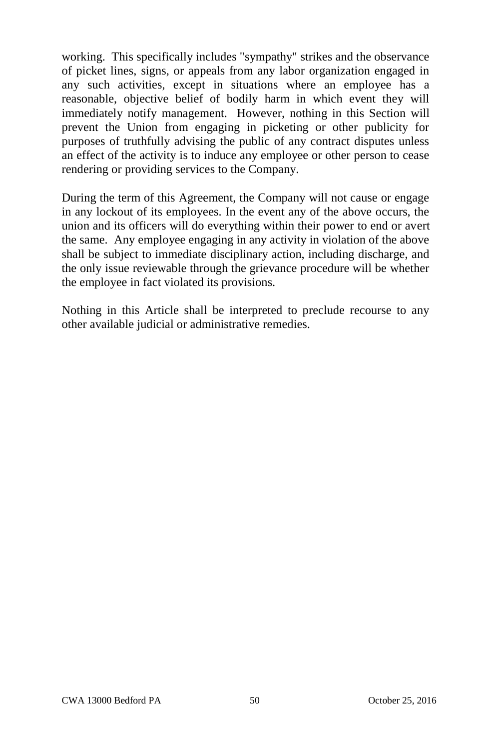working. This specifically includes "sympathy" strikes and the observance of picket lines, signs, or appeals from any labor organization engaged in any such activities, except in situations where an employee has a reasonable, objective belief of bodily harm in which event they will immediately notify management. However, nothing in this Section will prevent the Union from engaging in picketing or other publicity for purposes of truthfully advising the public of any contract disputes unless an effect of the activity is to induce any employee or other person to cease rendering or providing services to the Company.

During the term of this Agreement, the Company will not cause or engage in any lockout of its employees. In the event any of the above occurs, the union and its officers will do everything within their power to end or avert the same. Any employee engaging in any activity in violation of the above shall be subject to immediate disciplinary action, including discharge, and the only issue reviewable through the grievance procedure will be whether the employee in fact violated its provisions.

Nothing in this Article shall be interpreted to preclude recourse to any other available judicial or administrative remedies.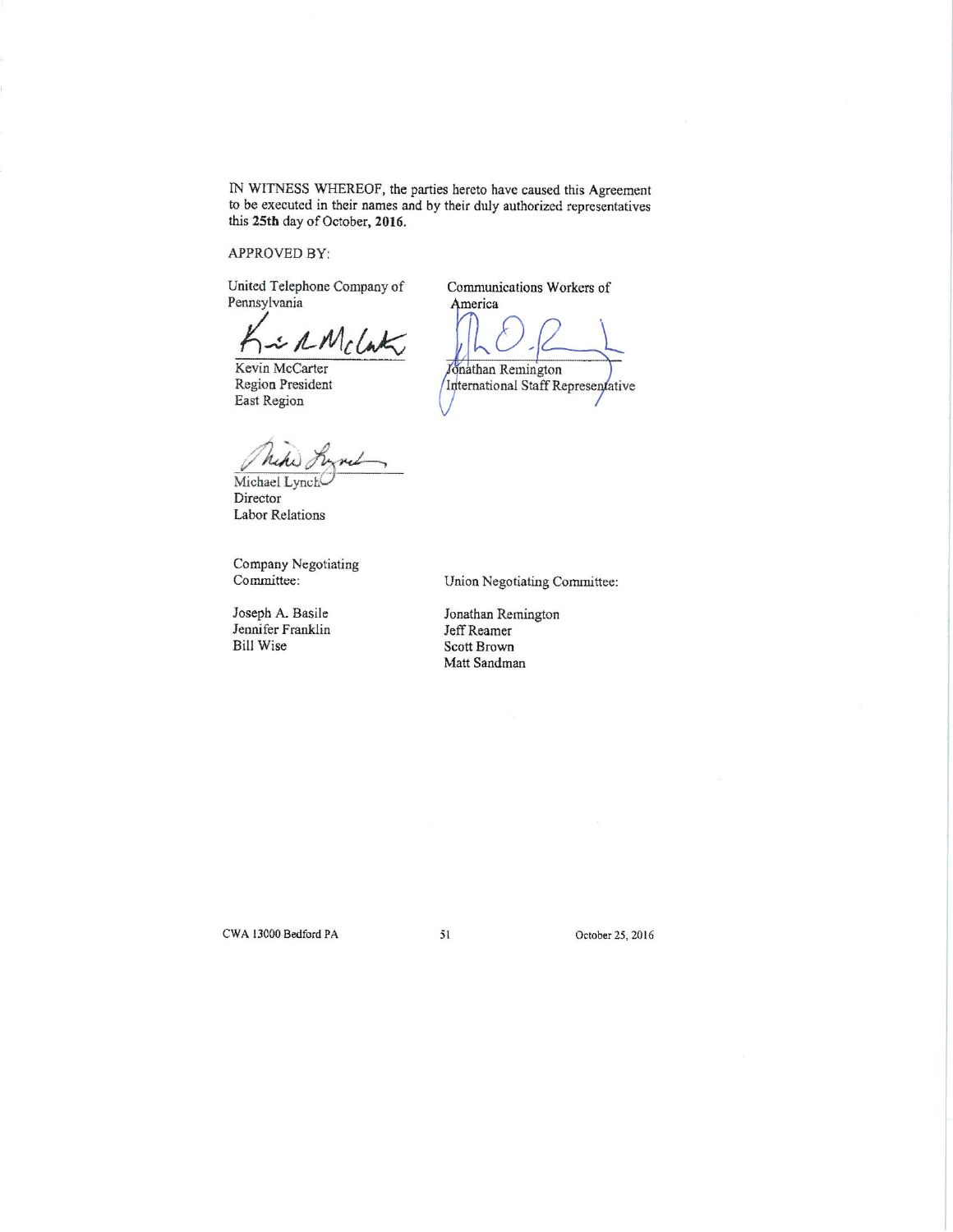IN WITNESS WHEREOF, the parties hereto have caused this Agreement to be executed in their names and by their duly authorized representatives this **25th** day of October, **2016.**

APPROVED BY:

United Telephone Company of Pennsylvania

Kevin McCarter
Region President
East Region

Michael Lynch
Director
Labor Relations

Communications Workers of America

Jonathan Remington
International Staff Representative

Company Negotiating Committee:

Joseph A. Basile
Jennifer Franklin
Bill Wise

Union Negotiating Committee:

Jonathan Remington
Jeff Reamer
Scott Brown
Matt Sandman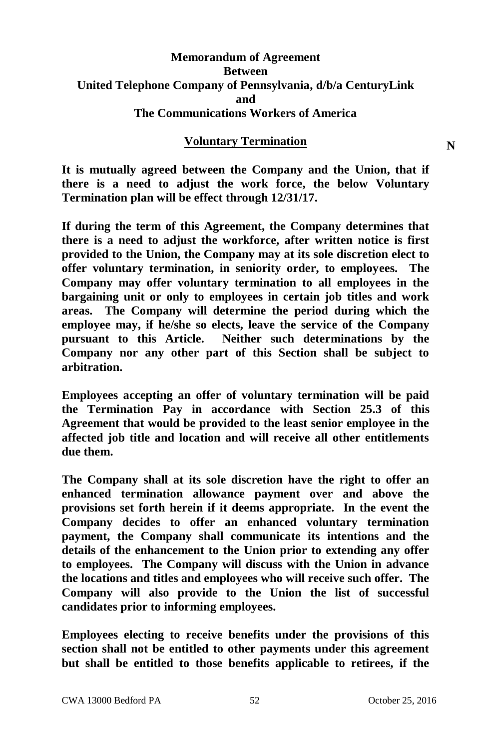**Memorandum of Agreement**
**Between**
**United Telephone Company of Pennsylvania, d/b/a CenturyLink**
**and**
**The Communications Workers of America**

**Voluntary Termination**

N

**It is mutually agreed between the Company and the Union, that if there is a need to adjust the work force, the below Voluntary Termination plan will be effect through 12/31/17.**

**If during the term of this Agreement, the Company determines that there is a need to adjust the workforce, after written notice is first provided to the Union, the Company may at its sole discretion elect to offer voluntary termination, in seniority order, to employees. The Company may offer voluntary termination to all employees in the bargaining unit or only to employees in certain job titles and work areas. The Company will determine the period during which the employee may, if he/she so elects, leave the service of the Company pursuant to this Article. Neither such determinations by the Company nor any other part of this Section shall be subject to arbitration.**

**Employees accepting an offer of voluntary termination will be paid the Termination Pay in accordance with Section 25.3 of this Agreement that would be provided to the least senior employee in the affected job title and location and will receive all other entitlements due them.**

**The Company shall at its sole discretion have the right to offer an enhanced termination allowance payment over and above the provisions set forth herein if it deems appropriate. In the event the Company decides to offer an enhanced voluntary termination payment, the Company shall communicate its intentions and the details of the enhancement to the Union prior to extending any offer to employees. The Company will discuss with the Union in advance the locations and titles and employees who will receive such offer. The Company will also provide to the Union the list of successful candidates prior to informing employees.**

**Employees electing to receive benefits under the provisions of this section shall not be entitled to other payments under this agreement but shall be entitled to those benefits applicable to retirees, if the**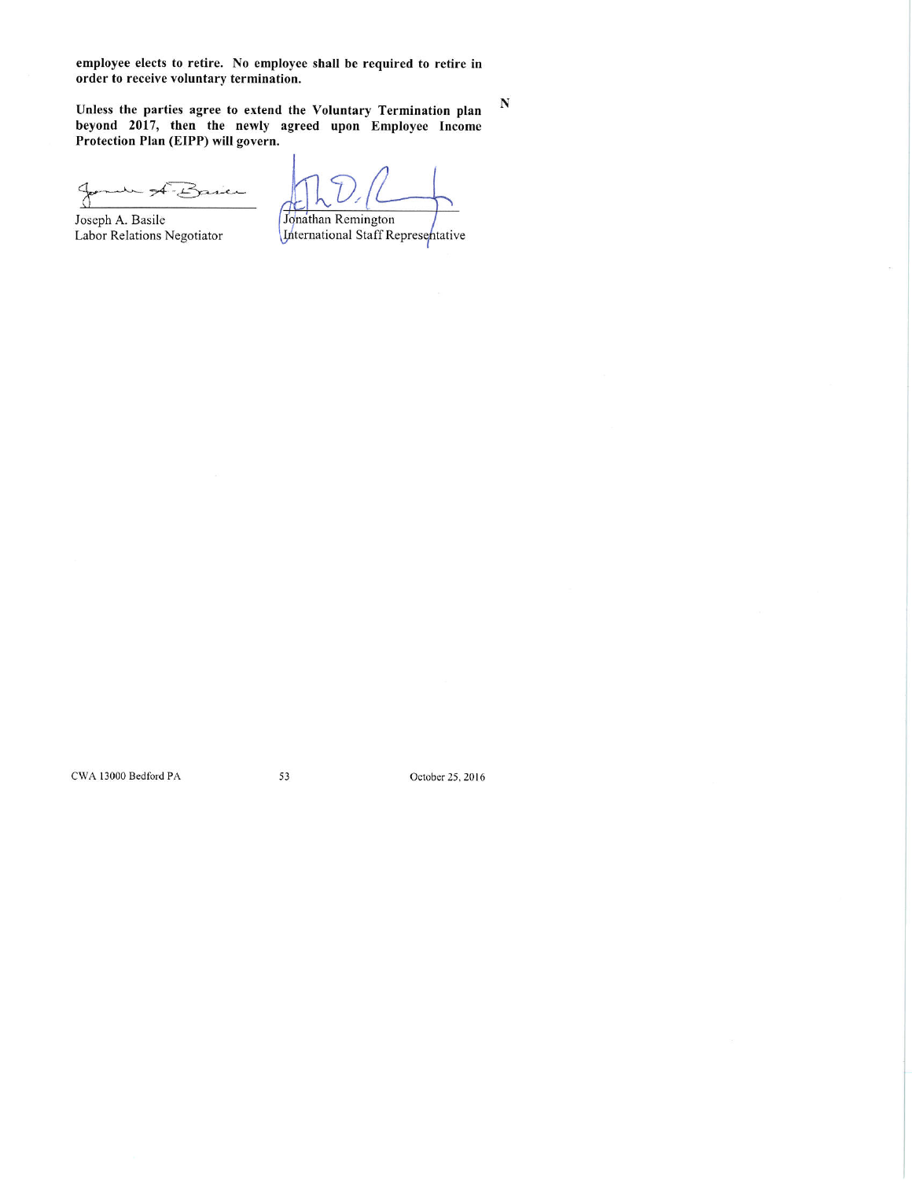**employee elects to retire. No employee shall be required to retire in order to receive voluntary termination.**

**Unless the parties agree to extend the Voluntary Termination plan beyond 2017, then the newly agreed upon Employee Income Protection Plan (EIPP) will govern.** N

| | |
|---|---|
| Joseph A. Basile | Jonathan Remington |
| Labor Relations Negotiator | International Staff Representative |

CWA 13000 Bedford PA October 25, 2016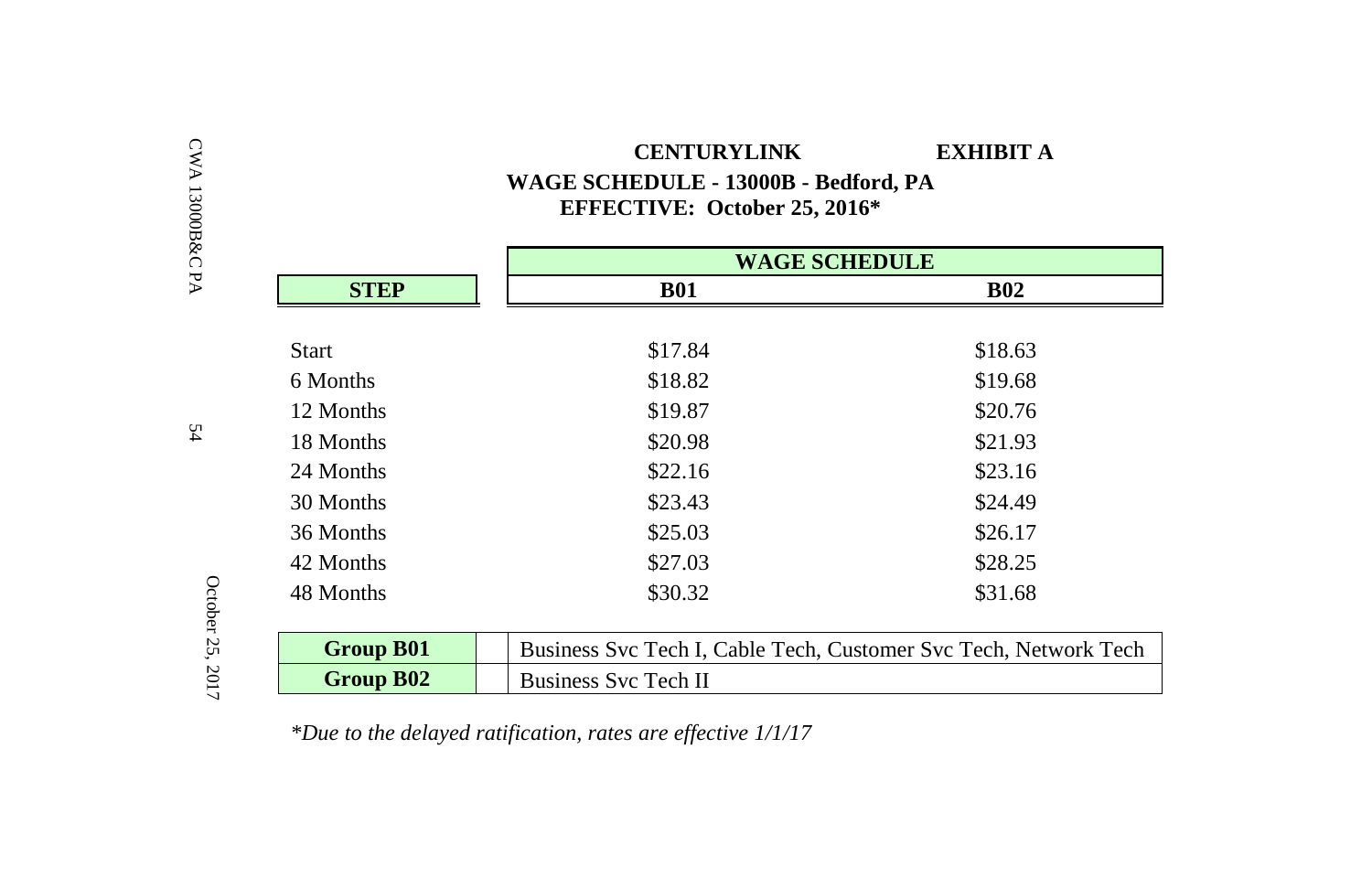**CENTURYLINK** **EXHIBIT A**

**WAGE SCHEDULE - 13000B - Bedford, PA**

**EFFECTIVE: October 25, 2016***

| STEP | WAGE SCHEDULE | |
|---|---|---|
| | **B01** | **B02** |
| Start | $17.84 | $18.63 |
| 6 Months | $18.82 | $19.68 |
| 12 Months | $19.87 | $20.76 |
| 18 Months | $20.98 | $21.93 |
| 24 Months | $22.16 | $23.16 |
| 30 Months | $23.43 | $24.49 |
| 36 Months | $25.03 | $26.17 |
| 42 Months | $27.03 | $28.25 |
| 48 Months | $30.32 | $31.68 |

| Group | Titles |
|---|---|
| **Group B01** | Business Svc Tech I, Cable Tech, Customer Svc Tech, Network Tech |
| **Group B02** | Business Svc Tech II |

*\*Due to the delayed ratification, rates are effective 1/1/17*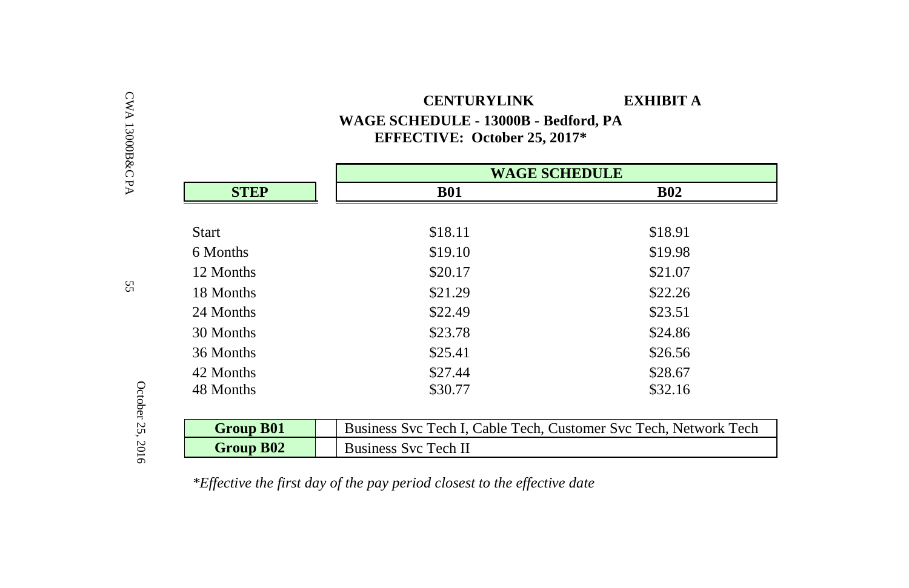# CENTURYLINK EXHIBIT A

## WAGE SCHEDULE - 13000B - Bedford, PA

### EFFECTIVE: October 25, 2017*

| STEP | WAGE SCHEDULE | |
|---|---|---|
| | **B01** | **B02** |
| Start | $18.11 | $18.91 |
| 6 Months | $19.10 | $19.98 |
| 12 Months | $20.17 | $21.07 |
| 18 Months | $21.29 | $22.26 |
| 24 Months | $22.49 | $23.51 |
| 30 Months | $23.78 | $24.86 |
| 36 Months | $25.41 | $26.56 |
| 42 Months | $27.44 | $28.67 |
| 48 Months | $30.77 | $32.16 |

| Group | Titles |
|---|---|
| **Group B01** | Business Svc Tech I, Cable Tech, Customer Svc Tech, Network Tech |
| **Group B02** | Business Svc Tech II |

*\*Effective the first day of the pay period closest to the effective date*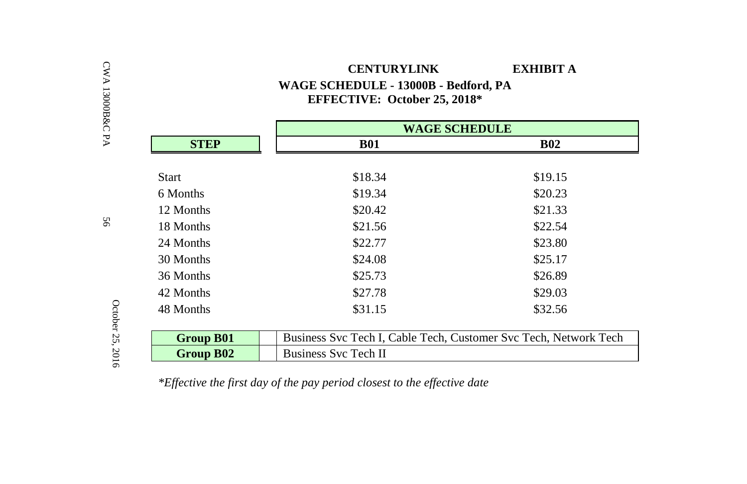**CENTURYLINK** **EXHIBIT A**

**WAGE SCHEDULE - 13000B - Bedford, PA**

**EFFECTIVE: October 25, 2018***

| STEP | WAGE SCHEDULE | |
|---|---|---|
| | **B01** | **B02** |
| Start | $18.34 | $19.15 |
| 6 Months | $19.34 | $20.23 |
| 12 Months | $20.42 | $21.33 |
| 18 Months | $21.56 | $22.54 |
| 24 Months | $22.77 | $23.80 |
| 30 Months | $24.08 | $25.17 |
| 36 Months | $25.73 | $26.89 |
| 42 Months | $27.78 | $29.03 |
| 48 Months | $31.15 | $32.56 |

| Group | Titles |
|---|---|
| **Group B01** | Business Svc Tech I, Cable Tech, Customer Svc Tech, Network Tech |
| **Group B02** | Business Svc Tech II |

*\*Effective the first day of the pay period closest to the effective date*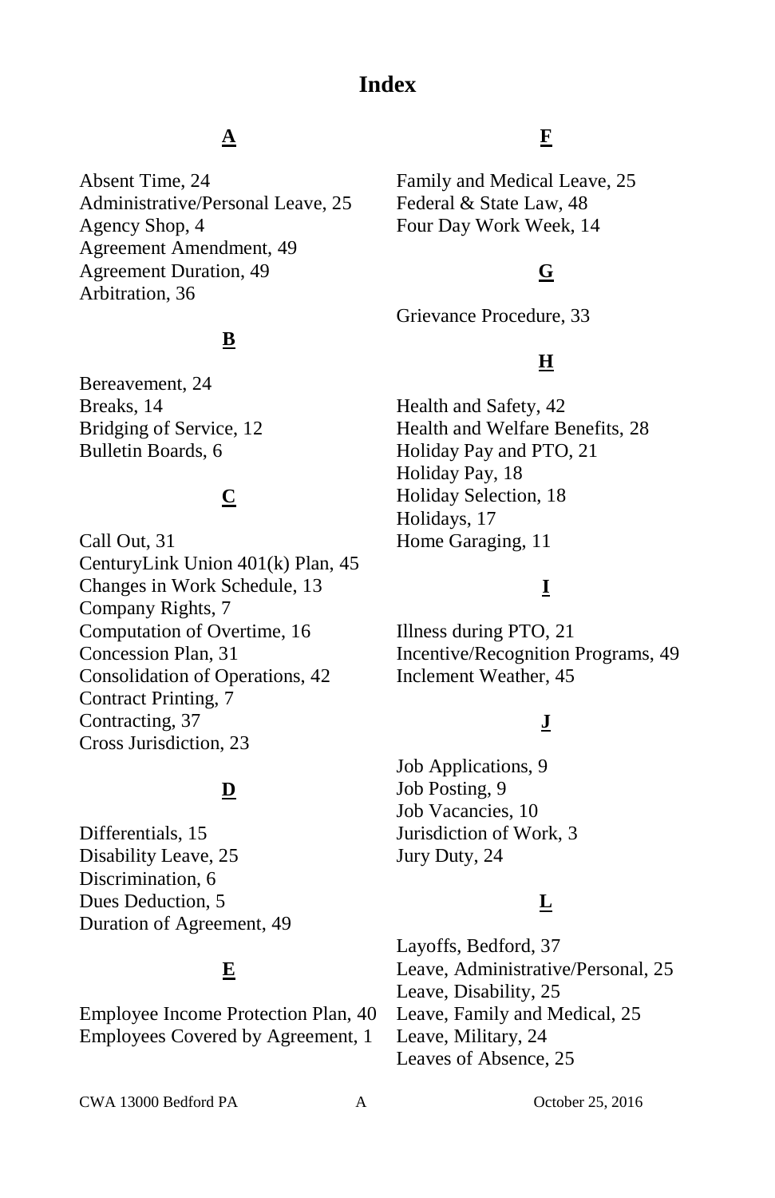# Index

**A**

Absent Time, 24
Administrative/Personal Leave, 25
Agency Shop, 4
Agreement Amendment, 49
Agreement Duration, 49
Arbitration, 36

**B**

Bereavement, 24
Breaks, 14
Bridging of Service, 12
Bulletin Boards, 6

**C**

Call Out, 31
CenturyLink Union 401(k) Plan, 45
Changes in Work Schedule, 13
Company Rights, 7
Computation of Overtime, 16
Concession Plan, 31
Consolidation of Operations, 42
Contract Printing, 7
Contracting, 37
Cross Jurisdiction, 23

**D**

Differentials, 15
Disability Leave, 25
Discrimination, 6
Dues Deduction, 5
Duration of Agreement, 49

**E**

Employee Income Protection Plan, 40
Employees Covered by Agreement, 1

**F**

Family and Medical Leave, 25
Federal & State Law, 48
Four Day Work Week, 14

**G**

Grievance Procedure, 33

**H**

Health and Safety, 42
Health and Welfare Benefits, 28
Holiday Pay and PTO, 21
Holiday Pay, 18
Holiday Selection, 18
Holidays, 17
Home Garaging, 11

**I**

Illness during PTO, 21
Incentive/Recognition Programs, 49
Inclement Weather, 45

**J**

Job Applications, 9
Job Posting, 9
Job Vacancies, 10
Jurisdiction of Work, 3
Jury Duty, 24

**L**

Layoffs, Bedford, 37
Leave, Administrative/Personal, 25
Leave, Disability, 25
Leave, Family and Medical, 25
Leave, Military, 24
Leaves of Absence, 25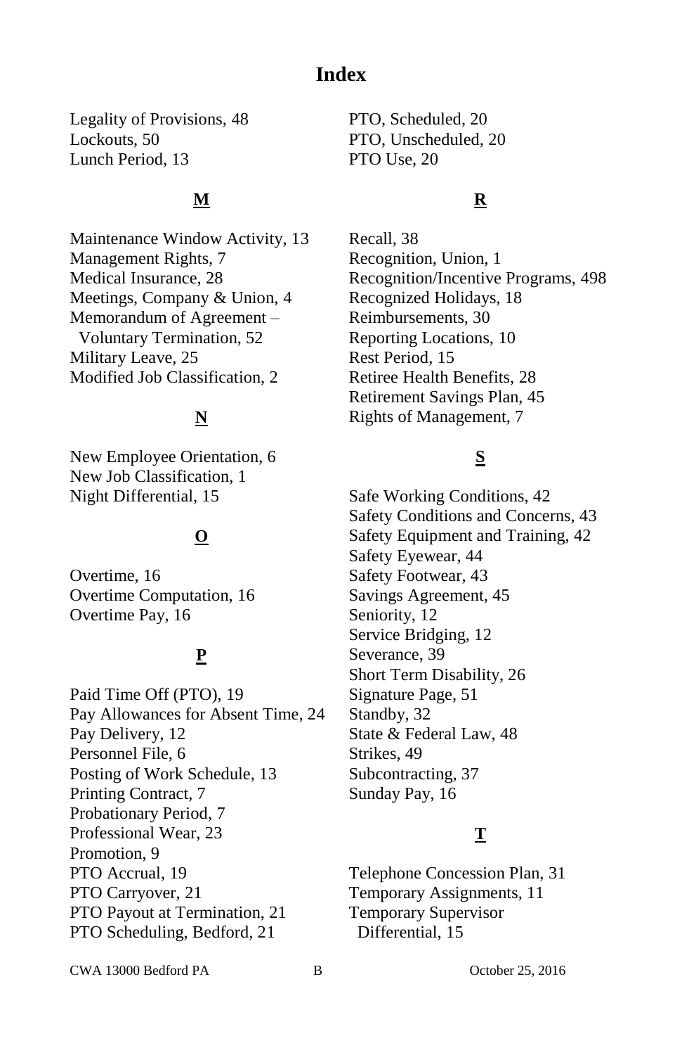# Index

Legality of Provisions, 48
Lockouts, 50
Lunch Period, 13

**M**

Maintenance Window Activity, 13
Management Rights, 7
Medical Insurance, 28
Meetings, Company & Union, 4
Memorandum of Agreement – Voluntary Termination, 52
Military Leave, 25
Modified Job Classification, 2

**N**

New Employee Orientation, 6
New Job Classification, 1
Night Differential, 15

**O**

Overtime, 16
Overtime Computation, 16
Overtime Pay, 16

**P**

Paid Time Off (PTO), 19
Pay Allowances for Absent Time, 24
Pay Delivery, 12
Personnel File, 6
Posting of Work Schedule, 13
Printing Contract, 7
Probationary Period, 7
Professional Wear, 23
Promotion, 9
PTO Accrual, 19
PTO Carryover, 21
PTO Payout at Termination, 21
PTO Scheduling, Bedford, 21
PTO, Scheduled, 20
PTO, Unscheduled, 20
PTO Use, 20

**R**

Recall, 38
Recognition, Union, 1
Recognition/Incentive Programs, 498
Recognized Holidays, 18
Reimbursements, 30
Reporting Locations, 10
Rest Period, 15
Retiree Health Benefits, 28
Retirement Savings Plan, 45
Rights of Management, 7

**S**

Safe Working Conditions, 42
Safety Conditions and Concerns, 43
Safety Equipment and Training, 42
Safety Eyewear, 44
Safety Footwear, 43
Savings Agreement, 45
Seniority, 12
Service Bridging, 12
Severance, 39
Short Term Disability, 26
Signature Page, 51
Standby, 32
State & Federal Law, 48
Strikes, 49
Subcontracting, 37
Sunday Pay, 16

**T**

Telephone Concession Plan, 31
Temporary Assignments, 11
Temporary Supervisor Differential, 15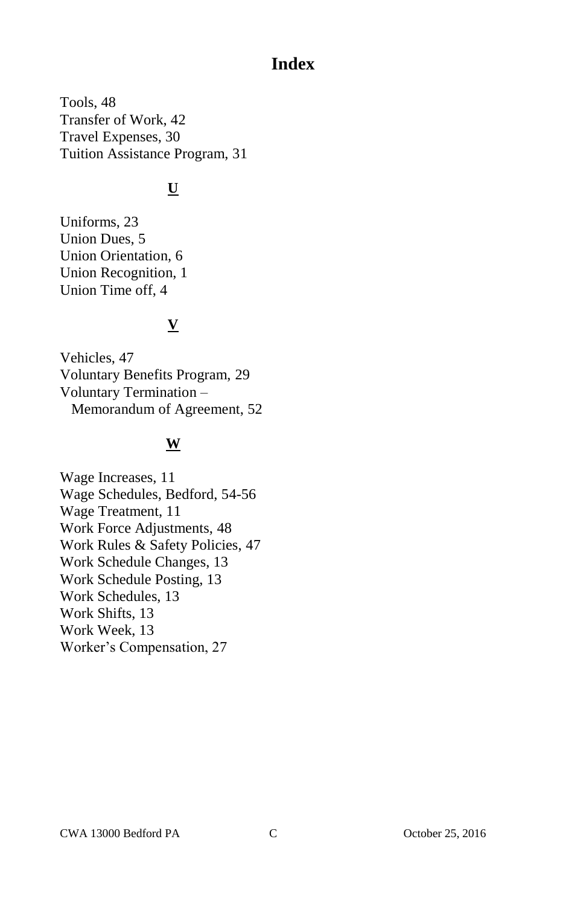# Index

Tools, 48
Transfer of Work, 42
Travel Expenses, 30
Tuition Assistance Program, 31

**U**

Uniforms, 23
Union Dues, 5
Union Orientation, 6
Union Recognition, 1
Union Time off, 4

**V**

Vehicles, 47
Voluntary Benefits Program, 29
Voluntary Termination –
  Memorandum of Agreement, 52

**W**

Wage Increases, 11
Wage Schedules, Bedford, 54-56
Wage Treatment, 11
Work Force Adjustments, 48
Work Rules & Safety Policies, 47
Work Schedule Changes, 13
Work Schedule Posting, 13
Work Schedules, 13
Work Shifts, 13
Work Week, 13
Worker's Compensation, 27